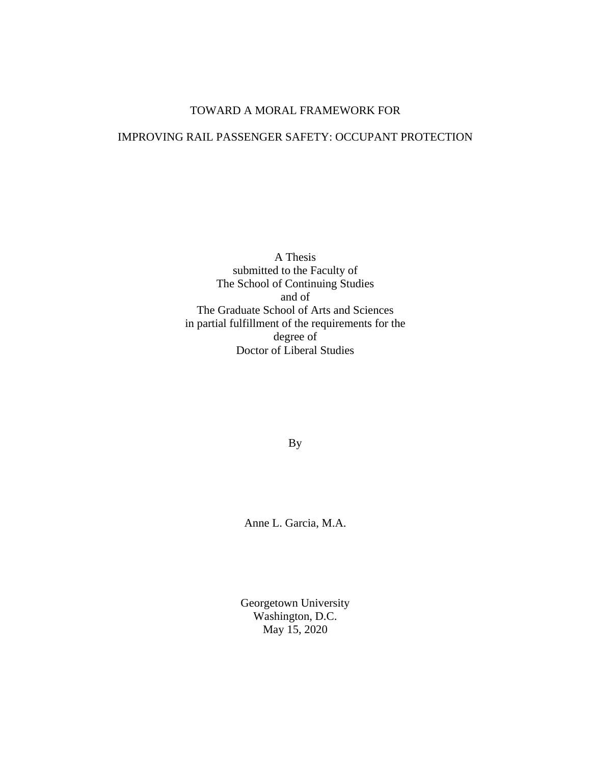# TOWARD A MORAL FRAMEWORK FOR

# IMPROVING RAIL PASSENGER SAFETY: OCCUPANT PROTECTION

A Thesis
submitted to the Faculty of
The School of Continuing Studies
and of
The Graduate School of Arts and Sciences
in partial fulfillment of the requirements for the
degree of
Doctor of Liberal Studies

By

Anne L. Garcia, M.A.

Georgetown University
Washington, D.C.
May 15, 2020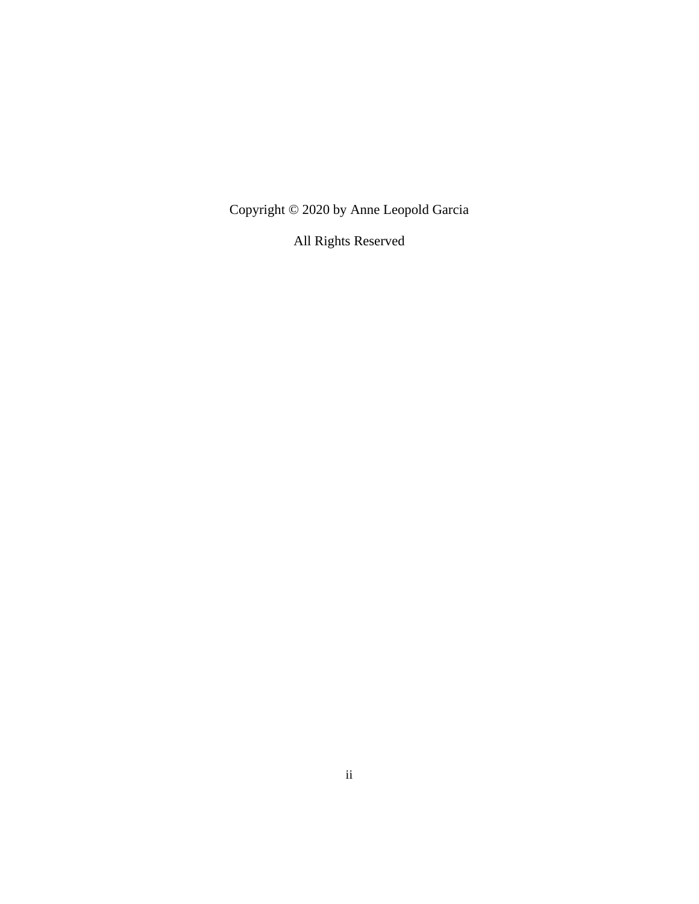Copyright © 2020 by Anne Leopold Garcia

All Rights Reserved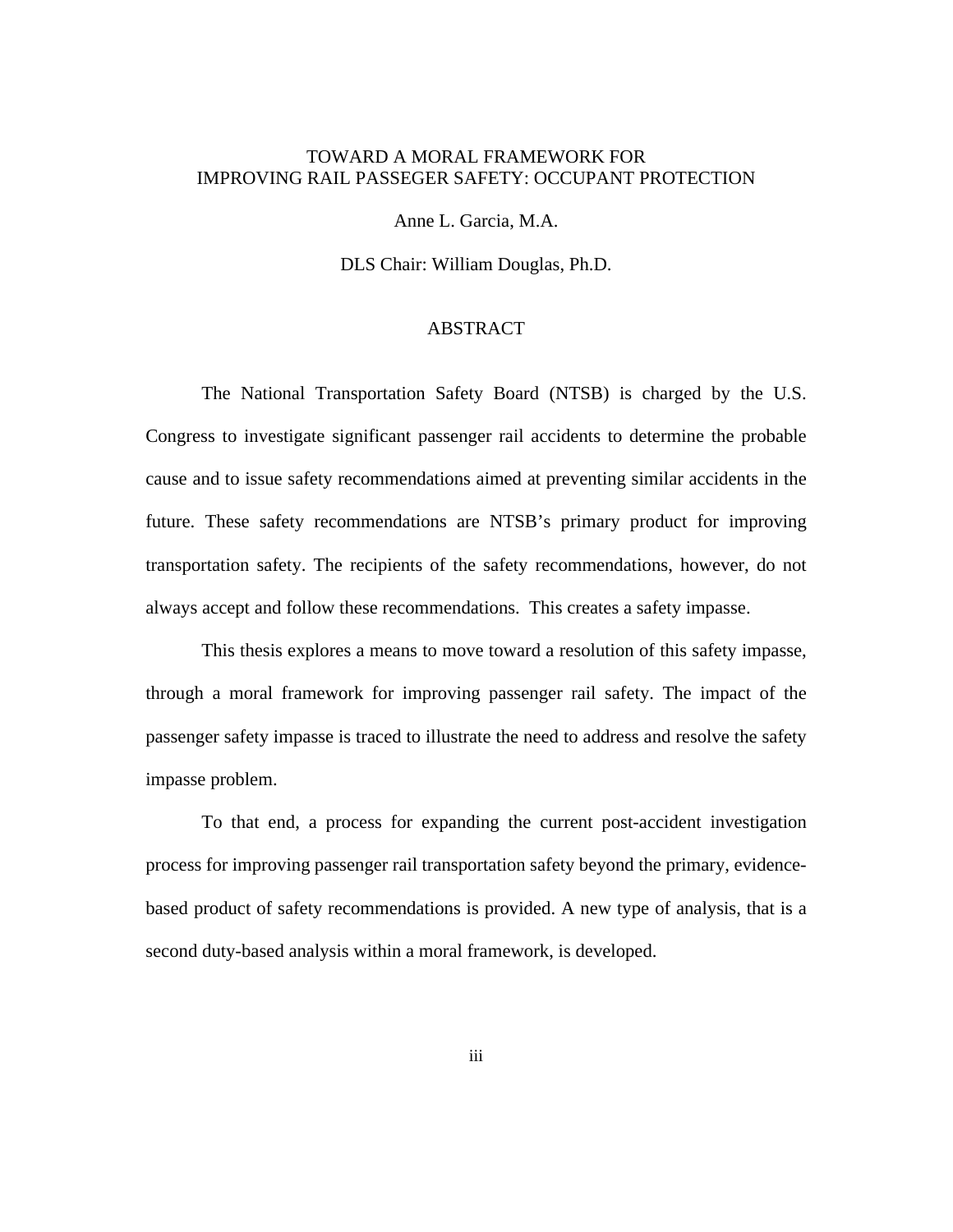# TOWARD A MORAL FRAMEWORK FOR IMPROVING RAIL PASSEGER SAFETY: OCCUPANT PROTECTION

Anne L. Garcia, M.A.

DLS Chair: William Douglas, Ph.D.

## ABSTRACT

The National Transportation Safety Board (NTSB) is charged by the U.S. Congress to investigate significant passenger rail accidents to determine the probable cause and to issue safety recommendations aimed at preventing similar accidents in the future. These safety recommendations are NTSB's primary product for improving transportation safety. The recipients of the safety recommendations, however, do not always accept and follow these recommendations. This creates a safety impasse.

This thesis explores a means to move toward a resolution of this safety impasse, through a moral framework for improving passenger rail safety. The impact of the passenger safety impasse is traced to illustrate the need to address and resolve the safety impasse problem.

To that end, a process for expanding the current post-accident investigation process for improving passenger rail transportation safety beyond the primary, evidence-based product of safety recommendations is provided. A new type of analysis, that is a second duty-based analysis within a moral framework, is developed.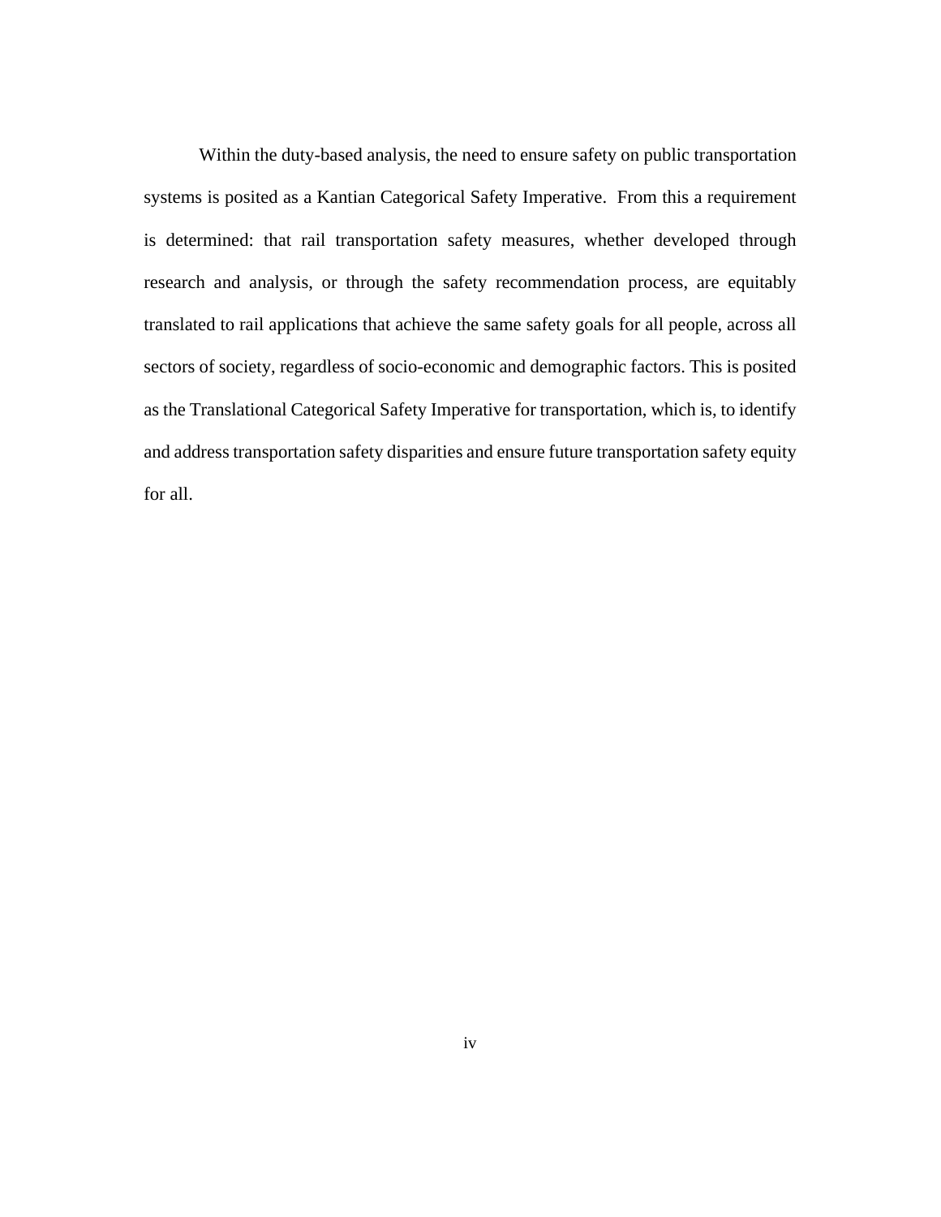Within the duty-based analysis, the need to ensure safety on public transportation systems is posited as a Kantian Categorical Safety Imperative. From this a requirement is determined: that rail transportation safety measures, whether developed through research and analysis, or through the safety recommendation process, are equitably translated to rail applications that achieve the same safety goals for all people, across all sectors of society, regardless of socio-economic and demographic factors. This is posited as the Translational Categorical Safety Imperative for transportation, which is, to identify and address transportation safety disparities and ensure future transportation safety equity for all.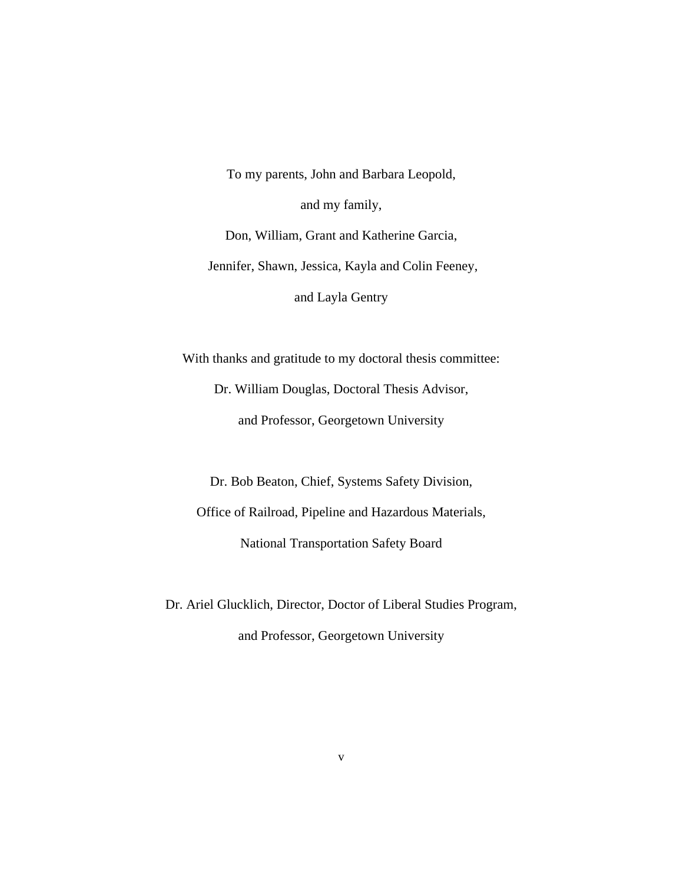To my parents, John and Barbara Leopold,

and my family,

Don, William, Grant and Katherine Garcia,

Jennifer, Shawn, Jessica, Kayla and Colin Feeney,

and Layla Gentry

With thanks and gratitude to my doctoral thesis committee:

Dr. William Douglas, Doctoral Thesis Advisor,

and Professor, Georgetown University

Dr. Bob Beaton, Chief, Systems Safety Division,

Office of Railroad, Pipeline and Hazardous Materials,

National Transportation Safety Board

Dr. Ariel Glucklich, Director, Doctor of Liberal Studies Program,

and Professor, Georgetown University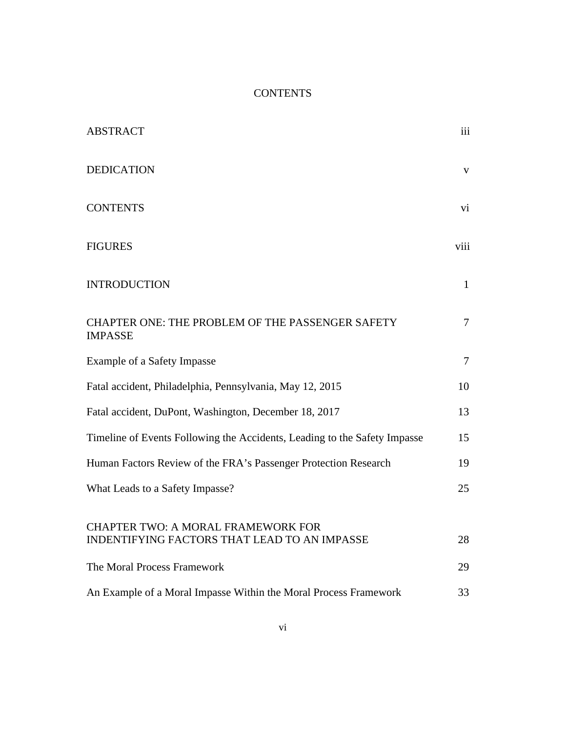# CONTENTS

| | |
|---|---|
| ABSTRACT | iii |
| DEDICATION | v |
| CONTENTS | vi |
| FIGURES | viii |
| INTRODUCTION | 1 |
| CHAPTER ONE: THE PROBLEM OF THE PASSENGER SAFETY IMPASSE | 7 |
| Example of a Safety Impasse | 7 |
| Fatal accident, Philadelphia, Pennsylvania, May 12, 2015 | 10 |
| Fatal accident, DuPont, Washington, December 18, 2017 | 13 |
| Timeline of Events Following the Accidents, Leading to the Safety Impasse | 15 |
| Human Factors Review of the FRA's Passenger Protection Research | 19 |
| What Leads to a Safety Impasse? | 25 |
| CHAPTER TWO: A MORAL FRAMEWORK FOR INDENTIFYING FACTORS THAT LEAD TO AN IMPASSE | 28 |
| The Moral Process Framework | 29 |
| An Example of a Moral Impasse Within the Moral Process Framework | 33 |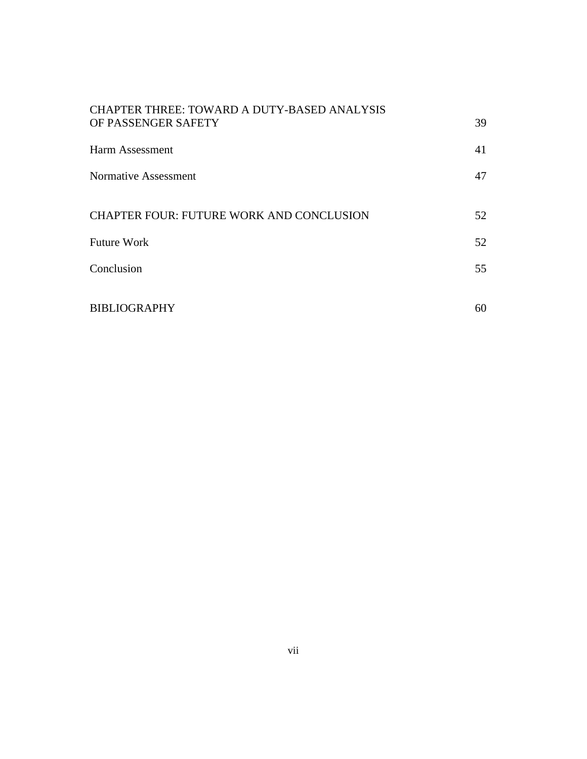| | |
|---|---|
| CHAPTER THREE: TOWARD A DUTY-BASED ANALYSIS OF PASSENGER SAFETY | 39 |
| Harm Assessment | 41 |
| Normative Assessment | 47 |
| CHAPTER FOUR: FUTURE WORK AND CONCLUSION | 52 |
| Future Work | 52 |
| Conclusion | 55 |
| BIBLIOGRAPHY | 60 |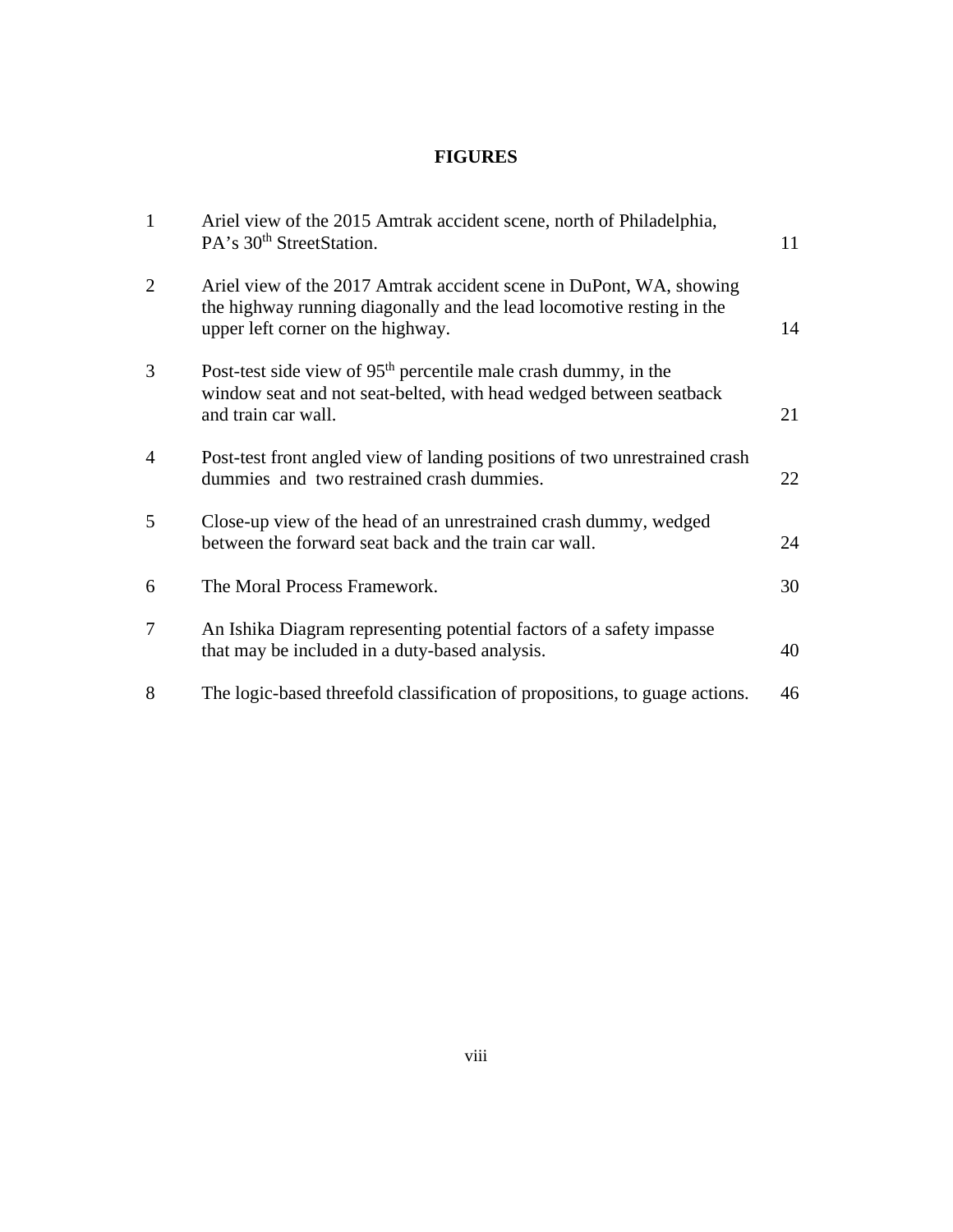# FIGURES

| | | |
|---|---|---|
| 1 | Ariel view of the 2015 Amtrak accident scene, north of Philadelphia, PA's 30th StreetStation. | 11 |
| 2 | Ariel view of the 2017 Amtrak accident scene in DuPont, WA, showing the highway running diagonally and the lead locomotive resting in the upper left corner on the highway. | 14 |
| 3 | Post-test side view of 95th percentile male crash dummy, in the window seat and not seat-belted, with head wedged between seatback and train car wall. | 21 |
| 4 | Post-test front angled view of landing positions of two unrestrained crash dummies and two restrained crash dummies. | 22 |
| 5 | Close-up view of the head of an unrestrained crash dummy, wedged between the forward seat back and the train car wall. | 24 |
| 6 | The Moral Process Framework. | 30 |
| 7 | An Ishika Diagram representing potential factors of a safety impasse that may be included in a duty-based analysis. | 40 |
| 8 | The logic-based threefold classification of propositions, to guage actions. | 46 |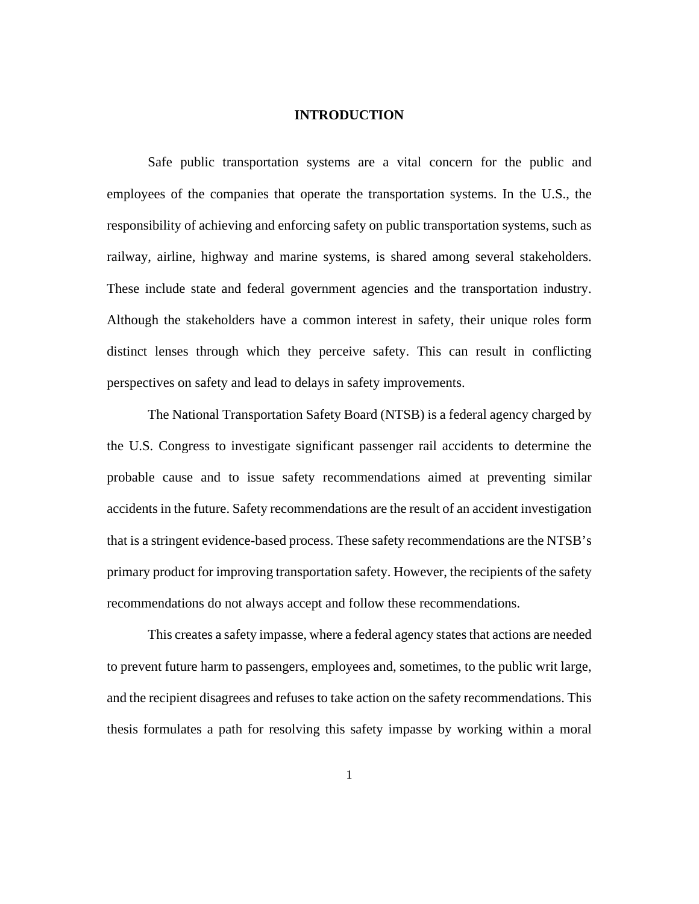# INTRODUCTION

Safe public transportation systems are a vital concern for the public and employees of the companies that operate the transportation systems. In the U.S., the responsibility of achieving and enforcing safety on public transportation systems, such as railway, airline, highway and marine systems, is shared among several stakeholders. These include state and federal government agencies and the transportation industry. Although the stakeholders have a common interest in safety, their unique roles form distinct lenses through which they perceive safety. This can result in conflicting perspectives on safety and lead to delays in safety improvements.

The National Transportation Safety Board (NTSB) is a federal agency charged by the U.S. Congress to investigate significant passenger rail accidents to determine the probable cause and to issue safety recommendations aimed at preventing similar accidents in the future. Safety recommendations are the result of an accident investigation that is a stringent evidence-based process. These safety recommendations are the NTSB's primary product for improving transportation safety. However, the recipients of the safety recommendations do not always accept and follow these recommendations.

This creates a safety impasse, where a federal agency states that actions are needed to prevent future harm to passengers, employees and, sometimes, to the public writ large, and the recipient disagrees and refuses to take action on the safety recommendations. This thesis formulates a path for resolving this safety impasse by working within a moral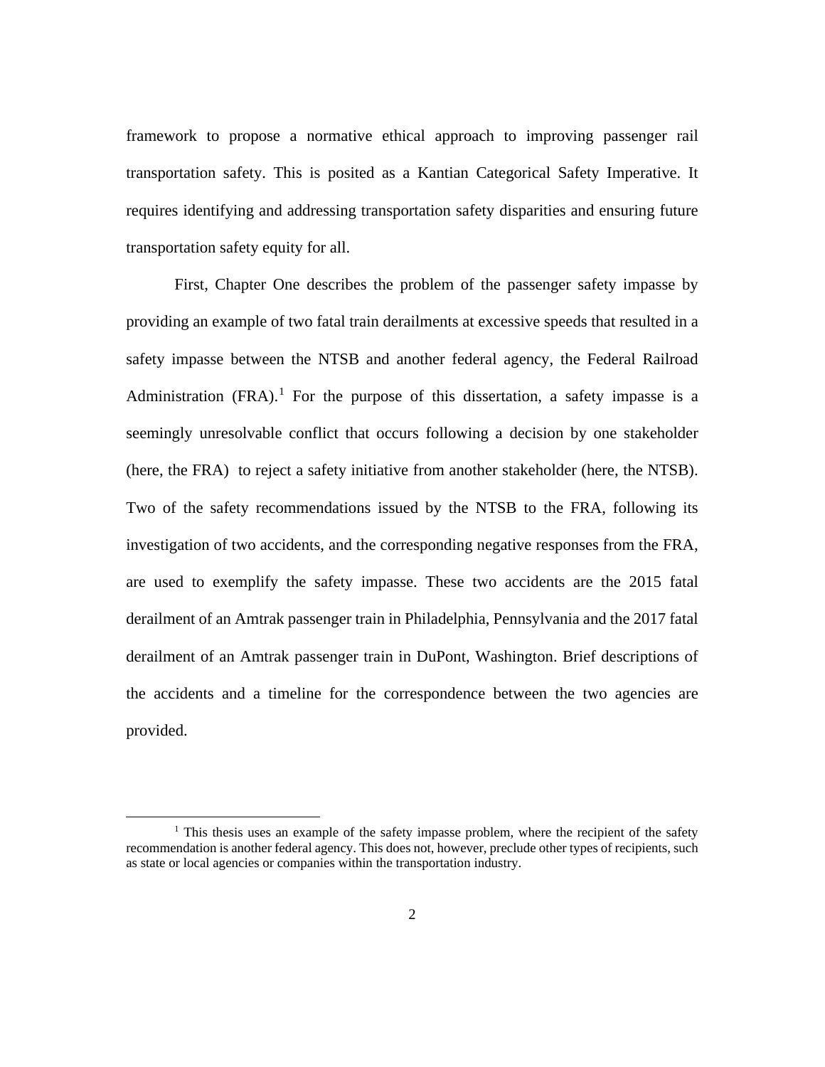framework to propose a normative ethical approach to improving passenger rail transportation safety. This is posited as a Kantian Categorical Safety Imperative. It requires identifying and addressing transportation safety disparities and ensuring future transportation safety equity for all.

First, Chapter One describes the problem of the passenger safety impasse by providing an example of two fatal train derailments at excessive speeds that resulted in a safety impasse between the NTSB and another federal agency, the Federal Railroad Administration (FRA).[1] For the purpose of this dissertation, a safety impasse is a seemingly unresolvable conflict that occurs following a decision by one stakeholder (here, the FRA) to reject a safety initiative from another stakeholder (here, the NTSB). Two of the safety recommendations issued by the NTSB to the FRA, following its investigation of two accidents, and the corresponding negative responses from the FRA, are used to exemplify the safety impasse. These two accidents are the 2015 fatal derailment of an Amtrak passenger train in Philadelphia, Pennsylvania and the 2017 fatal derailment of an Amtrak passenger train in DuPont, Washington. Brief descriptions of the accidents and a timeline for the correspondence between the two agencies are provided.

[1] This thesis uses an example of the safety impasse problem, where the recipient of the safety recommendation is another federal agency. This does not, however, preclude other types of recipients, such as state or local agencies or companies within the transportation industry.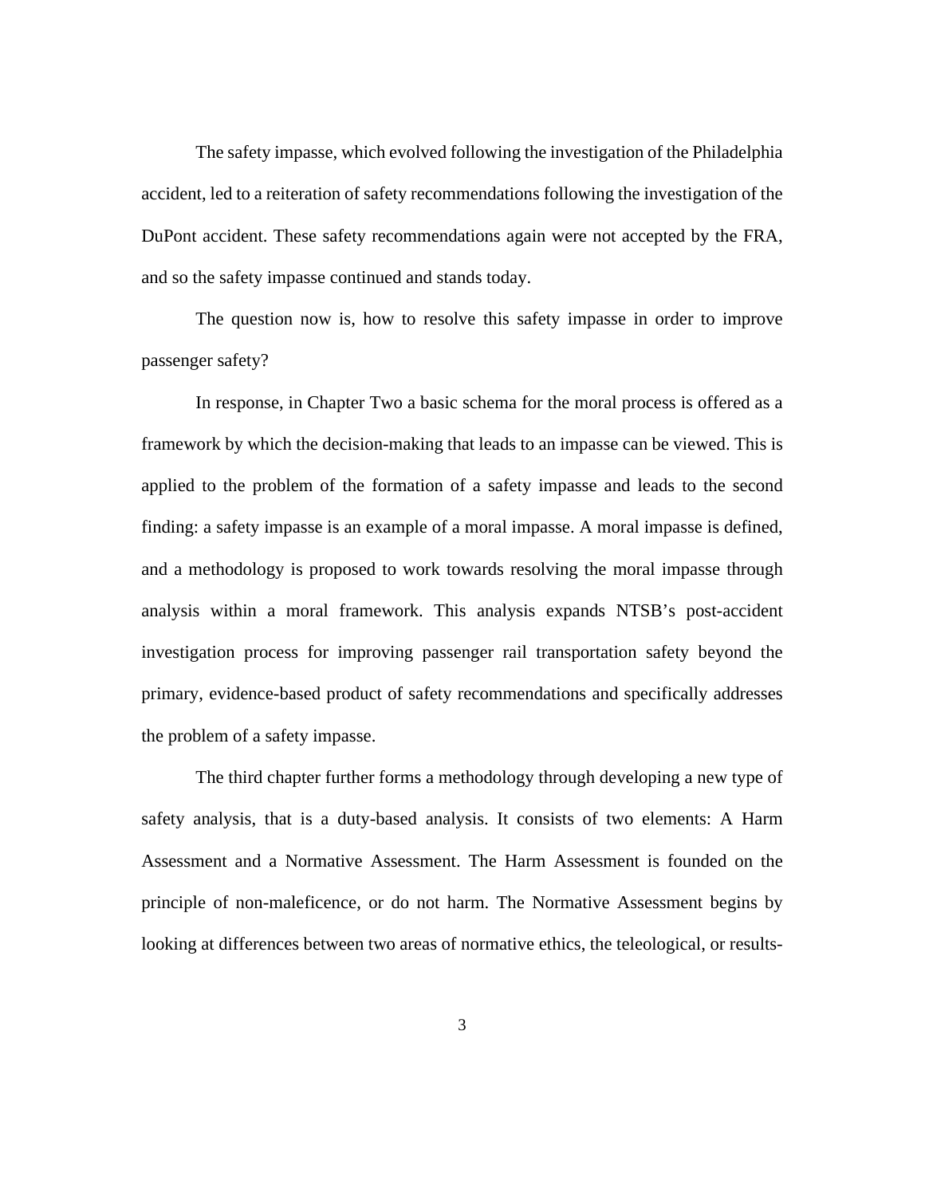The safety impasse, which evolved following the investigation of the Philadelphia accident, led to a reiteration of safety recommendations following the investigation of the DuPont accident. These safety recommendations again were not accepted by the FRA, and so the safety impasse continued and stands today.

The question now is, how to resolve this safety impasse in order to improve passenger safety?

In response, in Chapter Two a basic schema for the moral process is offered as a framework by which the decision-making that leads to an impasse can be viewed. This is applied to the problem of the formation of a safety impasse and leads to the second finding: a safety impasse is an example of a moral impasse. A moral impasse is defined, and a methodology is proposed to work towards resolving the moral impasse through analysis within a moral framework. This analysis expands NTSB's post-accident investigation process for improving passenger rail transportation safety beyond the primary, evidence-based product of safety recommendations and specifically addresses the problem of a safety impasse.

The third chapter further forms a methodology through developing a new type of safety analysis, that is a duty-based analysis. It consists of two elements: A Harm Assessment and a Normative Assessment. The Harm Assessment is founded on the principle of non-maleficence, or do not harm. The Normative Assessment begins by looking at differences between two areas of normative ethics, the teleological, or results-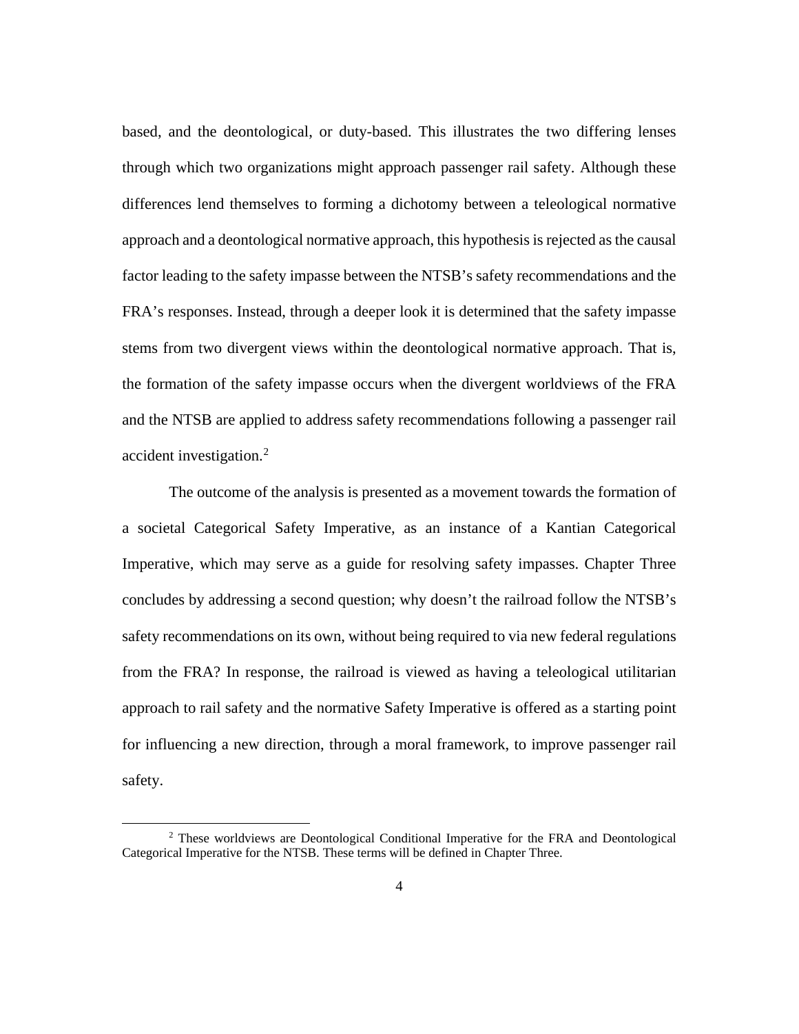based, and the deontological, or duty-based. This illustrates the two differing lenses through which two organizations might approach passenger rail safety. Although these differences lend themselves to forming a dichotomy between a teleological normative approach and a deontological normative approach, this hypothesis is rejected as the causal factor leading to the safety impasse between the NTSB's safety recommendations and the FRA's responses. Instead, through a deeper look it is determined that the safety impasse stems from two divergent views within the deontological normative approach. That is, the formation of the safety impasse occurs when the divergent worldviews of the FRA and the NTSB are applied to address safety recommendations following a passenger rail accident investigation.[2]

The outcome of the analysis is presented as a movement towards the formation of a societal Categorical Safety Imperative, as an instance of a Kantian Categorical Imperative, which may serve as a guide for resolving safety impasses. Chapter Three concludes by addressing a second question; why doesn't the railroad follow the NTSB's safety recommendations on its own, without being required to via new federal regulations from the FRA? In response, the railroad is viewed as having a teleological utilitarian approach to rail safety and the normative Safety Imperative is offered as a starting point for influencing a new direction, through a moral framework, to improve passenger rail safety.

[2] These worldviews are Deontological Conditional Imperative for the FRA and Deontological Categorical Imperative for the NTSB. These terms will be defined in Chapter Three.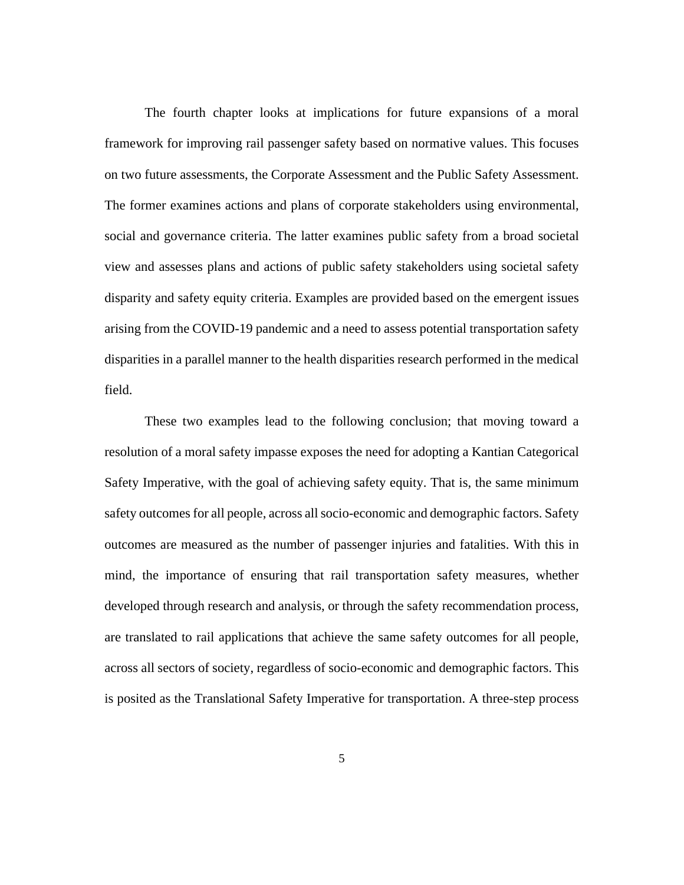The fourth chapter looks at implications for future expansions of a moral framework for improving rail passenger safety based on normative values. This focuses on two future assessments, the Corporate Assessment and the Public Safety Assessment. The former examines actions and plans of corporate stakeholders using environmental, social and governance criteria. The latter examines public safety from a broad societal view and assesses plans and actions of public safety stakeholders using societal safety disparity and safety equity criteria. Examples are provided based on the emergent issues arising from the COVID-19 pandemic and a need to assess potential transportation safety disparities in a parallel manner to the health disparities research performed in the medical field.

These two examples lead to the following conclusion; that moving toward a resolution of a moral safety impasse exposes the need for adopting a Kantian Categorical Safety Imperative, with the goal of achieving safety equity. That is, the same minimum safety outcomes for all people, across all socio-economic and demographic factors. Safety outcomes are measured as the number of passenger injuries and fatalities. With this in mind, the importance of ensuring that rail transportation safety measures, whether developed through research and analysis, or through the safety recommendation process, are translated to rail applications that achieve the same safety outcomes for all people, across all sectors of society, regardless of socio-economic and demographic factors. This is posited as the Translational Safety Imperative for transportation. A three-step process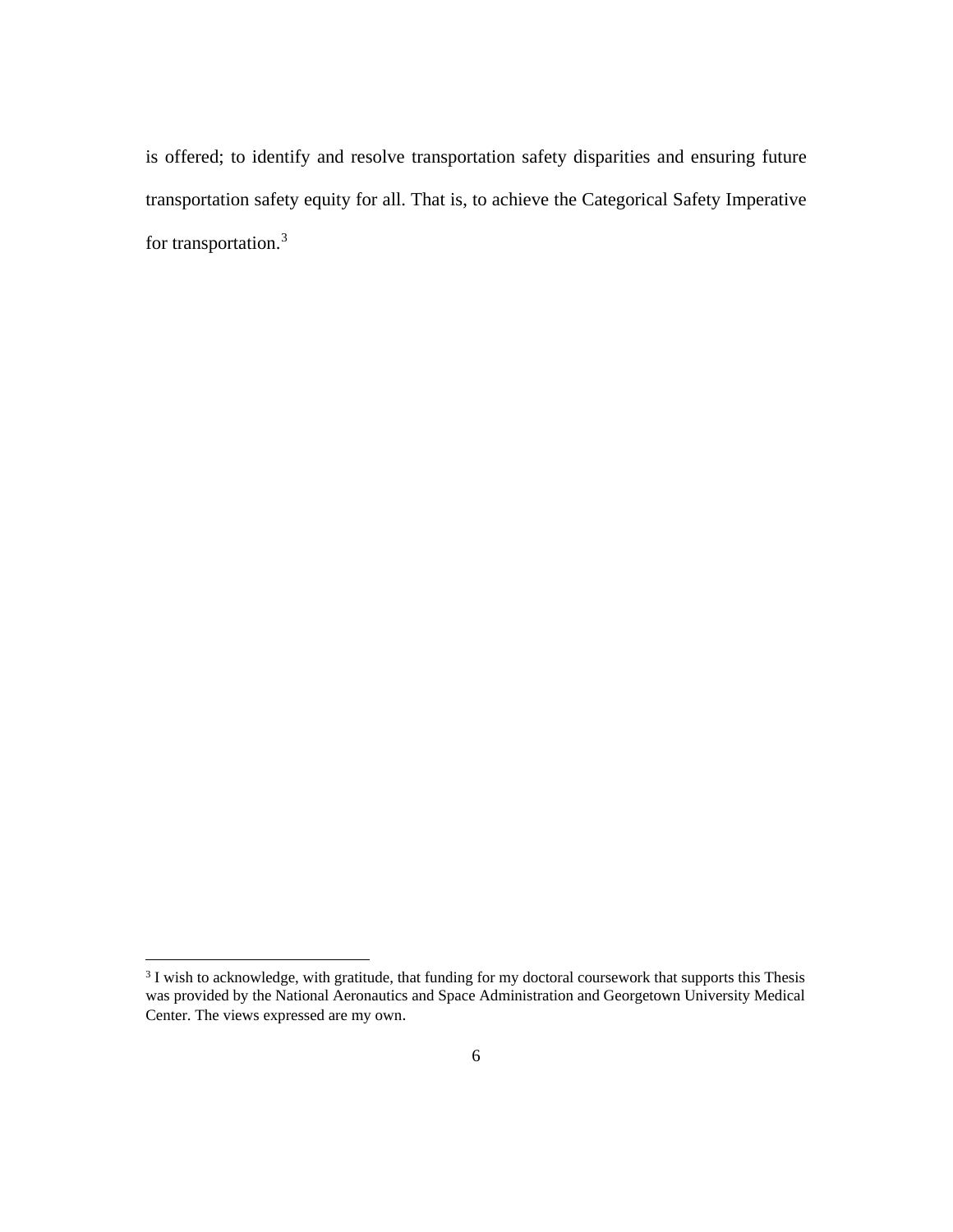is offered; to identify and resolve transportation safety disparities and ensuring future transportation safety equity for all. That is, to achieve the Categorical Safety Imperative for transportation.[3]

[3] I wish to acknowledge, with gratitude, that funding for my doctoral coursework that supports this Thesis was provided by the National Aeronautics and Space Administration and Georgetown University Medical Center. The views expressed are my own.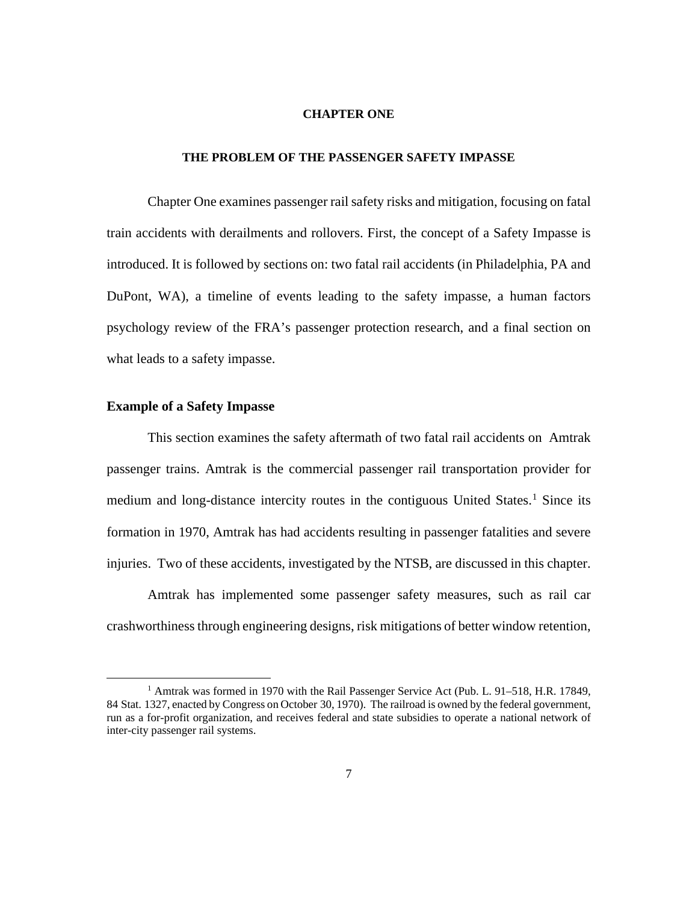# CHAPTER ONE

## THE PROBLEM OF THE PASSENGER SAFETY IMPASSE

Chapter One examines passenger rail safety risks and mitigation, focusing on fatal train accidents with derailments and rollovers. First, the concept of a Safety Impasse is introduced. It is followed by sections on: two fatal rail accidents (in Philadelphia, PA and DuPont, WA), a timeline of events leading to the safety impasse, a human factors psychology review of the FRA's passenger protection research, and a final section on what leads to a safety impasse.

### Example of a Safety Impasse

This section examines the safety aftermath of two fatal rail accidents on Amtrak passenger trains. Amtrak is the commercial passenger rail transportation provider for medium and long-distance intercity routes in the contiguous United States.[1] Since its formation in 1970, Amtrak has had accidents resulting in passenger fatalities and severe injuries. Two of these accidents, investigated by the NTSB, are discussed in this chapter.

Amtrak has implemented some passenger safety measures, such as rail car crashworthiness through engineering designs, risk mitigations of better window retention,

[1] Amtrak was formed in 1970 with the Rail Passenger Service Act (Pub. L. 91–518, H.R. 17849, 84 Stat. 1327, enacted by Congress on October 30, 1970). The railroad is owned by the federal government, run as a for-profit organization, and receives federal and state subsidies to operate a national network of inter-city passenger rail systems.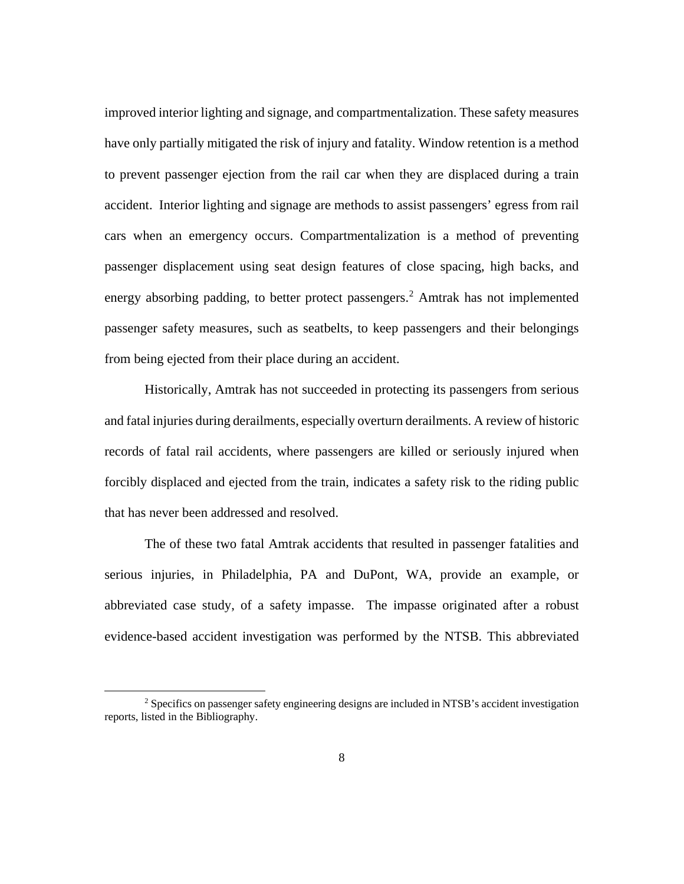improved interior lighting and signage, and compartmentalization. These safety measures have only partially mitigated the risk of injury and fatality. Window retention is a method to prevent passenger ejection from the rail car when they are displaced during a train accident. Interior lighting and signage are methods to assist passengers' egress from rail cars when an emergency occurs. Compartmentalization is a method of preventing passenger displacement using seat design features of close spacing, high backs, and energy absorbing padding, to better protect passengers.[2] Amtrak has not implemented passenger safety measures, such as seatbelts, to keep passengers and their belongings from being ejected from their place during an accident.

Historically, Amtrak has not succeeded in protecting its passengers from serious and fatal injuries during derailments, especially overturn derailments. A review of historic records of fatal rail accidents, where passengers are killed or seriously injured when forcibly displaced and ejected from the train, indicates a safety risk to the riding public that has never been addressed and resolved.

The of these two fatal Amtrak accidents that resulted in passenger fatalities and serious injuries, in Philadelphia, PA and DuPont, WA, provide an example, or abbreviated case study, of a safety impasse. The impasse originated after a robust evidence-based accident investigation was performed by the NTSB. This abbreviated

[2] Specifics on passenger safety engineering designs are included in NTSB's accident investigation reports, listed in the Bibliography.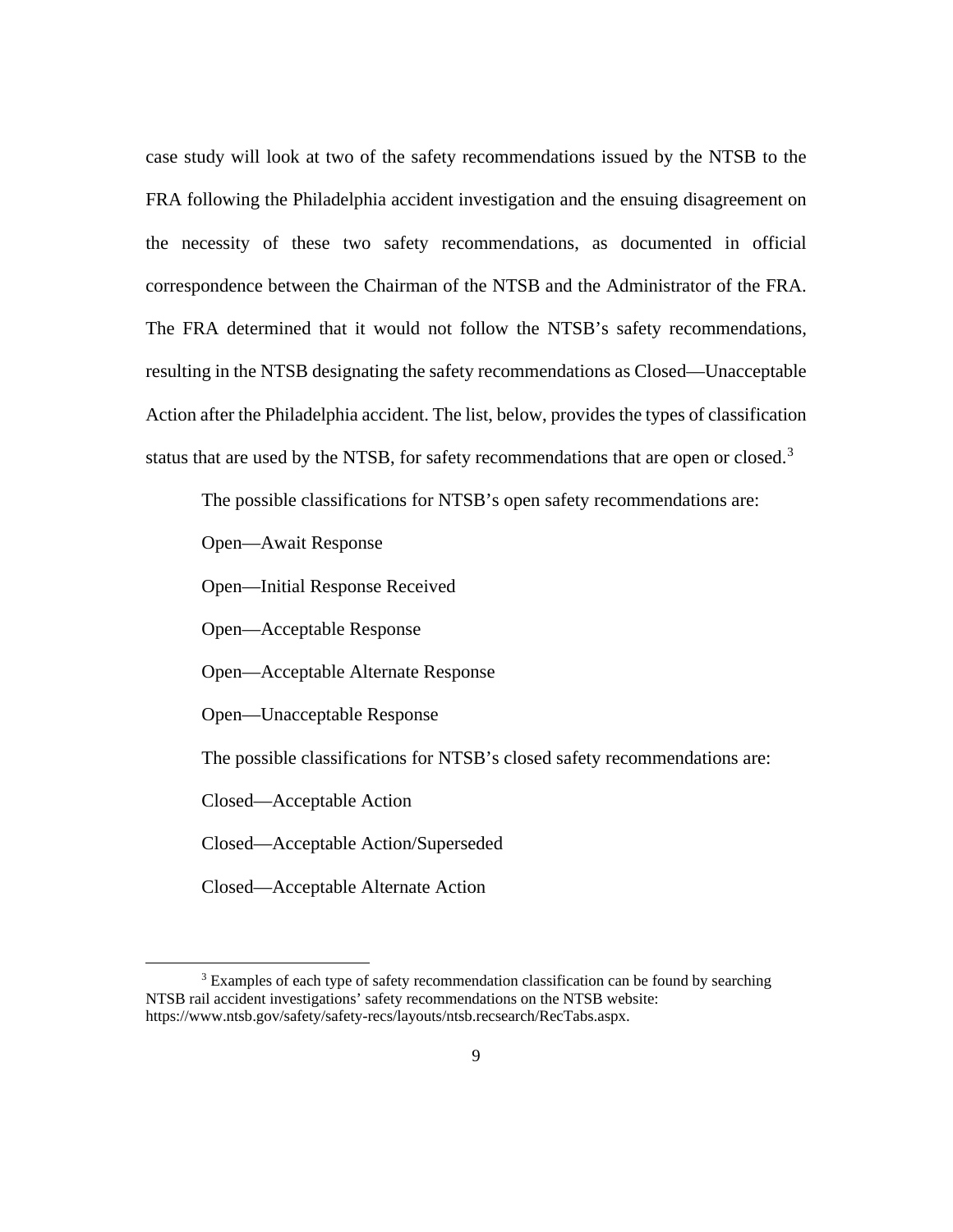case study will look at two of the safety recommendations issued by the NTSB to the FRA following the Philadelphia accident investigation and the ensuing disagreement on the necessity of these two safety recommendations, as documented in official correspondence between the Chairman of the NTSB and the Administrator of the FRA. The FRA determined that it would not follow the NTSB's safety recommendations, resulting in the NTSB designating the safety recommendations as Closed—Unacceptable Action after the Philadelphia accident. The list, below, provides the types of classification status that are used by the NTSB, for safety recommendations that are open or closed.[3]

The possible classifications for NTSB's open safety recommendations are:

Open—Await Response

Open—Initial Response Received

Open—Acceptable Response

Open—Acceptable Alternate Response

Open—Unacceptable Response

The possible classifications for NTSB's closed safety recommendations are:

Closed—Acceptable Action

Closed—Acceptable Action/Superseded

Closed—Acceptable Alternate Action

---

[3] Examples of each type of safety recommendation classification can be found by searching NTSB rail accident investigations' safety recommendations on the NTSB website: https://www.ntsb.gov/safety/safety-recs/layouts/ntsb.recsearch/RecTabs.aspx.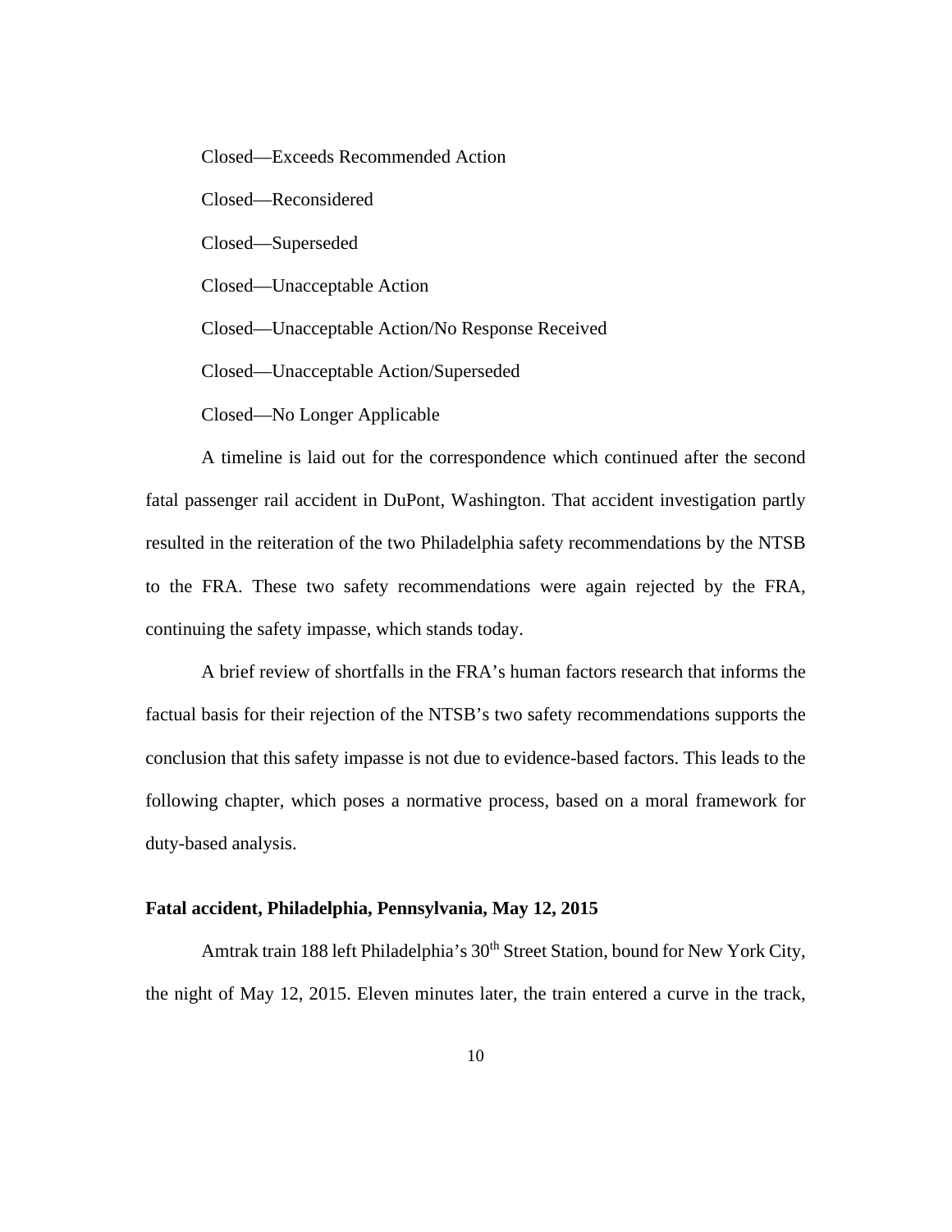Closed—Exceeds Recommended Action

Closed—Reconsidered

Closed—Superseded

Closed—Unacceptable Action

Closed—Unacceptable Action/No Response Received

Closed—Unacceptable Action/Superseded

Closed—No Longer Applicable

A timeline is laid out for the correspondence which continued after the second fatal passenger rail accident in DuPont, Washington. That accident investigation partly resulted in the reiteration of the two Philadelphia safety recommendations by the NTSB to the FRA. These two safety recommendations were again rejected by the FRA, continuing the safety impasse, which stands today.

A brief review of shortfalls in the FRA's human factors research that informs the factual basis for their rejection of the NTSB's two safety recommendations supports the conclusion that this safety impasse is not due to evidence-based factors. This leads to the following chapter, which poses a normative process, based on a moral framework for duty-based analysis.

### Fatal accident, Philadelphia, Pennsylvania, May 12, 2015

Amtrak train 188 left Philadelphia's 30th Street Station, bound for New York City, the night of May 12, 2015. Eleven minutes later, the train entered a curve in the track,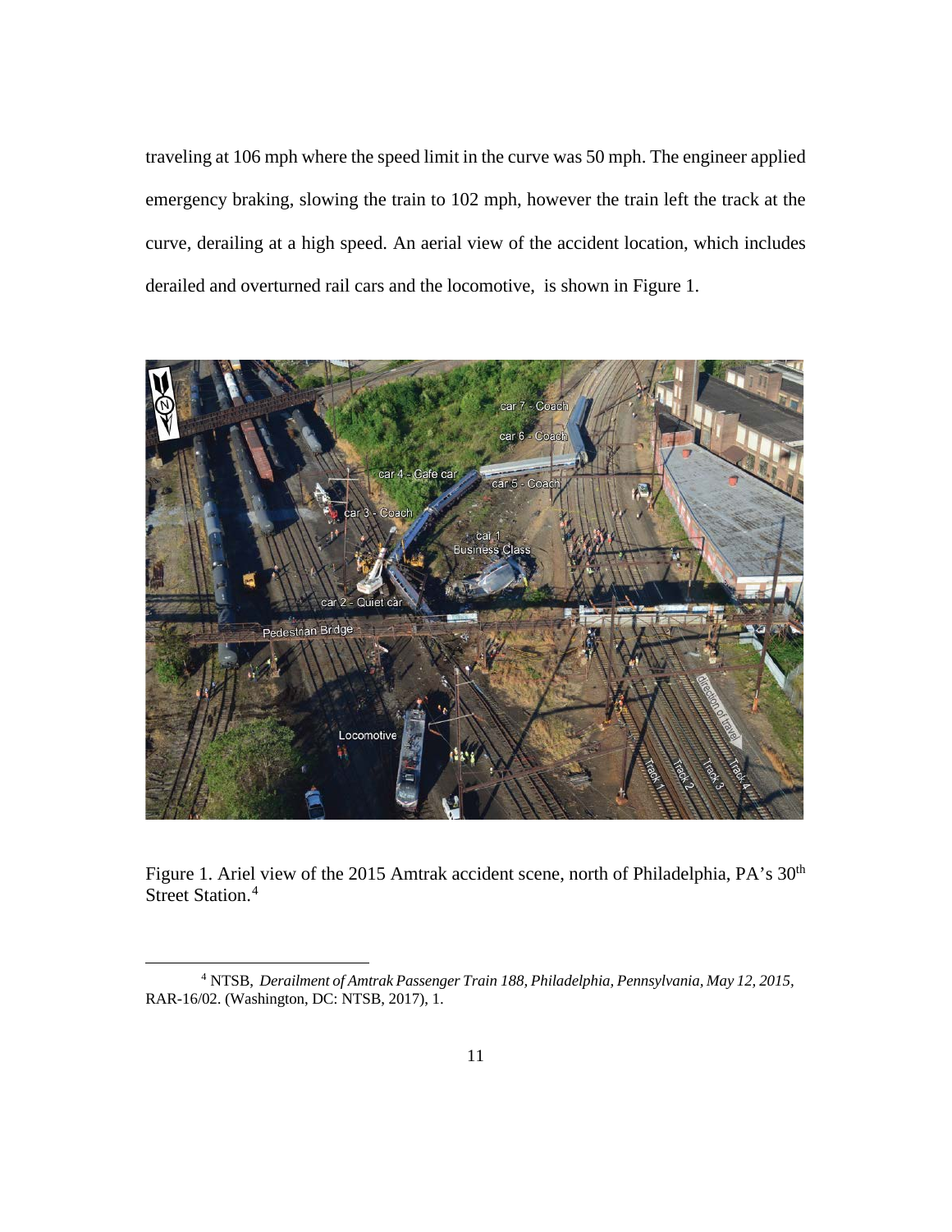traveling at 106 mph where the speed limit in the curve was 50 mph. The engineer applied emergency braking, slowing the train to 102 mph, however the train left the track at the curve, derailing at a high speed. An aerial view of the accident location, which includes derailed and overturned rail cars and the locomotive,  is shown in Figure 1.

Figure 1. Ariel view of the 2015 Amtrak accident scene, north of Philadelphia, PA's 30th Street Station.[4]

[4] NTSB, *Derailment of Amtrak Passenger Train 188, Philadelphia, Pennsylvania, May 12, 2015,* RAR-16/02. (Washington, DC: NTSB, 2017), 1.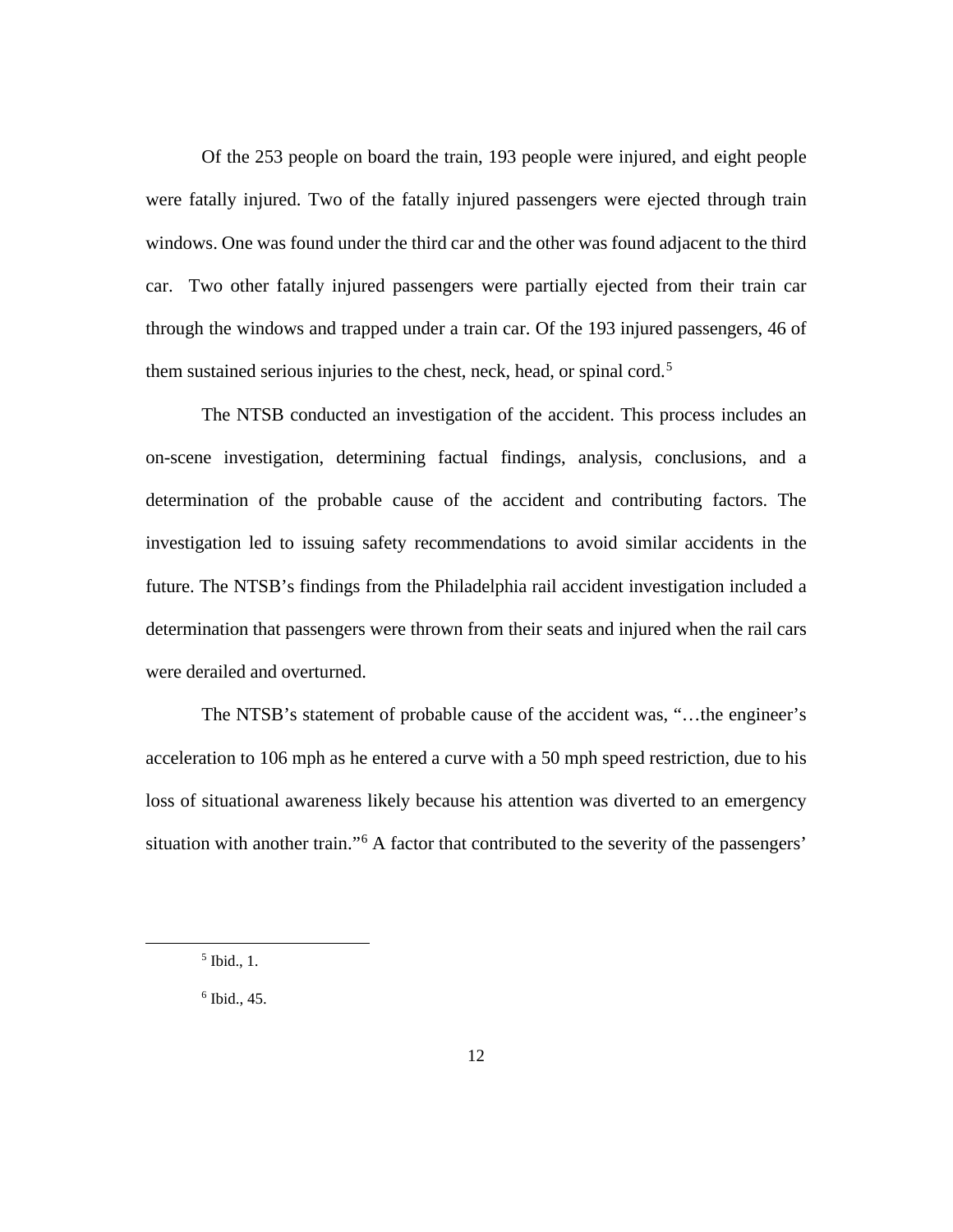Of the 253 people on board the train, 193 people were injured, and eight people were fatally injured. Two of the fatally injured passengers were ejected through train windows. One was found under the third car and the other was found adjacent to the third car. Two other fatally injured passengers were partially ejected from their train car through the windows and trapped under a train car. Of the 193 injured passengers, 46 of them sustained serious injuries to the chest, neck, head, or spinal cord.[5]

The NTSB conducted an investigation of the accident. This process includes an on-scene investigation, determining factual findings, analysis, conclusions, and a determination of the probable cause of the accident and contributing factors. The investigation led to issuing safety recommendations to avoid similar accidents in the future. The NTSB's findings from the Philadelphia rail accident investigation included a determination that passengers were thrown from their seats and injured when the rail cars were derailed and overturned.

The NTSB's statement of probable cause of the accident was, "…the engineer's acceleration to 106 mph as he entered a curve with a 50 mph speed restriction, due to his loss of situational awareness likely because his attention was diverted to an emergency situation with another train."[6] A factor that contributed to the severity of the passengers'

[5] Ibid., 1.

[6] Ibid., 45.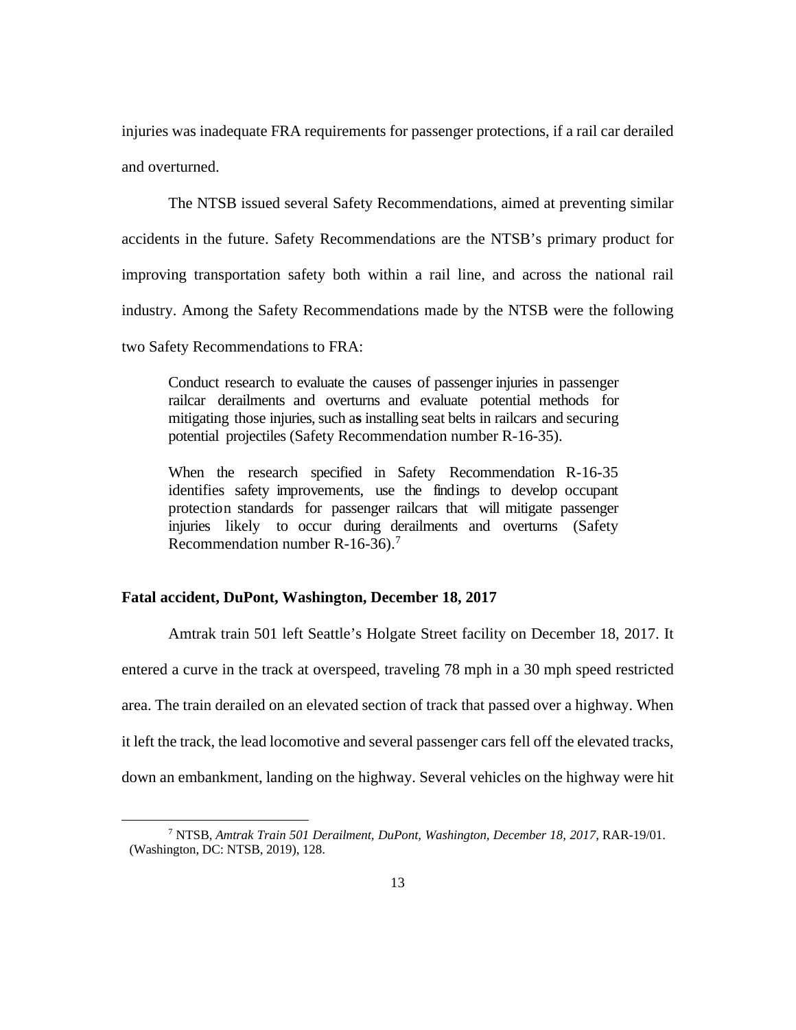injuries was inadequate FRA requirements for passenger protections, if a rail car derailed and overturned.

The NTSB issued several Safety Recommendations, aimed at preventing similar accidents in the future. Safety Recommendations are the NTSB's primary product for improving transportation safety both within a rail line, and across the national rail industry. Among the Safety Recommendations made by the NTSB were the following two Safety Recommendations to FRA:

> Conduct research to evaluate the causes of passenger injuries in passenger railcar derailments and overturns and evaluate potential methods for mitigating those injuries, such as installing seat belts in railcars and securing potential projectiles (Safety Recommendation number R-16-35).
>
> When the research specified in Safety Recommendation R-16-35 identifies safety improvements, use the findings to develop occupant protection standards for passenger railcars that will mitigate passenger injuries likely to occur during derailments and overturns (Safety Recommendation number R-16-36).[7]

**Fatal accident, DuPont, Washington, December 18, 2017**

Amtrak train 501 left Seattle's Holgate Street facility on December 18, 2017. It entered a curve in the track at overspeed, traveling 78 mph in a 30 mph speed restricted area. The train derailed on an elevated section of track that passed over a highway. When it left the track, the lead locomotive and several passenger cars fell off the elevated tracks, down an embankment, landing on the highway. Several vehicles on the highway were hit

[7] NTSB, *Amtrak Train 501 Derailment, DuPont, Washington, December 18, 2017*, RAR-19/01. (Washington, DC: NTSB, 2019), 128.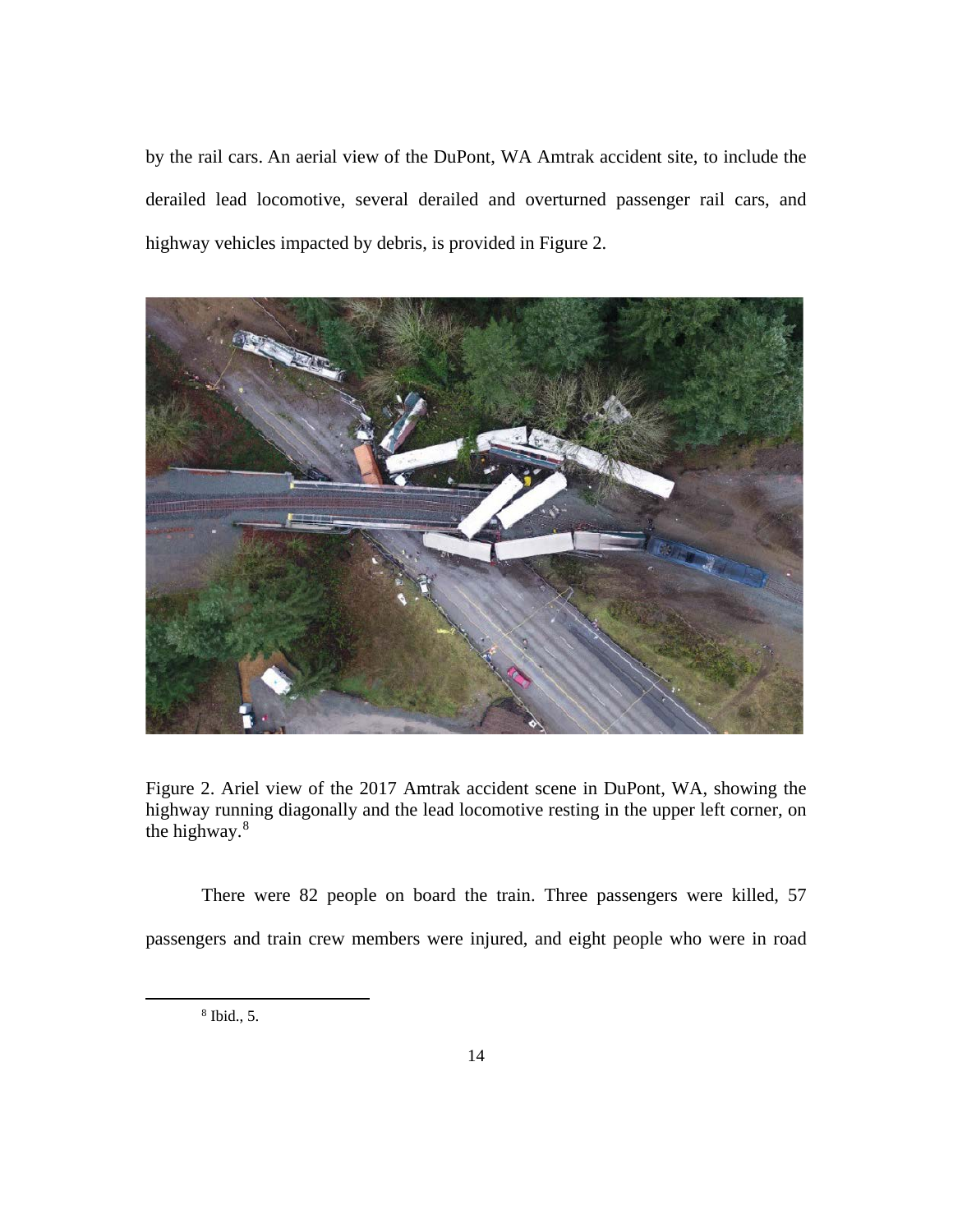by the rail cars. An aerial view of the DuPont, WA Amtrak accident site, to include the derailed lead locomotive, several derailed and overturned passenger rail cars, and highway vehicles impacted by debris, is provided in Figure 2.

Figure 2. Ariel view of the 2017 Amtrak accident scene in DuPont, WA, showing the highway running diagonally and the lead locomotive resting in the upper left corner, on the highway.[8]

There were 82 people on board the train. Three passengers were killed, 57 passengers and train crew members were injured, and eight people who were in road

[8] Ibid., 5.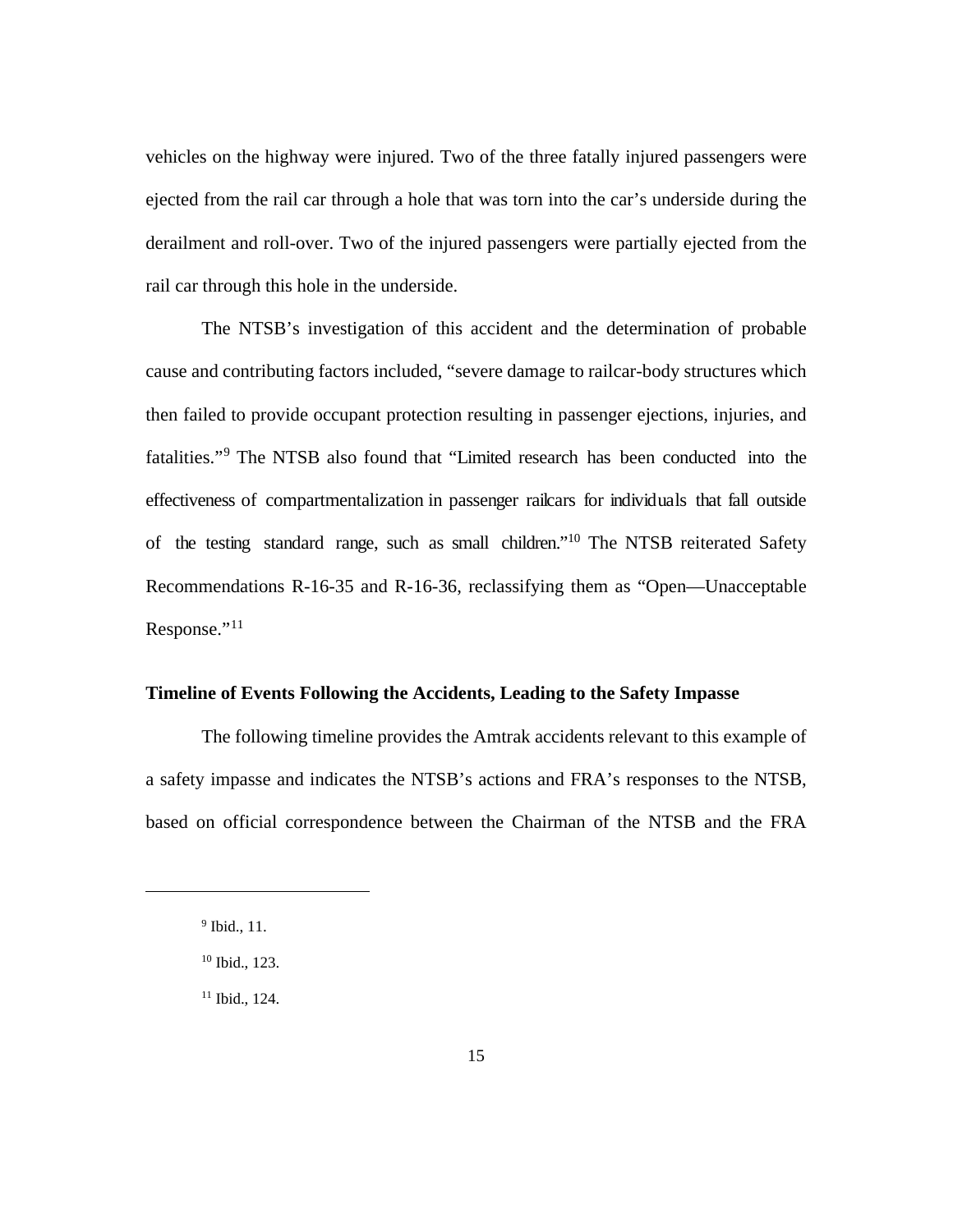vehicles on the highway were injured. Two of the three fatally injured passengers were ejected from the rail car through a hole that was torn into the car's underside during the derailment and roll-over. Two of the injured passengers were partially ejected from the rail car through this hole in the underside.

The NTSB's investigation of this accident and the determination of probable cause and contributing factors included, "severe damage to railcar-body structures which then failed to provide occupant protection resulting in passenger ejections, injuries, and fatalities."[9] The NTSB also found that "Limited research has been conducted into the effectiveness of compartmentalization in passenger railcars for individuals that fall outside of the testing standard range, such as small children."[10] The NTSB reiterated Safety Recommendations R-16-35 and R-16-36, reclassifying them as "Open—Unacceptable Response."[11]

**Timeline of Events Following the Accidents, Leading to the Safety Impasse**

The following timeline provides the Amtrak accidents relevant to this example of a safety impasse and indicates the NTSB's actions and FRA's responses to the NTSB, based on official correspondence between the Chairman of the NTSB and the FRA

---

[9] Ibid., 11.

[10] Ibid., 123.

[11] Ibid., 124.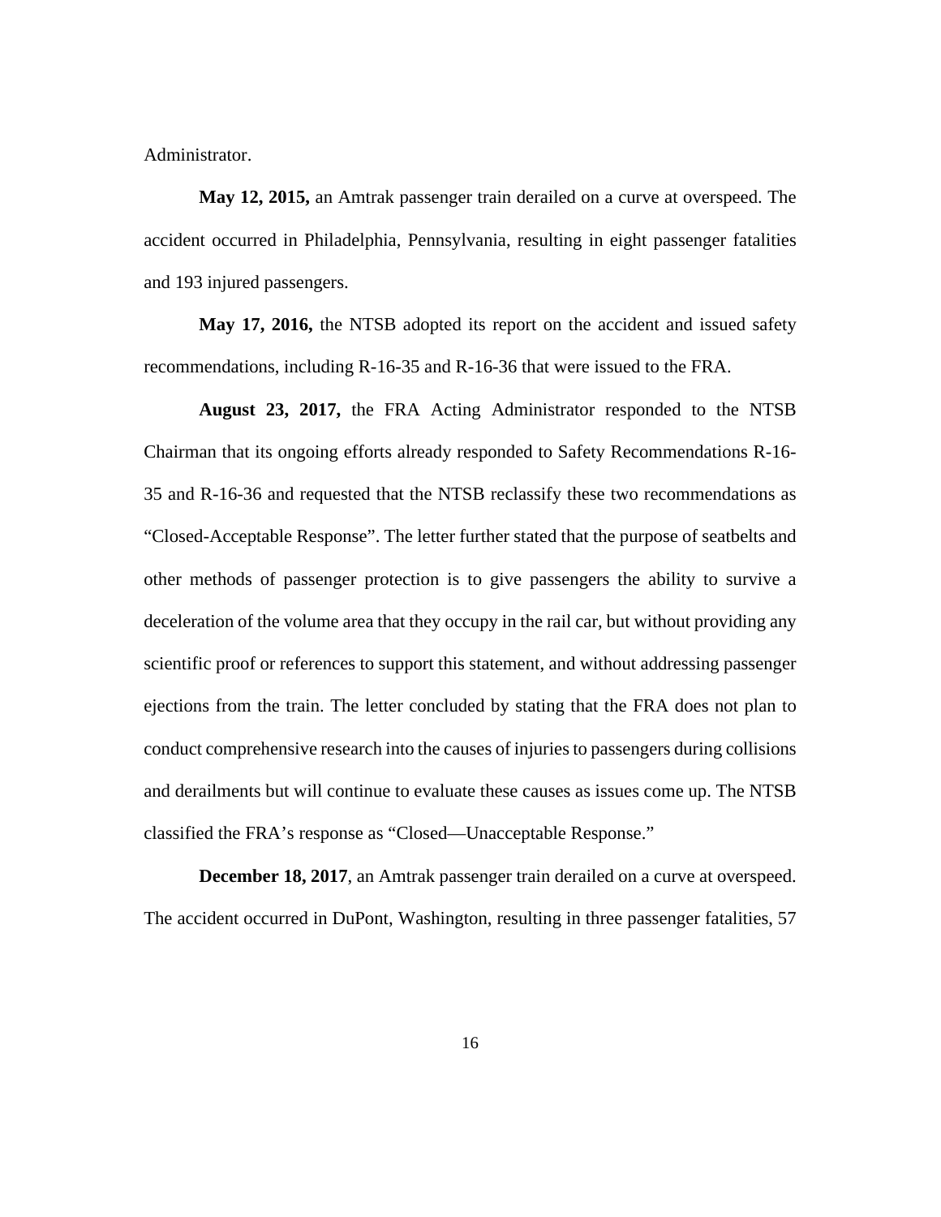Administrator.

**May 12, 2015,** an Amtrak passenger train derailed on a curve at overspeed. The accident occurred in Philadelphia, Pennsylvania, resulting in eight passenger fatalities and 193 injured passengers.

**May 17, 2016,** the NTSB adopted its report on the accident and issued safety recommendations, including R-16-35 and R-16-36 that were issued to the FRA.

**August 23, 2017,** the FRA Acting Administrator responded to the NTSB Chairman that its ongoing efforts already responded to Safety Recommendations R-16-35 and R-16-36 and requested that the NTSB reclassify these two recommendations as "Closed-Acceptable Response". The letter further stated that the purpose of seatbelts and other methods of passenger protection is to give passengers the ability to survive a deceleration of the volume area that they occupy in the rail car, but without providing any scientific proof or references to support this statement, and without addressing passenger ejections from the train. The letter concluded by stating that the FRA does not plan to conduct comprehensive research into the causes of injuries to passengers during collisions and derailments but will continue to evaluate these causes as issues come up. The NTSB classified the FRA's response as "Closed—Unacceptable Response."

**December 18, 2017**, an Amtrak passenger train derailed on a curve at overspeed. The accident occurred in DuPont, Washington, resulting in three passenger fatalities, 57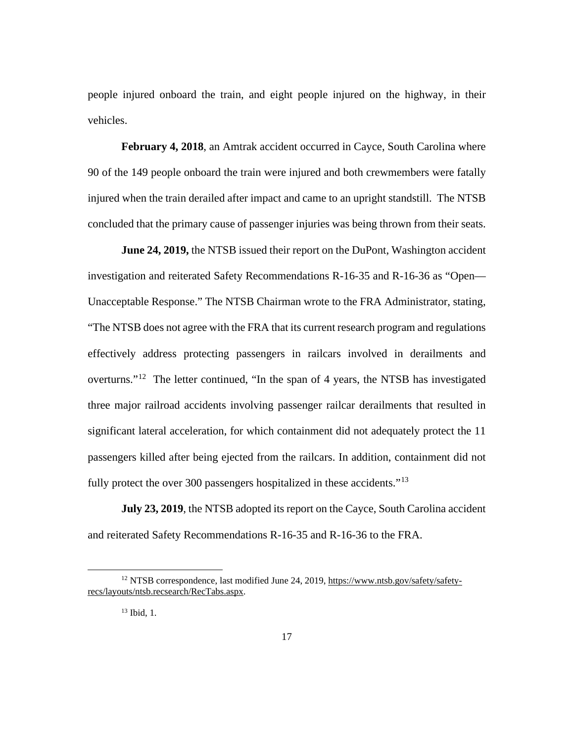people injured onboard the train, and eight people injured on the highway, in their vehicles.

**February 4, 2018**, an Amtrak accident occurred in Cayce, South Carolina where 90 of the 149 people onboard the train were injured and both crewmembers were fatally injured when the train derailed after impact and came to an upright standstill. The NTSB concluded that the primary cause of passenger injuries was being thrown from their seats.

**June 24, 2019,** the NTSB issued their report on the DuPont, Washington accident investigation and reiterated Safety Recommendations R-16-35 and R-16-36 as "Open—Unacceptable Response." The NTSB Chairman wrote to the FRA Administrator, stating, "The NTSB does not agree with the FRA that its current research program and regulations effectively address protecting passengers in railcars involved in derailments and overturns."[12] The letter continued, "In the span of 4 years, the NTSB has investigated three major railroad accidents involving passenger railcar derailments that resulted in significant lateral acceleration, for which containment did not adequately protect the 11 passengers killed after being ejected from the railcars. In addition, containment did not fully protect the over 300 passengers hospitalized in these accidents."[13]

**July 23, 2019**, the NTSB adopted its report on the Cayce, South Carolina accident and reiterated Safety Recommendations R-16-35 and R-16-36 to the FRA.

---

[12] NTSB correspondence, last modified June 24, 2019, https://www.ntsb.gov/safety/safety-recs/layouts/ntsb.recsearch/RecTabs.aspx.

[13] Ibid, 1.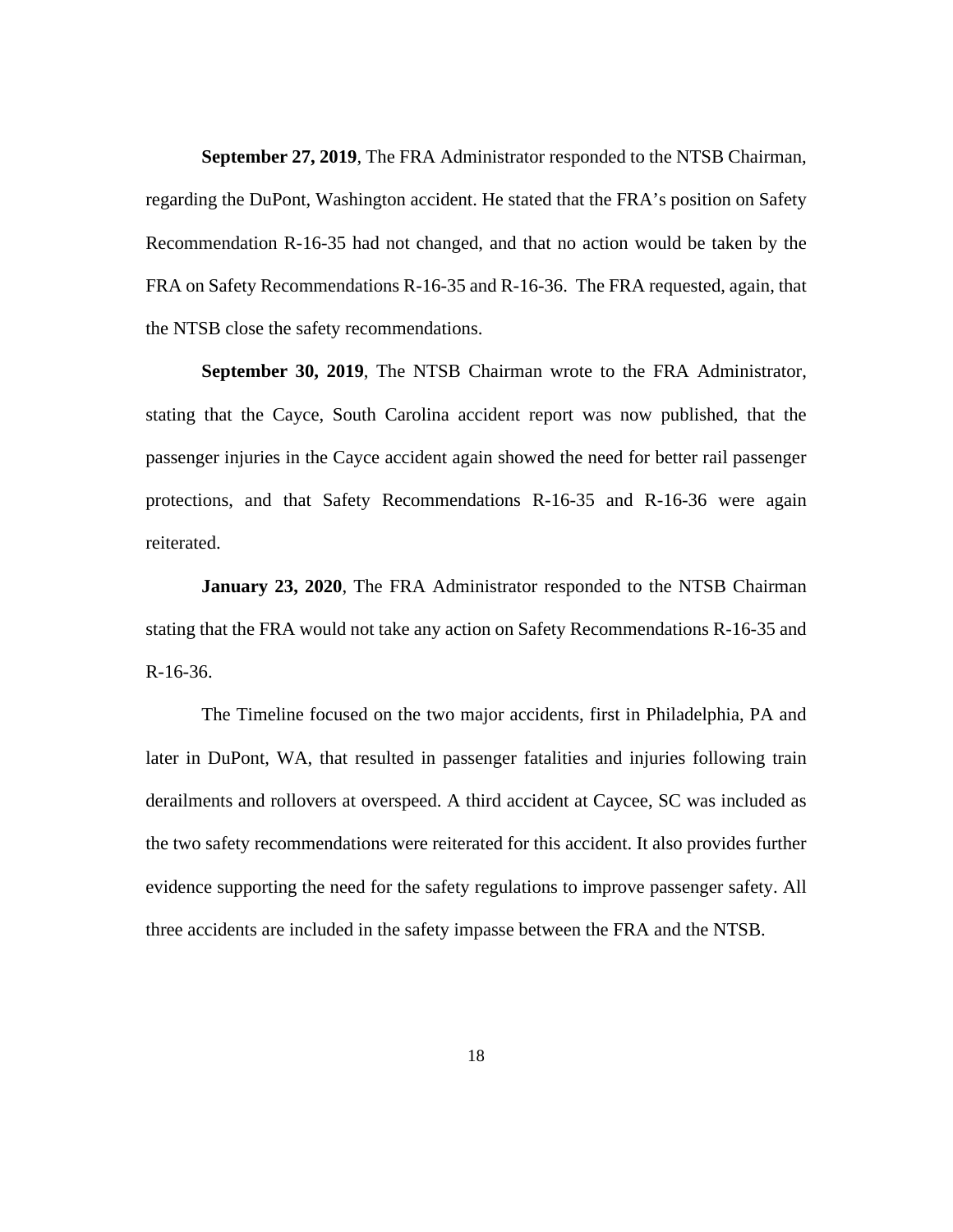**September 27, 2019**, The FRA Administrator responded to the NTSB Chairman, regarding the DuPont, Washington accident. He stated that the FRA's position on Safety Recommendation R-16-35 had not changed, and that no action would be taken by the FRA on Safety Recommendations R-16-35 and R-16-36. The FRA requested, again, that the NTSB close the safety recommendations.

**September 30, 2019**, The NTSB Chairman wrote to the FRA Administrator, stating that the Cayce, South Carolina accident report was now published, that the passenger injuries in the Cayce accident again showed the need for better rail passenger protections, and that Safety Recommendations R-16-35 and R-16-36 were again reiterated.

**January 23, 2020**, The FRA Administrator responded to the NTSB Chairman stating that the FRA would not take any action on Safety Recommendations R-16-35 and R-16-36.

The Timeline focused on the two major accidents, first in Philadelphia, PA and later in DuPont, WA, that resulted in passenger fatalities and injuries following train derailments and rollovers at overspeed. A third accident at Caycee, SC was included as the two safety recommendations were reiterated for this accident. It also provides further evidence supporting the need for the safety regulations to improve passenger safety. All three accidents are included in the safety impasse between the FRA and the NTSB.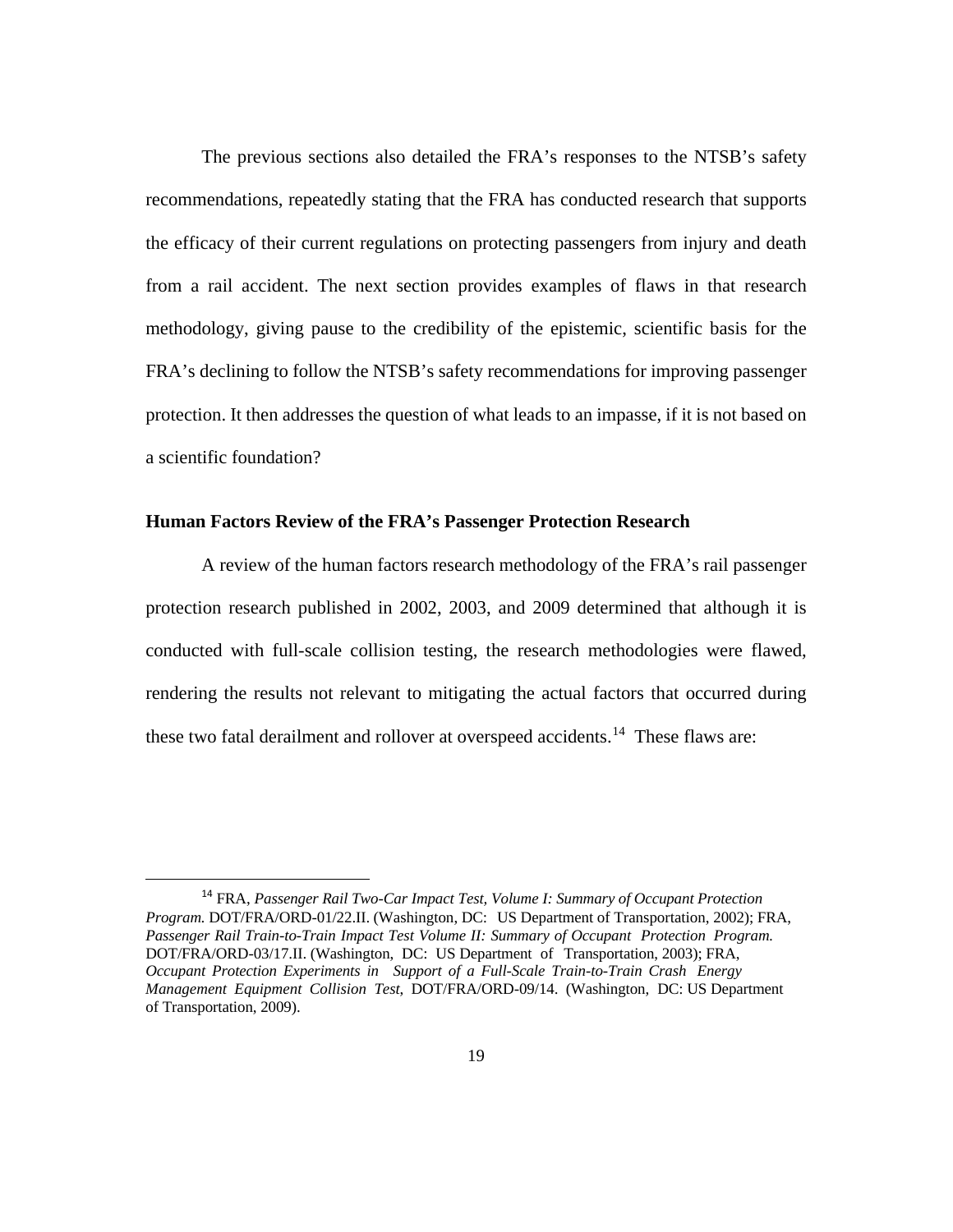The previous sections also detailed the FRA's responses to the NTSB's safety recommendations, repeatedly stating that the FRA has conducted research that supports the efficacy of their current regulations on protecting passengers from injury and death from a rail accident. The next section provides examples of flaws in that research methodology, giving pause to the credibility of the epistemic, scientific basis for the FRA's declining to follow the NTSB's safety recommendations for improving passenger protection. It then addresses the question of what leads to an impasse, if it is not based on a scientific foundation?

### Human Factors Review of the FRA's Passenger Protection Research

A review of the human factors research methodology of the FRA's rail passenger protection research published in 2002, 2003, and 2009 determined that although it is conducted with full-scale collision testing, the research methodologies were flawed, rendering the results not relevant to mitigating the actual factors that occurred during these two fatal derailment and rollover at overspeed accidents.[14] These flaws are:

---

[14] FRA, *Passenger Rail Two-Car Impact Test, Volume I: Summary of Occupant Protection Program.* DOT/FRA/ORD-01/22.II. (Washington, DC: US Department of Transportation, 2002); FRA, *Passenger Rail Train-to-Train Impact Test Volume II: Summary of Occupant Protection Program.* DOT/FRA/ORD-03/17.II. (Washington, DC: US Department of Transportation, 2003); FRA, *Occupant Protection Experiments in Support of a Full-Scale Train-to-Train Crash Energy Management Equipment Collision Test*, DOT/FRA/ORD-09/14. (Washington, DC: US Department of Transportation, 2009).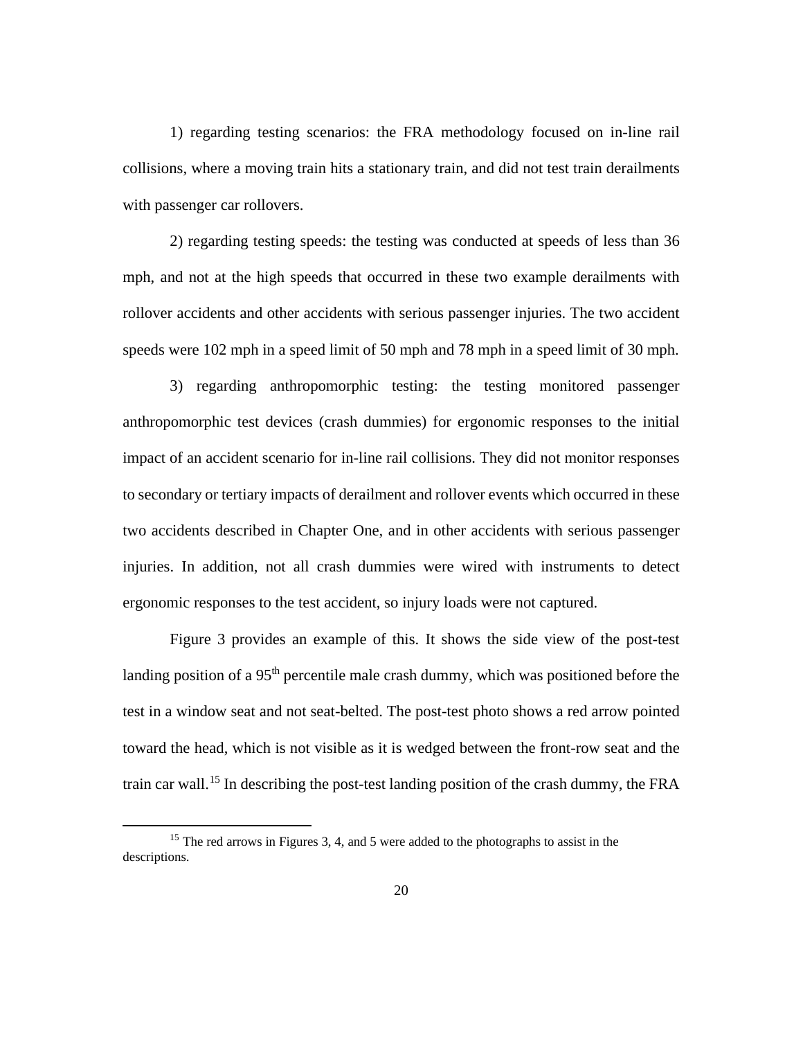1) regarding testing scenarios: the FRA methodology focused on in-line rail collisions, where a moving train hits a stationary train, and did not test train derailments with passenger car rollovers.

2) regarding testing speeds: the testing was conducted at speeds of less than 36 mph, and not at the high speeds that occurred in these two example derailments with rollover accidents and other accidents with serious passenger injuries. The two accident speeds were 102 mph in a speed limit of 50 mph and 78 mph in a speed limit of 30 mph.

3) regarding anthropomorphic testing: the testing monitored passenger anthropomorphic test devices (crash dummies) for ergonomic responses to the initial impact of an accident scenario for in-line rail collisions. They did not monitor responses to secondary or tertiary impacts of derailment and rollover events which occurred in these two accidents described in Chapter One, and in other accidents with serious passenger injuries. In addition, not all crash dummies were wired with instruments to detect ergonomic responses to the test accident, so injury loads were not captured.

Figure 3 provides an example of this. It shows the side view of the post-test landing position of a 95th percentile male crash dummy, which was positioned before the test in a window seat and not seat-belted. The post-test photo shows a red arrow pointed toward the head, which is not visible as it is wedged between the front-row seat and the train car wall.[15] In describing the post-test landing position of the crash dummy, the FRA

[15] The red arrows in Figures 3, 4, and 5 were added to the photographs to assist in the descriptions.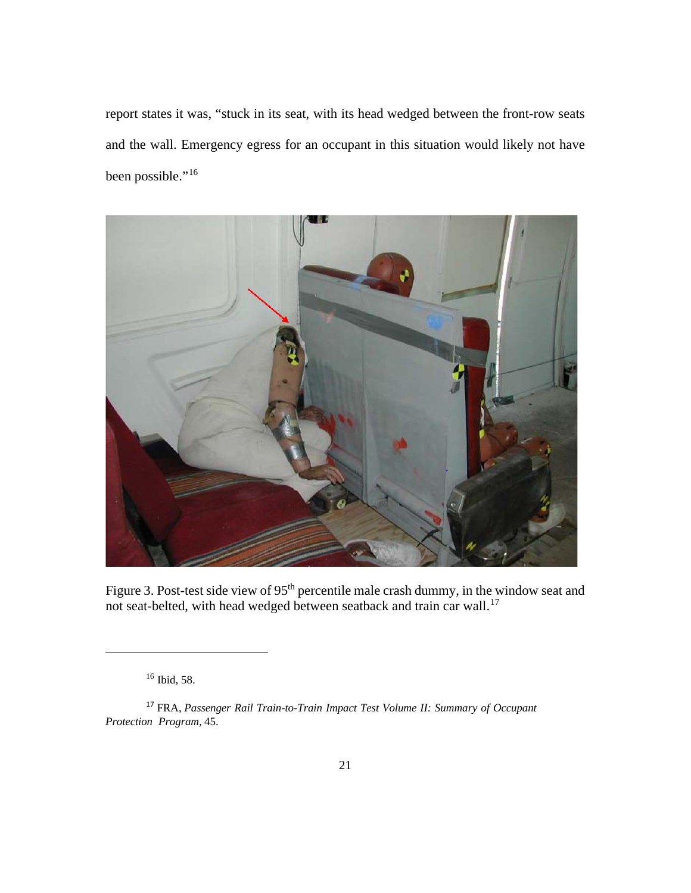report states it was, "stuck in its seat, with its head wedged between the front-row seats and the wall. Emergency egress for an occupant in this situation would likely not have been possible."[16]

Figure 3. Post-test side view of 95th percentile male crash dummy, in the window seat and not seat-belted, with head wedged between seatback and train car wall.[17]

---

[16] Ibid, 58.

[17] FRA, *Passenger Rail Train-to-Train Impact Test Volume II: Summary of Occupant Protection Program*, 45.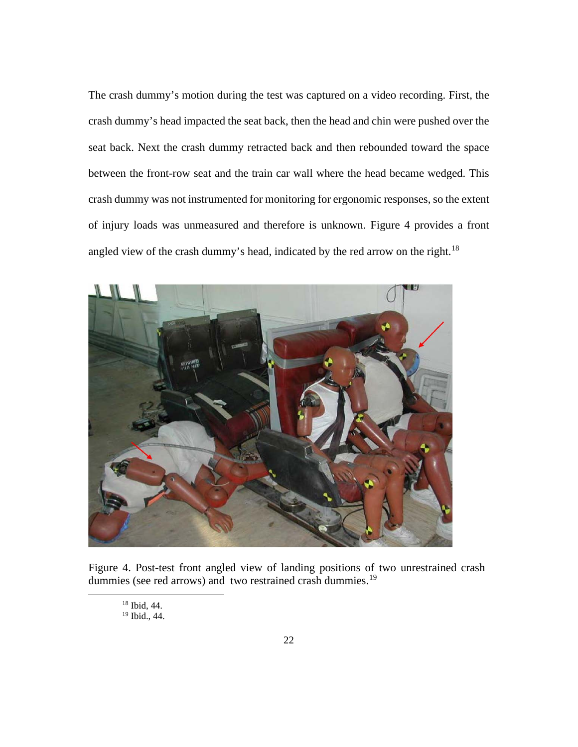The crash dummy's motion during the test was captured on a video recording. First, the crash dummy's head impacted the seat back, then the head and chin were pushed over the seat back. Next the crash dummy retracted back and then rebounded toward the space between the front-row seat and the train car wall where the head became wedged. This crash dummy was not instrumented for monitoring for ergonomic responses, so the extent of injury loads was unmeasured and therefore is unknown. Figure 4 provides a front angled view of the crash dummy's head, indicated by the red arrow on the right.[18]

Figure 4. Post-test front angled view of landing positions of two unrestrained crash dummies (see red arrows) and two restrained crash dummies.[19]

[18] Ibid, 44.

[19] Ibid., 44.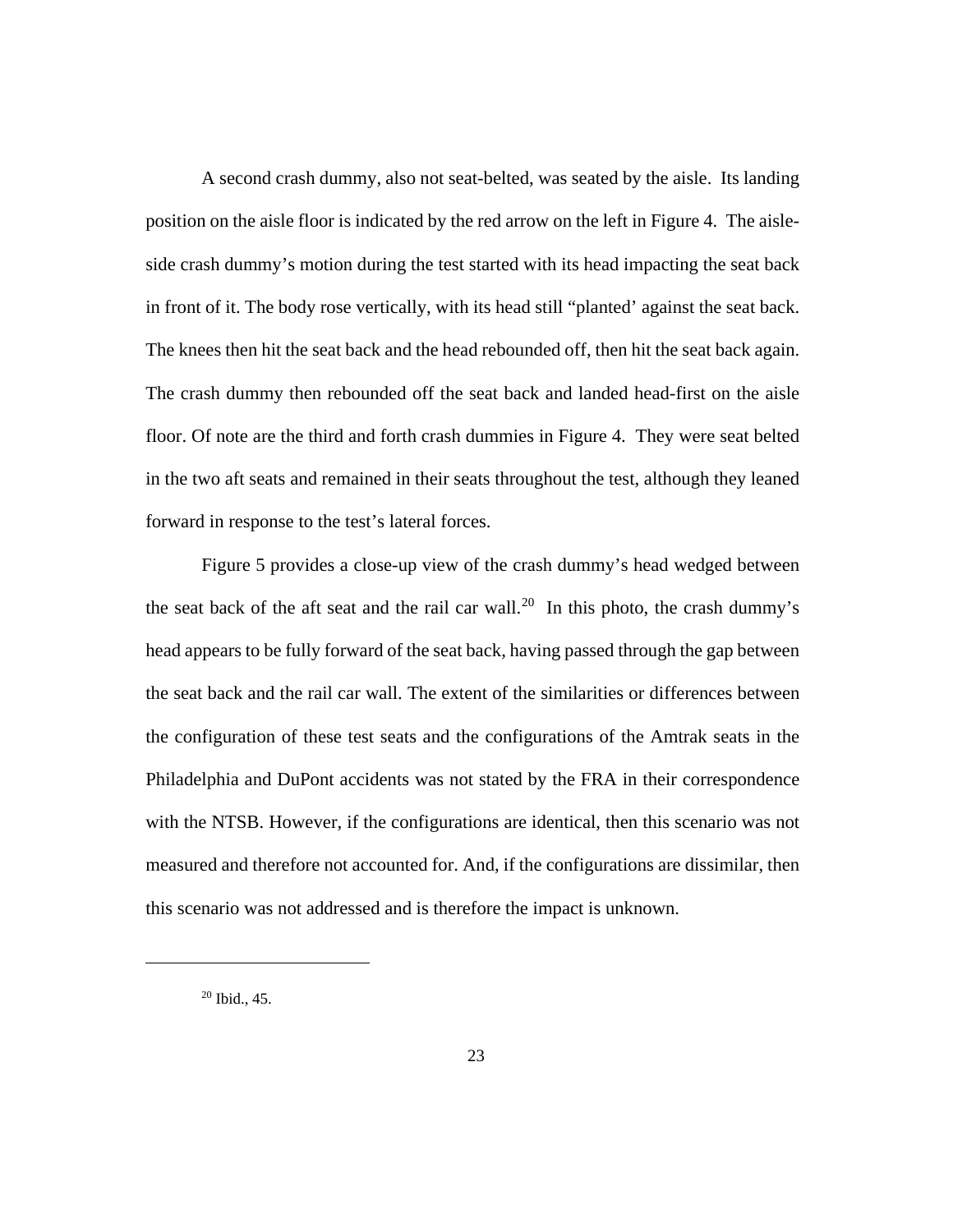A second crash dummy, also not seat-belted, was seated by the aisle. Its landing position on the aisle floor is indicated by the red arrow on the left in Figure 4. The aisle-side crash dummy's motion during the test started with its head impacting the seat back in front of it. The body rose vertically, with its head still "planted' against the seat back. The knees then hit the seat back and the head rebounded off, then hit the seat back again. The crash dummy then rebounded off the seat back and landed head-first on the aisle floor. Of note are the third and forth crash dummies in Figure 4. They were seat belted in the two aft seats and remained in their seats throughout the test, although they leaned forward in response to the test's lateral forces.

Figure 5 provides a close-up view of the crash dummy's head wedged between the seat back of the aft seat and the rail car wall.[20] In this photo, the crash dummy's head appears to be fully forward of the seat back, having passed through the gap between the seat back and the rail car wall. The extent of the similarities or differences between the configuration of these test seats and the configurations of the Amtrak seats in the Philadelphia and DuPont accidents was not stated by the FRA in their correspondence with the NTSB. However, if the configurations are identical, then this scenario was not measured and therefore not accounted for. And, if the configurations are dissimilar, then this scenario was not addressed and is therefore the impact is unknown.

[20] Ibid., 45.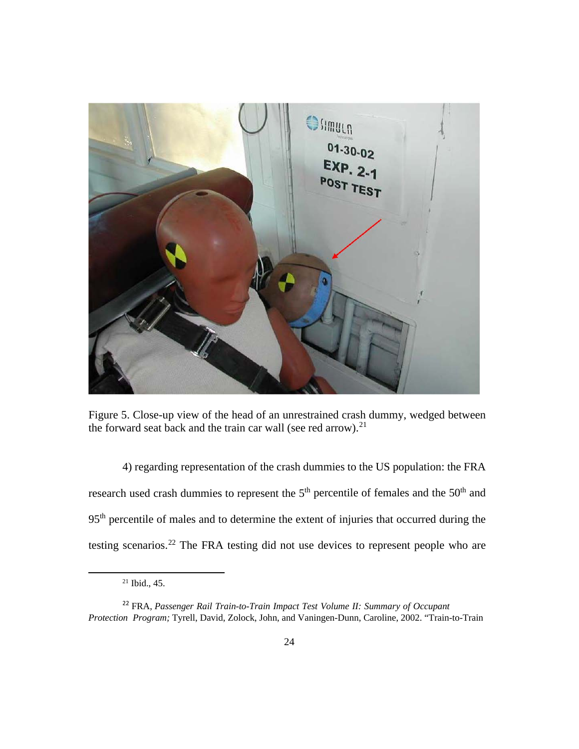Figure 5. Close-up view of the head of an unrestrained crash dummy, wedged between the forward seat back and the train car wall (see red arrow).[21]

4) regarding representation of the crash dummies to the US population: the FRA research used crash dummies to represent the 5th percentile of females and the 50th and 95th percentile of males and to determine the extent of injuries that occurred during the testing scenarios.[22] The FRA testing did not use devices to represent people who are

[21] Ibid., 45.

[22] FRA, *Passenger Rail Train-to-Train Impact Test Volume II: Summary of Occupant Protection Program;* Tyrell, David, Zolock, John, and Vaningen-Dunn, Caroline, 2002. "Train-to-Train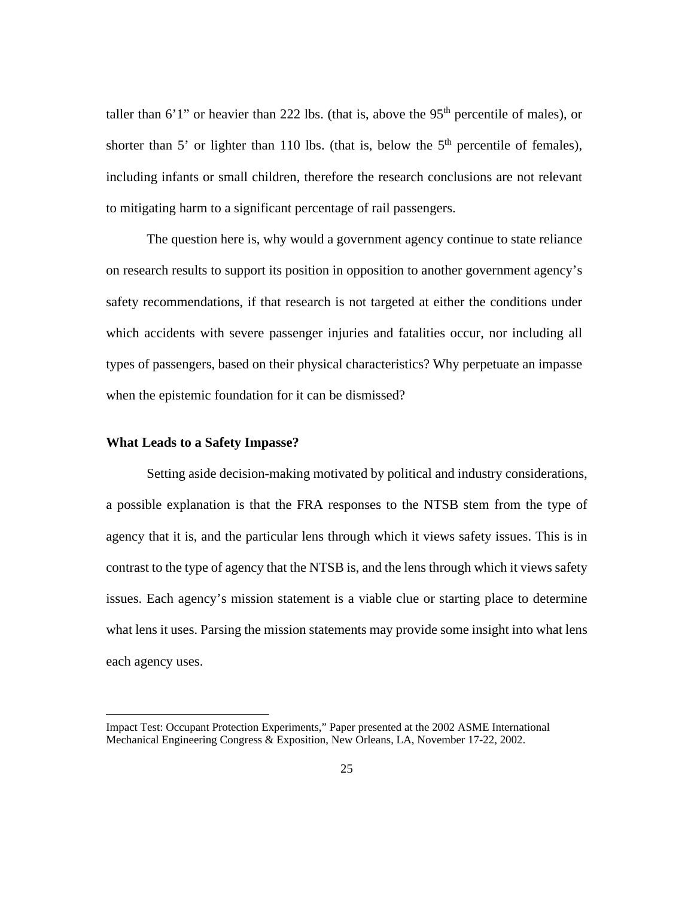taller than 6'1" or heavier than 222 lbs. (that is, above the $95^{th}$ percentile of males), or shorter than 5' or lighter than 110 lbs. (that is, below the $5^{th}$ percentile of females), including infants or small children, therefore the research conclusions are not relevant to mitigating harm to a significant percentage of rail passengers.

The question here is, why would a government agency continue to state reliance on research results to support its position in opposition to another government agency's safety recommendations, if that research is not targeted at either the conditions under which accidents with severe passenger injuries and fatalities occur, nor including all types of passengers, based on their physical characteristics? Why perpetuate an impasse when the epistemic foundation for it can be dismissed?

**What Leads to a Safety Impasse?**

Setting aside decision-making motivated by political and industry considerations, a possible explanation is that the FRA responses to the NTSB stem from the type of agency that it is, and the particular lens through which it views safety issues. This is in contrast to the type of agency that the NTSB is, and the lens through which it views safety issues. Each agency's mission statement is a viable clue or starting place to determine what lens it uses. Parsing the mission statements may provide some insight into what lens each agency uses.

---

Impact Test: Occupant Protection Experiments," Paper presented at the 2002 ASME International Mechanical Engineering Congress & Exposition, New Orleans, LA, November 17-22, 2002.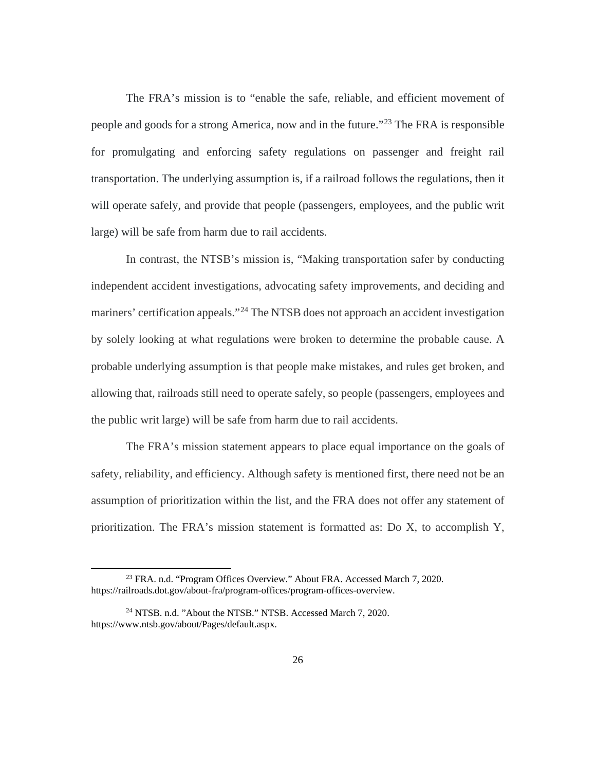The FRA's mission is to "enable the safe, reliable, and efficient movement of people and goods for a strong America, now and in the future."[23] The FRA is responsible for promulgating and enforcing safety regulations on passenger and freight rail transportation. The underlying assumption is, if a railroad follows the regulations, then it will operate safely, and provide that people (passengers, employees, and the public writ large) will be safe from harm due to rail accidents.

In contrast, the NTSB's mission is, "Making transportation safer by conducting independent accident investigations, advocating safety improvements, and deciding and mariners' certification appeals."[24] The NTSB does not approach an accident investigation by solely looking at what regulations were broken to determine the probable cause. A probable underlying assumption is that people make mistakes, and rules get broken, and allowing that, railroads still need to operate safely, so people (passengers, employees and the public writ large) will be safe from harm due to rail accidents.

The FRA's mission statement appears to place equal importance on the goals of safety, reliability, and efficiency. Although safety is mentioned first, there need not be an assumption of prioritization within the list, and the FRA does not offer any statement of prioritization. The FRA's mission statement is formatted as: Do X, to accomplish Y,

---

[23] FRA. n.d. "Program Offices Overview." About FRA. Accessed March 7, 2020. https://railroads.dot.gov/about-fra/program-offices/program-offices-overview.

[24] NTSB. n.d. "About the NTSB." NTSB. Accessed March 7, 2020. https://www.ntsb.gov/about/Pages/default.aspx.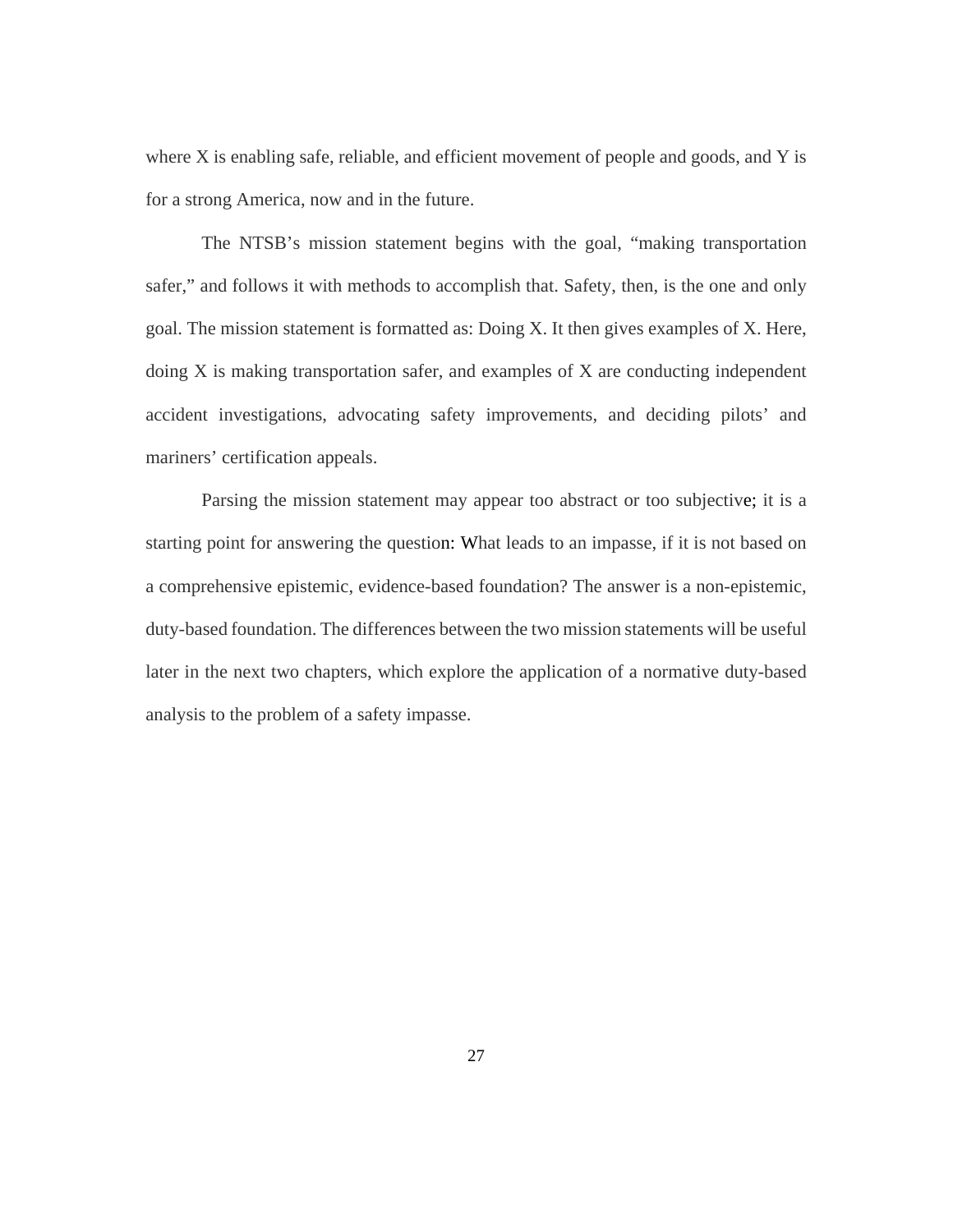where X is enabling safe, reliable, and efficient movement of people and goods, and Y is for a strong America, now and in the future.

The NTSB's mission statement begins with the goal, "making transportation safer," and follows it with methods to accomplish that. Safety, then, is the one and only goal. The mission statement is formatted as: Doing X. It then gives examples of X. Here, doing X is making transportation safer, and examples of X are conducting independent accident investigations, advocating safety improvements, and deciding pilots' and mariners' certification appeals.

Parsing the mission statement may appear too abstract or too subjective; it is a starting point for answering the question: What leads to an impasse, if it is not based on a comprehensive epistemic, evidence-based foundation? The answer is a non-epistemic, duty-based foundation. The differences between the two mission statements will be useful later in the next two chapters, which explore the application of a normative duty-based analysis to the problem of a safety impasse.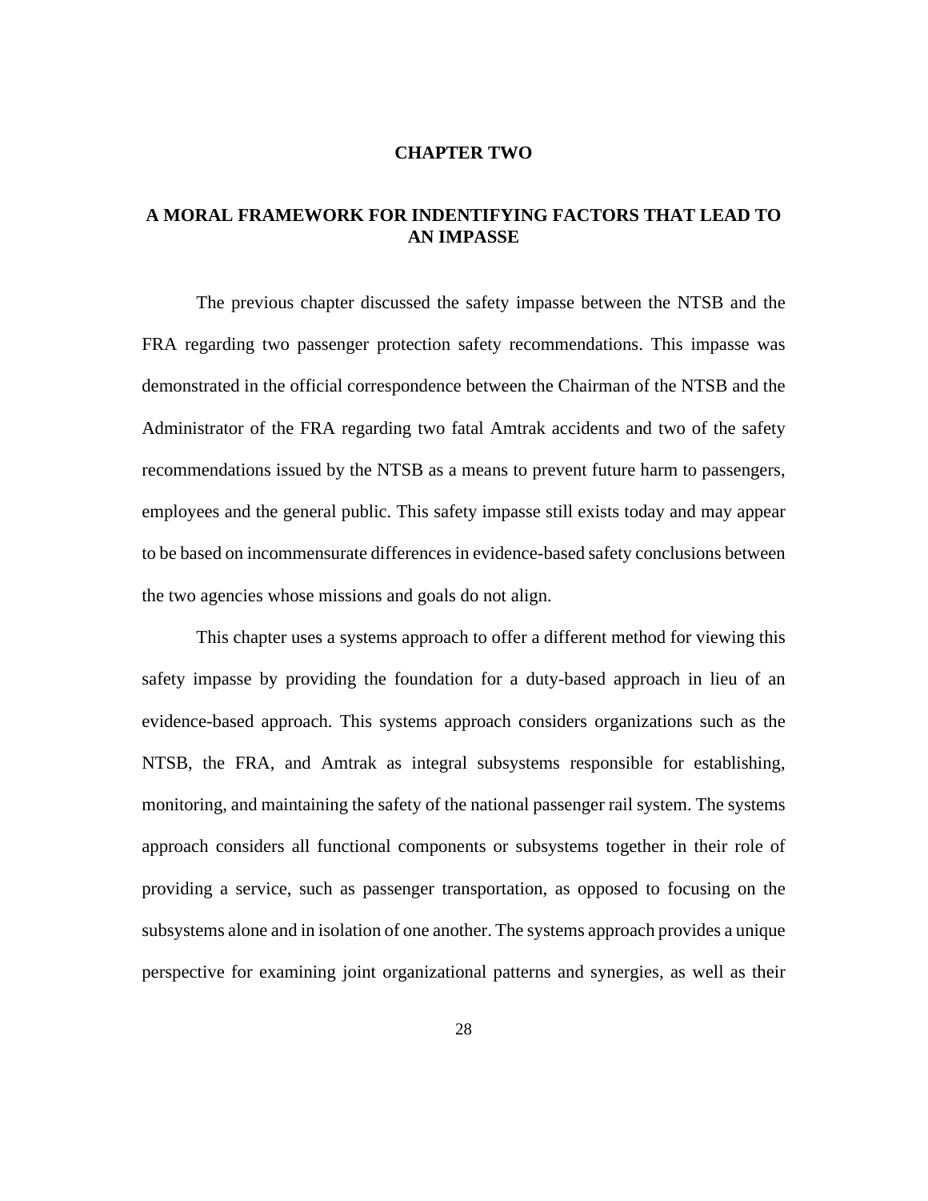# CHAPTER TWO

## A MORAL FRAMEWORK FOR INDENTIFYING FACTORS THAT LEAD TO AN IMPASSE

The previous chapter discussed the safety impasse between the NTSB and the FRA regarding two passenger protection safety recommendations. This impasse was demonstrated in the official correspondence between the Chairman of the NTSB and the Administrator of the FRA regarding two fatal Amtrak accidents and two of the safety recommendations issued by the NTSB as a means to prevent future harm to passengers, employees and the general public. This safety impasse still exists today and may appear to be based on incommensurate differences in evidence-based safety conclusions between the two agencies whose missions and goals do not align.

This chapter uses a systems approach to offer a different method for viewing this safety impasse by providing the foundation for a duty-based approach in lieu of an evidence-based approach. This systems approach considers organizations such as the NTSB, the FRA, and Amtrak as integral subsystems responsible for establishing, monitoring, and maintaining the safety of the national passenger rail system. The systems approach considers all functional components or subsystems together in their role of providing a service, such as passenger transportation, as opposed to focusing on the subsystems alone and in isolation of one another. The systems approach provides a unique perspective for examining joint organizational patterns and synergies, as well as their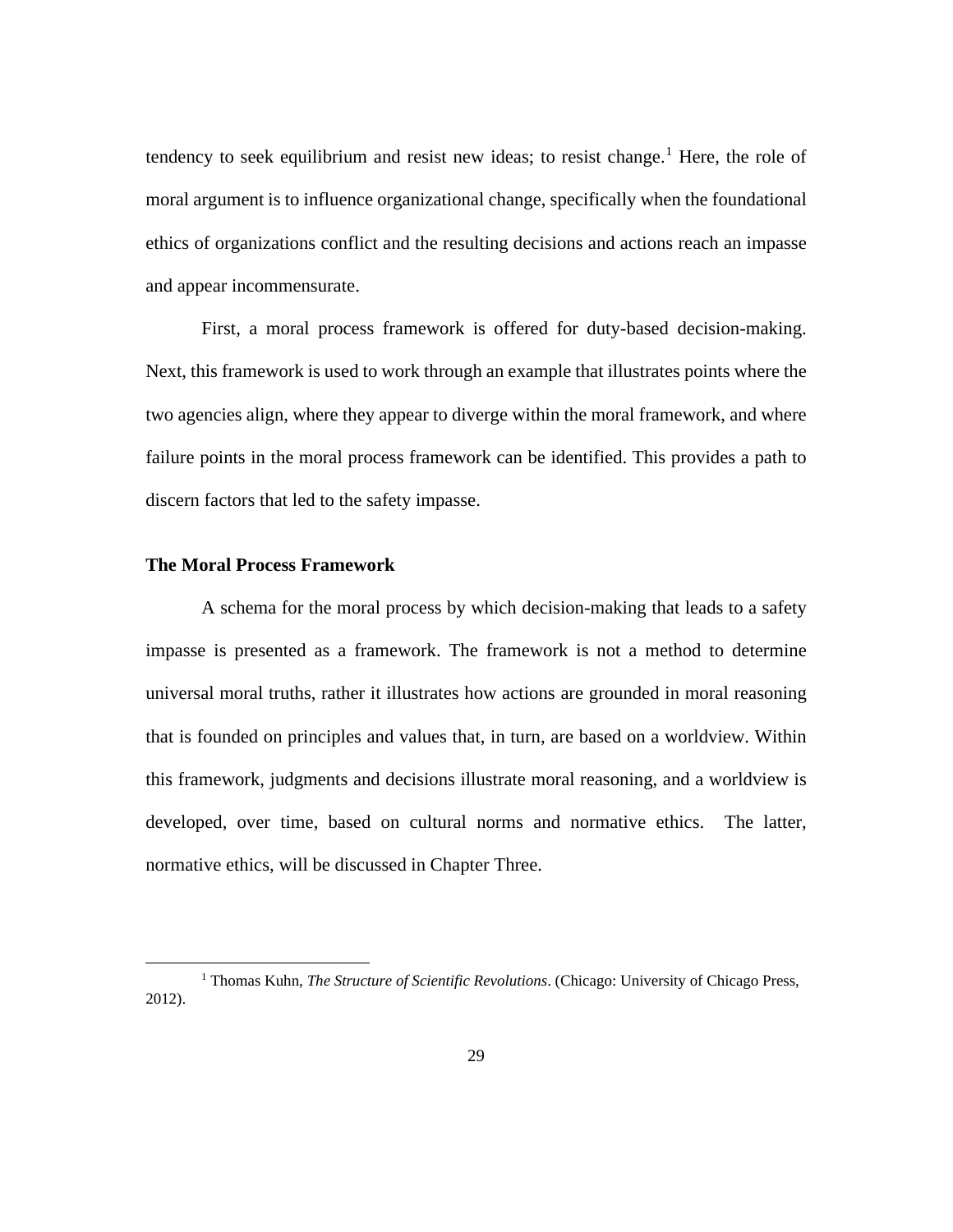tendency to seek equilibrium and resist new ideas; to resist change.[1] Here, the role of moral argument is to influence organizational change, specifically when the foundational ethics of organizations conflict and the resulting decisions and actions reach an impasse and appear incommensurate.

First, a moral process framework is offered for duty-based decision-making. Next, this framework is used to work through an example that illustrates points where the two agencies align, where they appear to diverge within the moral framework, and where failure points in the moral process framework can be identified. This provides a path to discern factors that led to the safety impasse.

### The Moral Process Framework

A schema for the moral process by which decision-making that leads to a safety impasse is presented as a framework. The framework is not a method to determine universal moral truths, rather it illustrates how actions are grounded in moral reasoning that is founded on principles and values that, in turn, are based on a worldview. Within this framework, judgments and decisions illustrate moral reasoning, and a worldview is developed, over time, based on cultural norms and normative ethics. The latter, normative ethics, will be discussed in Chapter Three.

---

[1] Thomas Kuhn, *The Structure of Scientific Revolutions*. (Chicago: University of Chicago Press, 2012).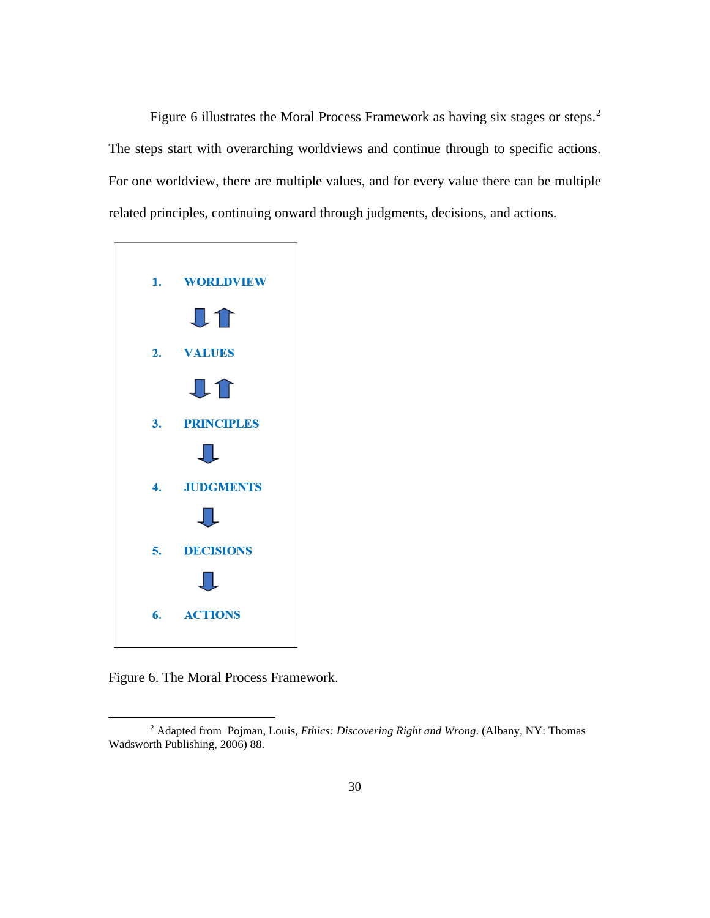Figure 6 illustrates the Moral Process Framework as having six stages or steps.[2] The steps start with overarching worldviews and continue through to specific actions. For one worldview, there are multiple values, and for every value there can be multiple related principles, continuing onward through judgments, decisions, and actions.

1. **WORLDVIEW**

⇩ ⇧

2. **VALUES**

⇩ ⇧

3. **PRINCIPLES**

⇩

4. **JUDGMENTS**

⇩

5. **DECISIONS**

⇩

6. **ACTIONS**

Figure 6. The Moral Process Framework.

---

[2] Adapted from Pojman, Louis, *Ethics: Discovering Right and Wrong*. (Albany, NY: Thomas Wadsworth Publishing, 2006) 88.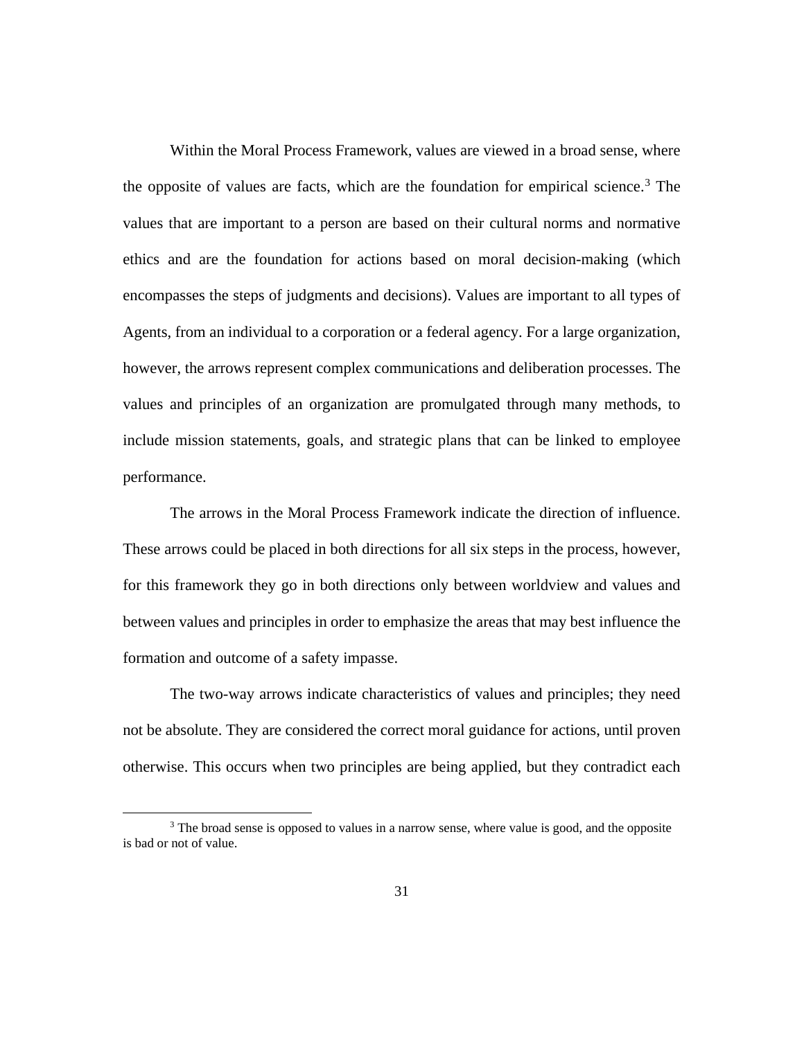Within the Moral Process Framework, values are viewed in a broad sense, where the opposite of values are facts, which are the foundation for empirical science.[3] The values that are important to a person are based on their cultural norms and normative ethics and are the foundation for actions based on moral decision-making (which encompasses the steps of judgments and decisions). Values are important to all types of Agents, from an individual to a corporation or a federal agency. For a large organization, however, the arrows represent complex communications and deliberation processes. The values and principles of an organization are promulgated through many methods, to include mission statements, goals, and strategic plans that can be linked to employee performance.

The arrows in the Moral Process Framework indicate the direction of influence. These arrows could be placed in both directions for all six steps in the process, however, for this framework they go in both directions only between worldview and values and between values and principles in order to emphasize the areas that may best influence the formation and outcome of a safety impasse.

The two-way arrows indicate characteristics of values and principles; they need not be absolute. They are considered the correct moral guidance for actions, until proven otherwise. This occurs when two principles are being applied, but they contradict each

[3] The broad sense is opposed to values in a narrow sense, where value is good, and the opposite is bad or not of value.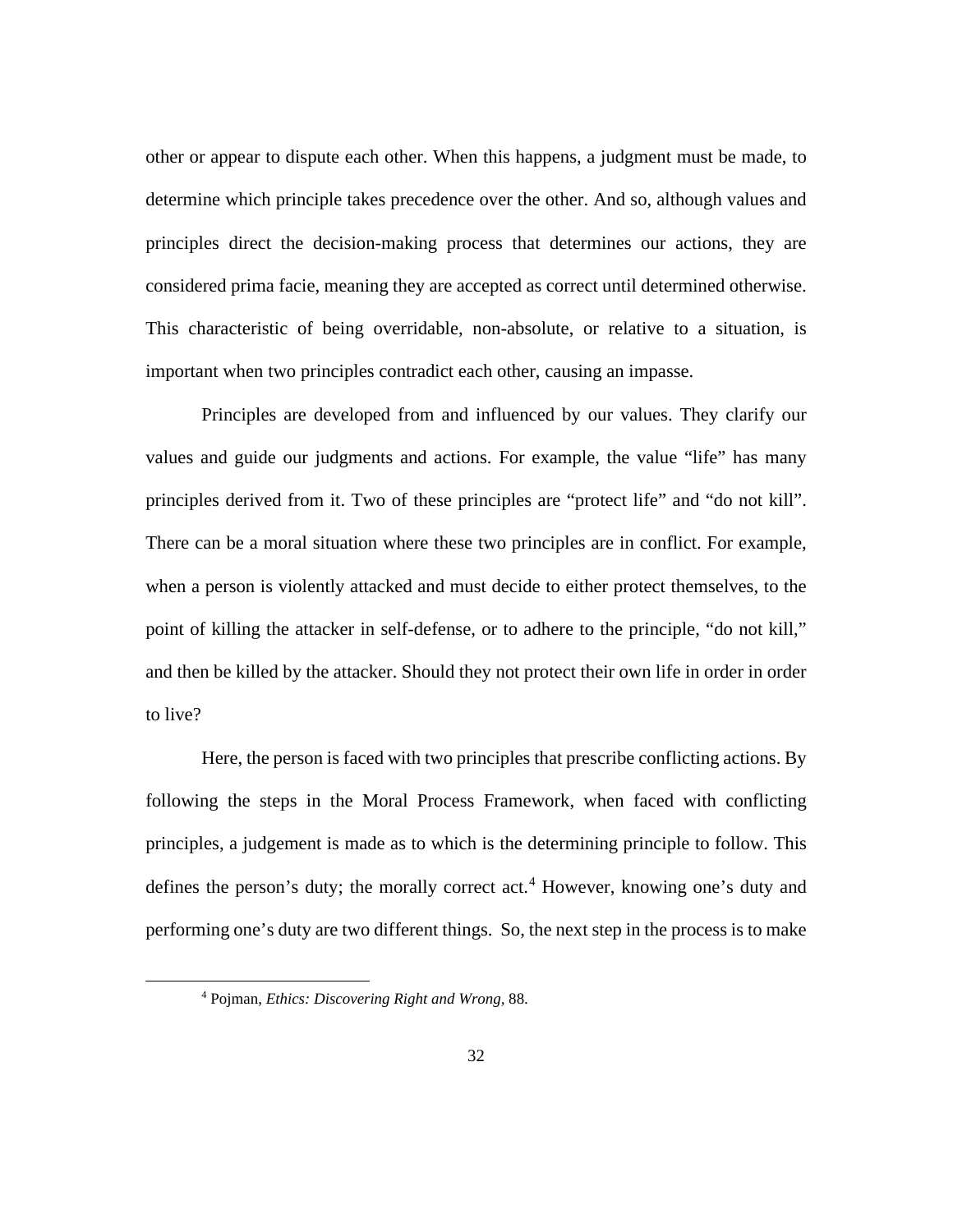other or appear to dispute each other. When this happens, a judgment must be made, to determine which principle takes precedence over the other. And so, although values and principles direct the decision-making process that determines our actions, they are considered prima facie, meaning they are accepted as correct until determined otherwise. This characteristic of being overridable, non-absolute, or relative to a situation, is important when two principles contradict each other, causing an impasse.

Principles are developed from and influenced by our values. They clarify our values and guide our judgments and actions. For example, the value "life" has many principles derived from it. Two of these principles are "protect life" and "do not kill". There can be a moral situation where these two principles are in conflict. For example, when a person is violently attacked and must decide to either protect themselves, to the point of killing the attacker in self-defense, or to adhere to the principle, "do not kill," and then be killed by the attacker. Should they not protect their own life in order in order to live?

Here, the person is faced with two principles that prescribe conflicting actions. By following the steps in the Moral Process Framework, when faced with conflicting principles, a judgement is made as to which is the determining principle to follow. This defines the person's duty; the morally correct act.[4] However, knowing one's duty and performing one's duty are two different things. So, the next step in the process is to make

[4] Pojman, *Ethics: Discovering Right and Wrong,* 88.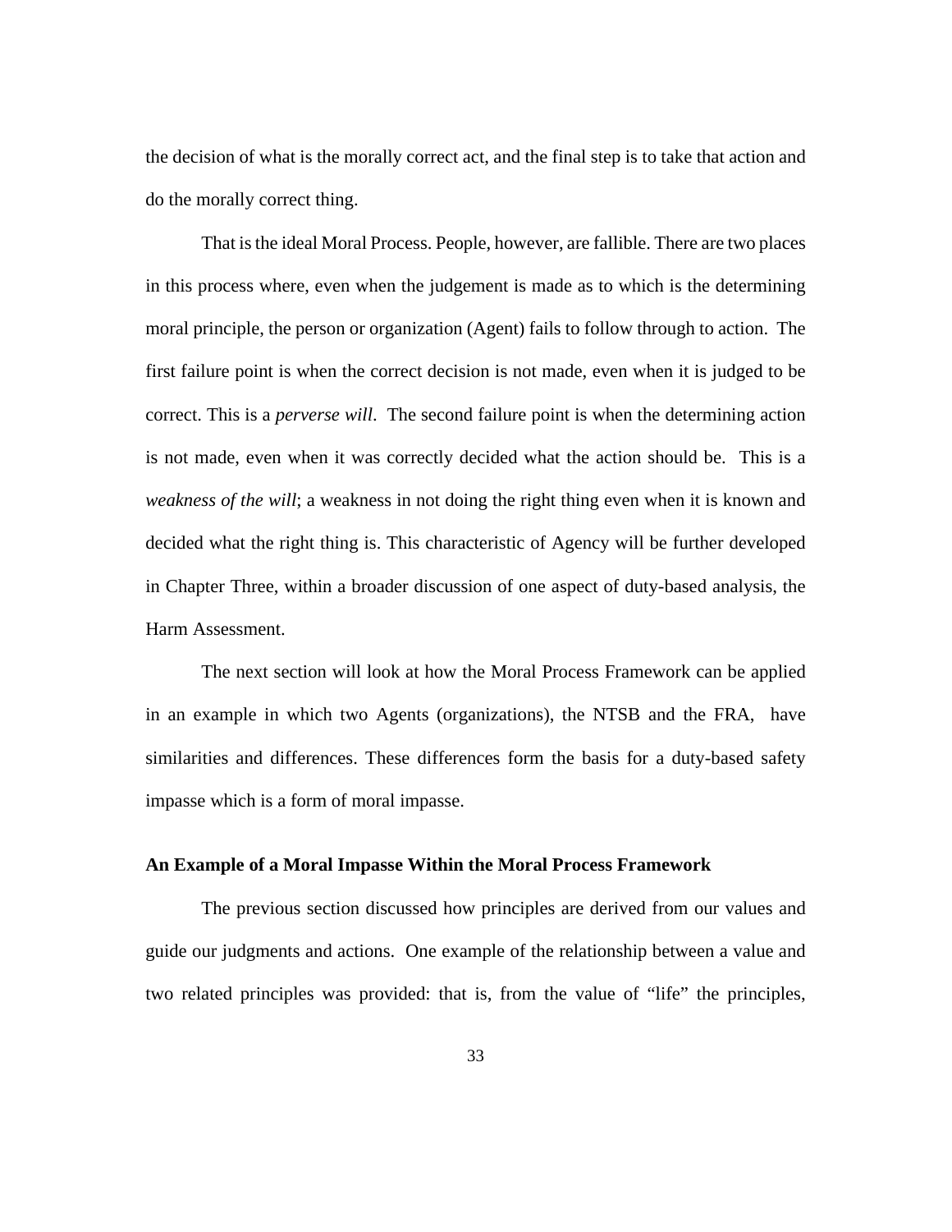the decision of what is the morally correct act, and the final step is to take that action and do the morally correct thing.

That is the ideal Moral Process. People, however, are fallible. There are two places in this process where, even when the judgement is made as to which is the determining moral principle, the person or organization (Agent) fails to follow through to action. The first failure point is when the correct decision is not made, even when it is judged to be correct. This is a *perverse will*. The second failure point is when the determining action is not made, even when it was correctly decided what the action should be. This is a *weakness of the will*; a weakness in not doing the right thing even when it is known and decided what the right thing is. This characteristic of Agency will be further developed in Chapter Three, within a broader discussion of one aspect of duty-based analysis, the Harm Assessment.

The next section will look at how the Moral Process Framework can be applied in an example in which two Agents (organizations), the NTSB and the FRA, have similarities and differences. These differences form the basis for a duty-based safety impasse which is a form of moral impasse.

**An Example of a Moral Impasse Within the Moral Process Framework**

The previous section discussed how principles are derived from our values and guide our judgments and actions. One example of the relationship between a value and two related principles was provided: that is, from the value of "life" the principles,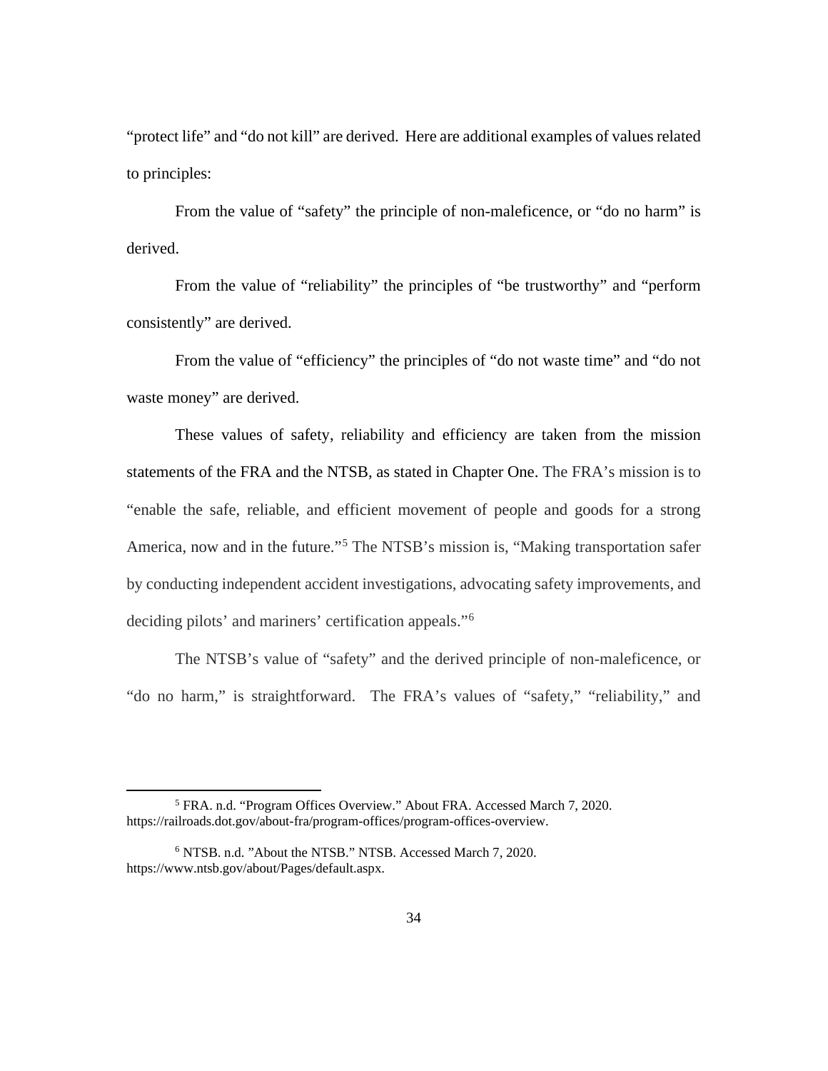"protect life" and "do not kill" are derived. Here are additional examples of values related to principles:

From the value of "safety" the principle of non-maleficence, or "do no harm" is derived.

From the value of "reliability" the principles of "be trustworthy" and "perform consistently" are derived.

From the value of "efficiency" the principles of "do not waste time" and "do not waste money" are derived.

These values of safety, reliability and efficiency are taken from the mission statements of the FRA and the NTSB, as stated in Chapter One. The FRA's mission is to "enable the safe, reliable, and efficient movement of people and goods for a strong America, now and in the future."[5] The NTSB's mission is, "Making transportation safer by conducting independent accident investigations, advocating safety improvements, and deciding pilots' and mariners' certification appeals."[6]

The NTSB's value of "safety" and the derived principle of non-maleficence, or "do no harm," is straightforward. The FRA's values of "safety," "reliability," and

---

[5] FRA. n.d. "Program Offices Overview." About FRA. Accessed March 7, 2020. https://railroads.dot.gov/about-fra/program-offices/program-offices-overview.

[6] NTSB. n.d. "About the NTSB." NTSB. Accessed March 7, 2020. https://www.ntsb.gov/about/Pages/default.aspx.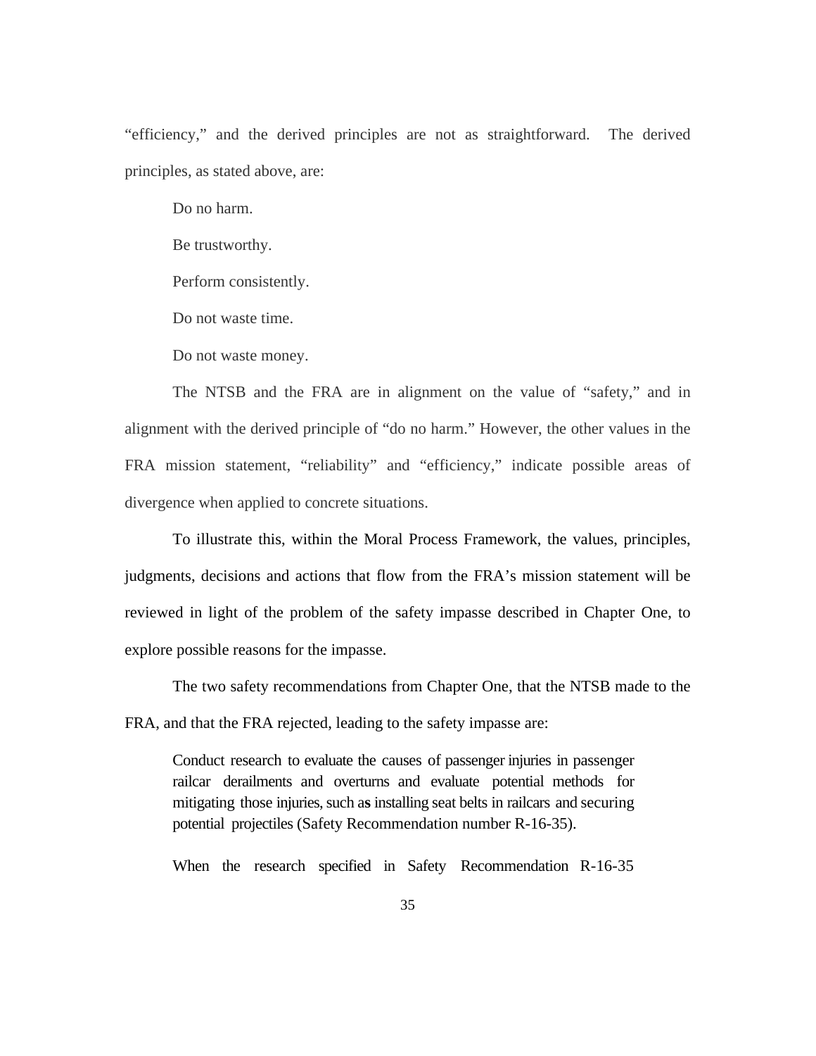"efficiency," and the derived principles are not as straightforward. The derived principles, as stated above, are:

Do no harm.

Be trustworthy.

Perform consistently.

Do not waste time.

Do not waste money.

The NTSB and the FRA are in alignment on the value of "safety," and in alignment with the derived principle of "do no harm." However, the other values in the FRA mission statement, "reliability" and "efficiency," indicate possible areas of divergence when applied to concrete situations.

To illustrate this, within the Moral Process Framework, the values, principles, judgments, decisions and actions that flow from the FRA's mission statement will be reviewed in light of the problem of the safety impasse described in Chapter One, to explore possible reasons for the impasse.

The two safety recommendations from Chapter One, that the NTSB made to the FRA, and that the FRA rejected, leading to the safety impasse are:

> Conduct research to evaluate the causes of passenger injuries in passenger railcar derailments and overturns and evaluate potential methods for mitigating those injuries, such as installing seat belts in railcars and securing potential projectiles (Safety Recommendation number R-16-35).
>
> When the research specified in Safety Recommendation R-16-35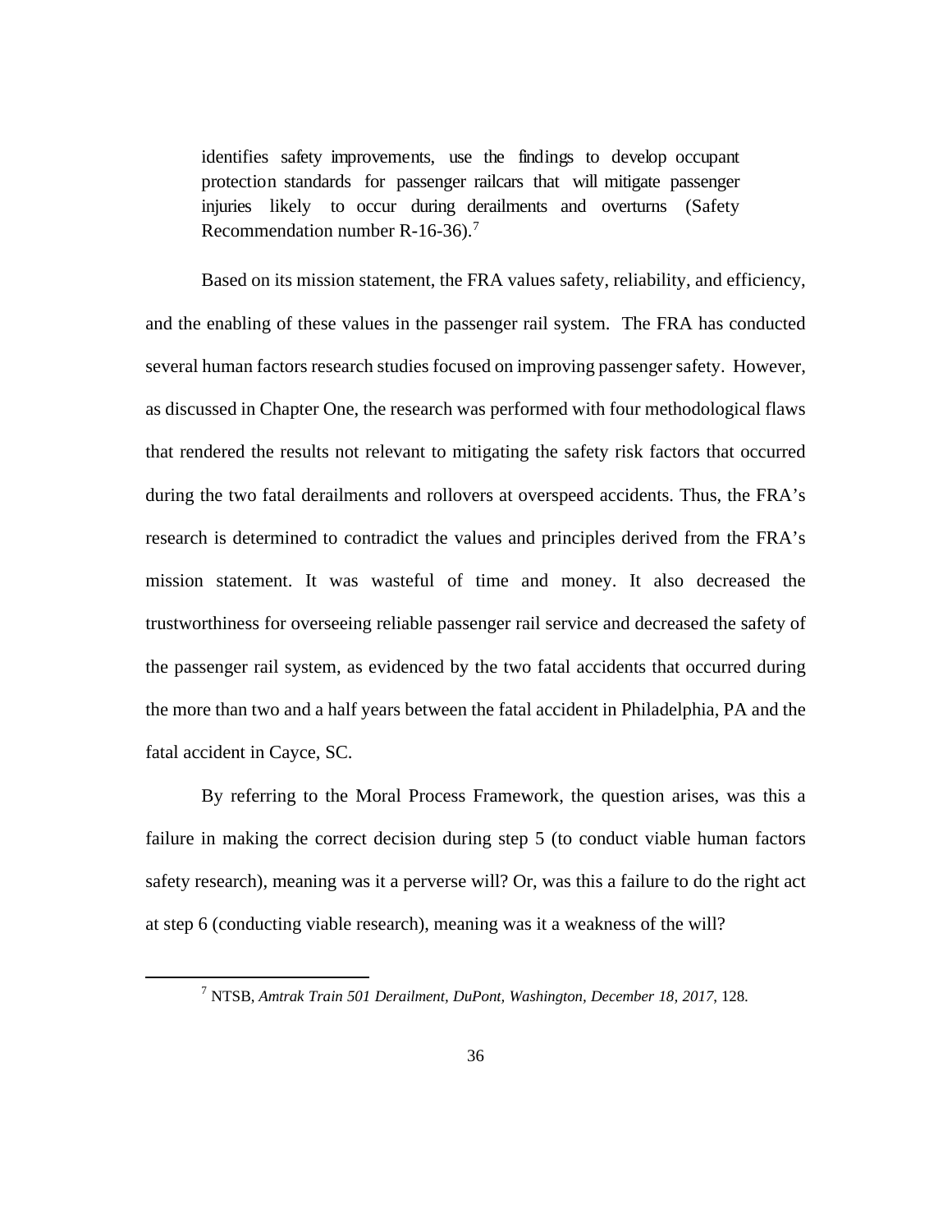> identifies safety improvements, use the findings to develop occupant protection standards for passenger railcars that will mitigate passenger injuries likely to occur during derailments and overturns (Safety Recommendation number R-16-36).[7]

Based on its mission statement, the FRA values safety, reliability, and efficiency, and the enabling of these values in the passenger rail system. The FRA has conducted several human factors research studies focused on improving passenger safety. However, as discussed in Chapter One, the research was performed with four methodological flaws that rendered the results not relevant to mitigating the safety risk factors that occurred during the two fatal derailments and rollovers at overspeed accidents. Thus, the FRA's research is determined to contradict the values and principles derived from the FRA's mission statement. It was wasteful of time and money. It also decreased the trustworthiness for overseeing reliable passenger rail service and decreased the safety of the passenger rail system, as evidenced by the two fatal accidents that occurred during the more than two and a half years between the fatal accident in Philadelphia, PA and the fatal accident in Cayce, SC.

By referring to the Moral Process Framework, the question arises, was this a failure in making the correct decision during step 5 (to conduct viable human factors safety research), meaning was it a perverse will? Or, was this a failure to do the right act at step 6 (conducting viable research), meaning was it a weakness of the will?

[7] NTSB, *Amtrak Train 501 Derailment, DuPont, Washington, December 18, 2017*, 128.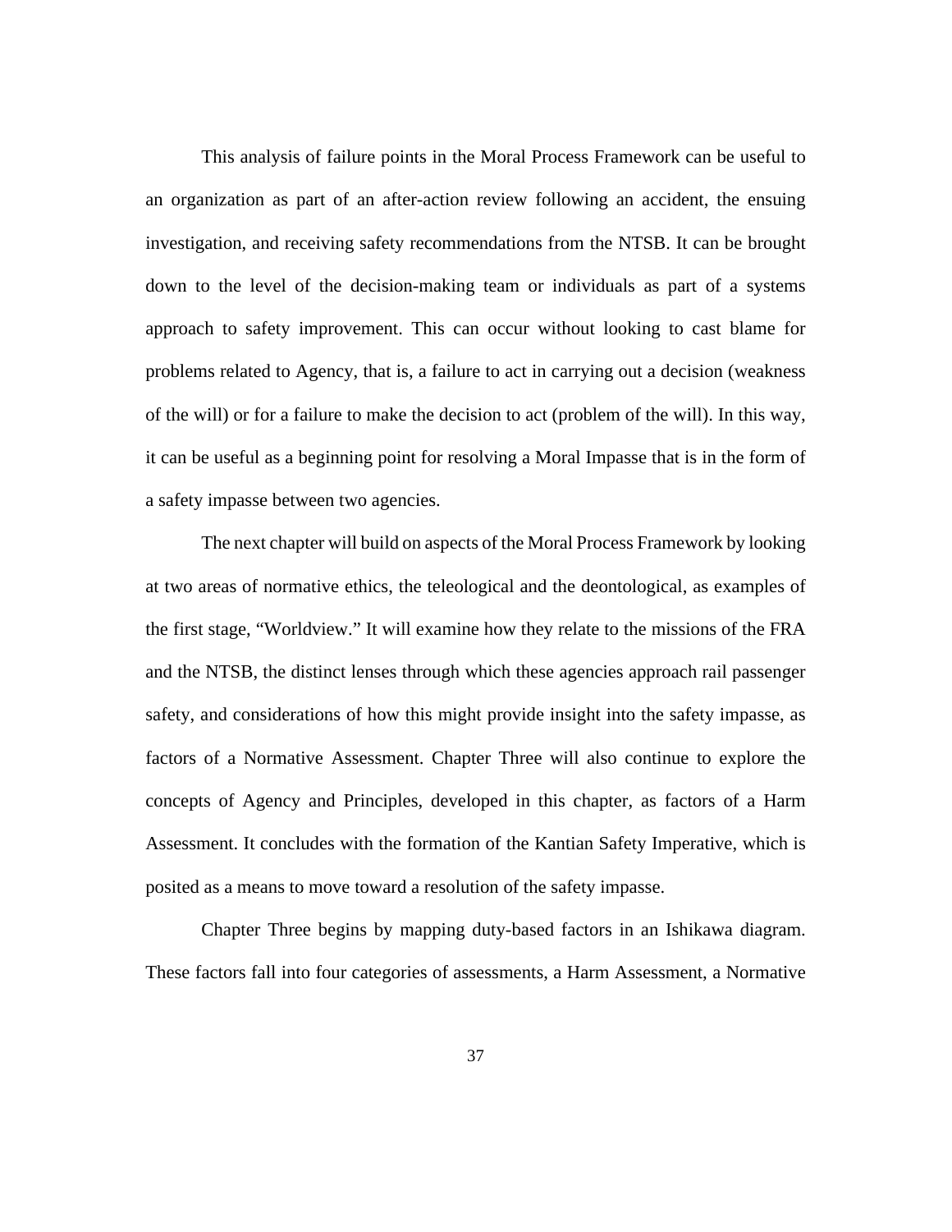This analysis of failure points in the Moral Process Framework can be useful to an organization as part of an after-action review following an accident, the ensuing investigation, and receiving safety recommendations from the NTSB. It can be brought down to the level of the decision-making team or individuals as part of a systems approach to safety improvement. This can occur without looking to cast blame for problems related to Agency, that is, a failure to act in carrying out a decision (weakness of the will) or for a failure to make the decision to act (problem of the will). In this way, it can be useful as a beginning point for resolving a Moral Impasse that is in the form of a safety impasse between two agencies.

The next chapter will build on aspects of the Moral Process Framework by looking at two areas of normative ethics, the teleological and the deontological, as examples of the first stage, "Worldview." It will examine how they relate to the missions of the FRA and the NTSB, the distinct lenses through which these agencies approach rail passenger safety, and considerations of how this might provide insight into the safety impasse, as factors of a Normative Assessment. Chapter Three will also continue to explore the concepts of Agency and Principles, developed in this chapter, as factors of a Harm Assessment. It concludes with the formation of the Kantian Safety Imperative, which is posited as a means to move toward a resolution of the safety impasse.

Chapter Three begins by mapping duty-based factors in an Ishikawa diagram. These factors fall into four categories of assessments, a Harm Assessment, a Normative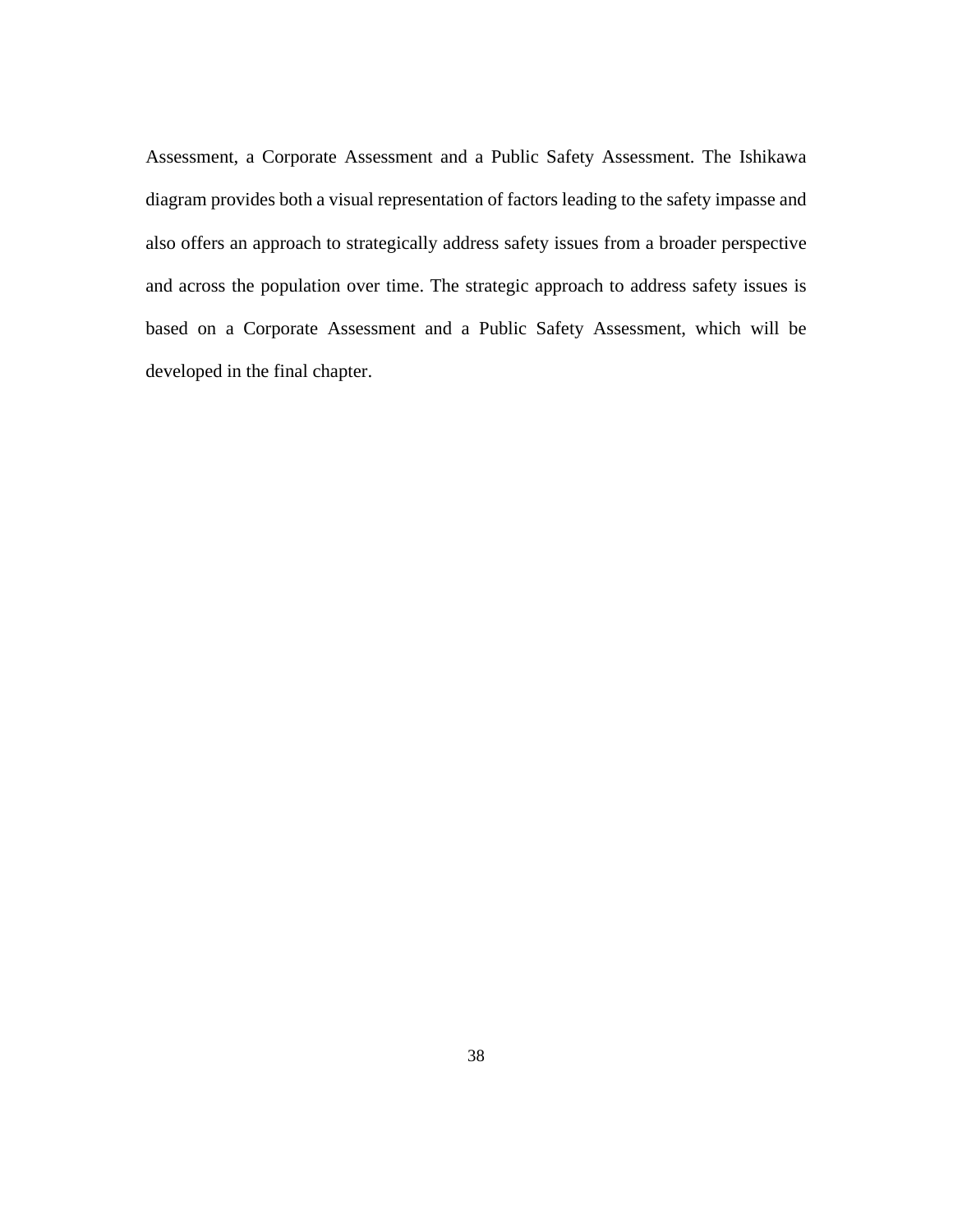Assessment, a Corporate Assessment and a Public Safety Assessment. The Ishikawa diagram provides both a visual representation of factors leading to the safety impasse and also offers an approach to strategically address safety issues from a broader perspective and across the population over time. The strategic approach to address safety issues is based on a Corporate Assessment and a Public Safety Assessment, which will be developed in the final chapter.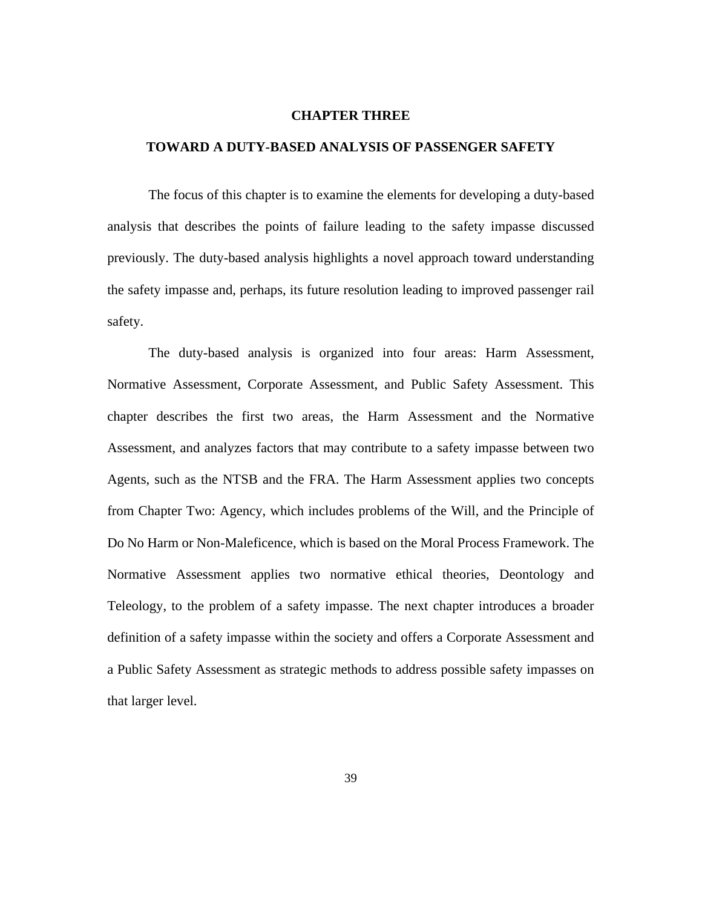# CHAPTER THREE

## TOWARD A DUTY-BASED ANALYSIS OF PASSENGER SAFETY

The focus of this chapter is to examine the elements for developing a duty-based analysis that describes the points of failure leading to the safety impasse discussed previously. The duty-based analysis highlights a novel approach toward understanding the safety impasse and, perhaps, its future resolution leading to improved passenger rail safety.

The duty-based analysis is organized into four areas: Harm Assessment, Normative Assessment, Corporate Assessment, and Public Safety Assessment. This chapter describes the first two areas, the Harm Assessment and the Normative Assessment, and analyzes factors that may contribute to a safety impasse between two Agents, such as the NTSB and the FRA. The Harm Assessment applies two concepts from Chapter Two: Agency, which includes problems of the Will, and the Principle of Do No Harm or Non-Maleficence, which is based on the Moral Process Framework. The Normative Assessment applies two normative ethical theories, Deontology and Teleology, to the problem of a safety impasse. The next chapter introduces a broader definition of a safety impasse within the society and offers a Corporate Assessment and a Public Safety Assessment as strategic methods to address possible safety impasses on that larger level.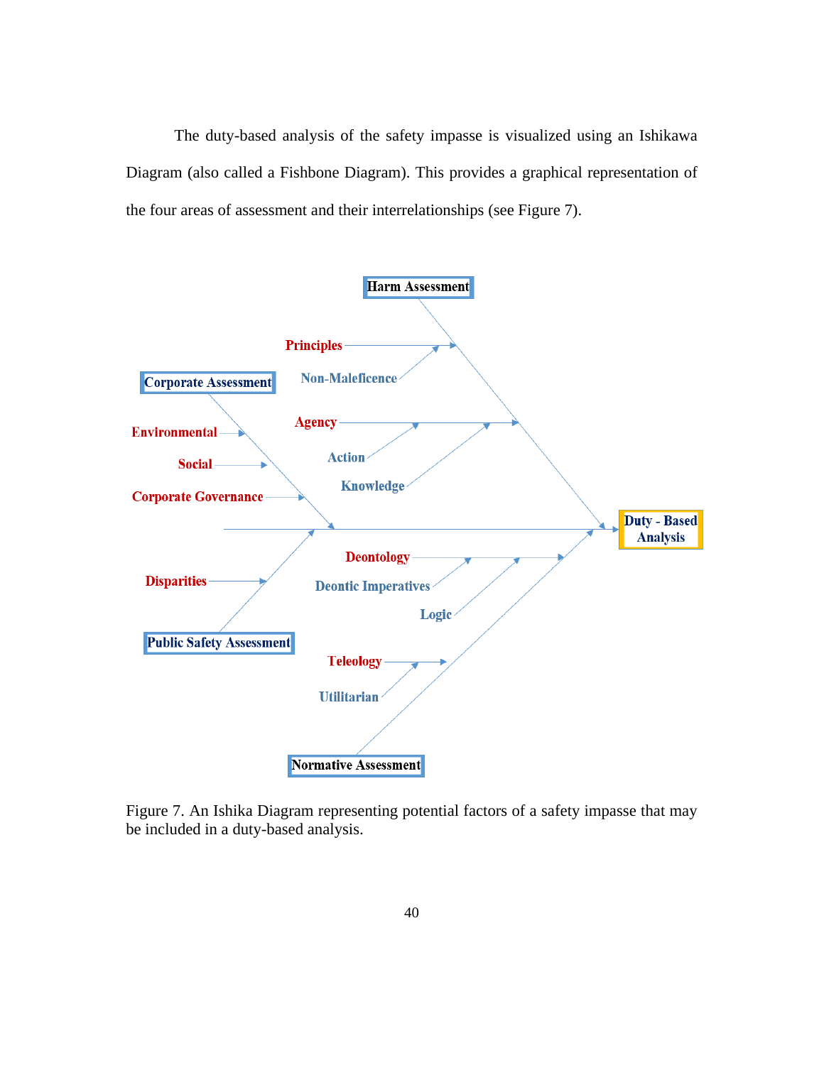The duty-based analysis of the safety impasse is visualized using an Ishikawa Diagram (also called a Fishbone Diagram). This provides a graphical representation of the four areas of assessment and their interrelationships (see Figure 7).

**Harm Assessment**

- Principles
  - Non-Maleficence
- Agency
  - Action
  - Knowledge

**Corporate Assessment**

- Environmental
- Social
- Corporate Governance

**Public Safety Assessment**

- Disparities

**Normative Assessment**

- Deontology
  - Deontic Imperatives
  - Logic
- Teleology
  - Utilitarian

**Duty - Based Analysis**

Figure 7. An Ishika Diagram representing potential factors of a safety impasse that may be included in a duty-based analysis.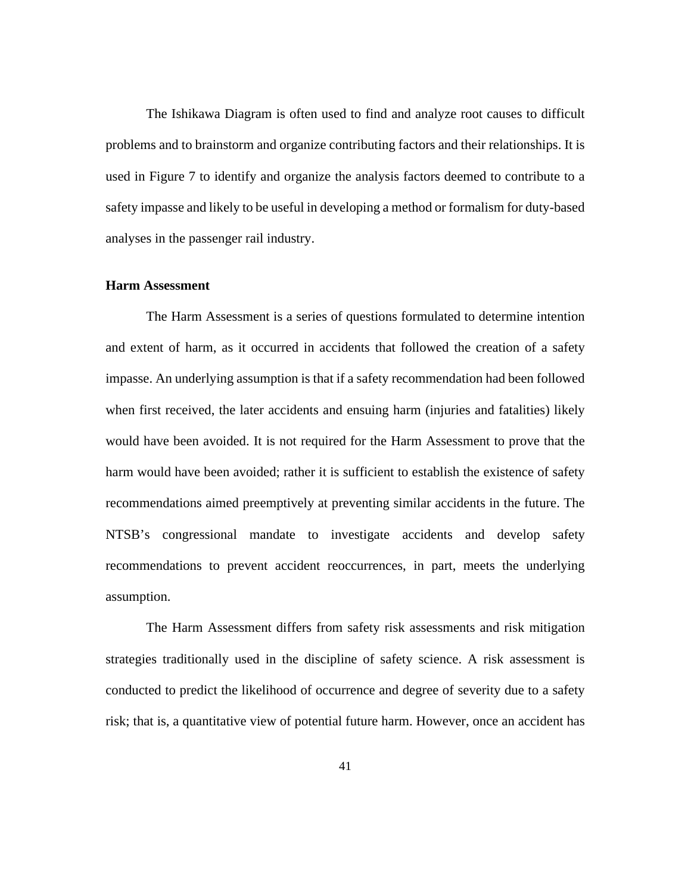The Ishikawa Diagram is often used to find and analyze root causes to difficult problems and to brainstorm and organize contributing factors and their relationships. It is used in Figure 7 to identify and organize the analysis factors deemed to contribute to a safety impasse and likely to be useful in developing a method or formalism for duty-based analyses in the passenger rail industry.

### Harm Assessment

The Harm Assessment is a series of questions formulated to determine intention and extent of harm, as it occurred in accidents that followed the creation of a safety impasse. An underlying assumption is that if a safety recommendation had been followed when first received, the later accidents and ensuing harm (injuries and fatalities) likely would have been avoided. It is not required for the Harm Assessment to prove that the harm would have been avoided; rather it is sufficient to establish the existence of safety recommendations aimed preemptively at preventing similar accidents in the future. The NTSB's congressional mandate to investigate accidents and develop safety recommendations to prevent accident reoccurrences, in part, meets the underlying assumption.

The Harm Assessment differs from safety risk assessments and risk mitigation strategies traditionally used in the discipline of safety science. A risk assessment is conducted to predict the likelihood of occurrence and degree of severity due to a safety risk; that is, a quantitative view of potential future harm. However, once an accident has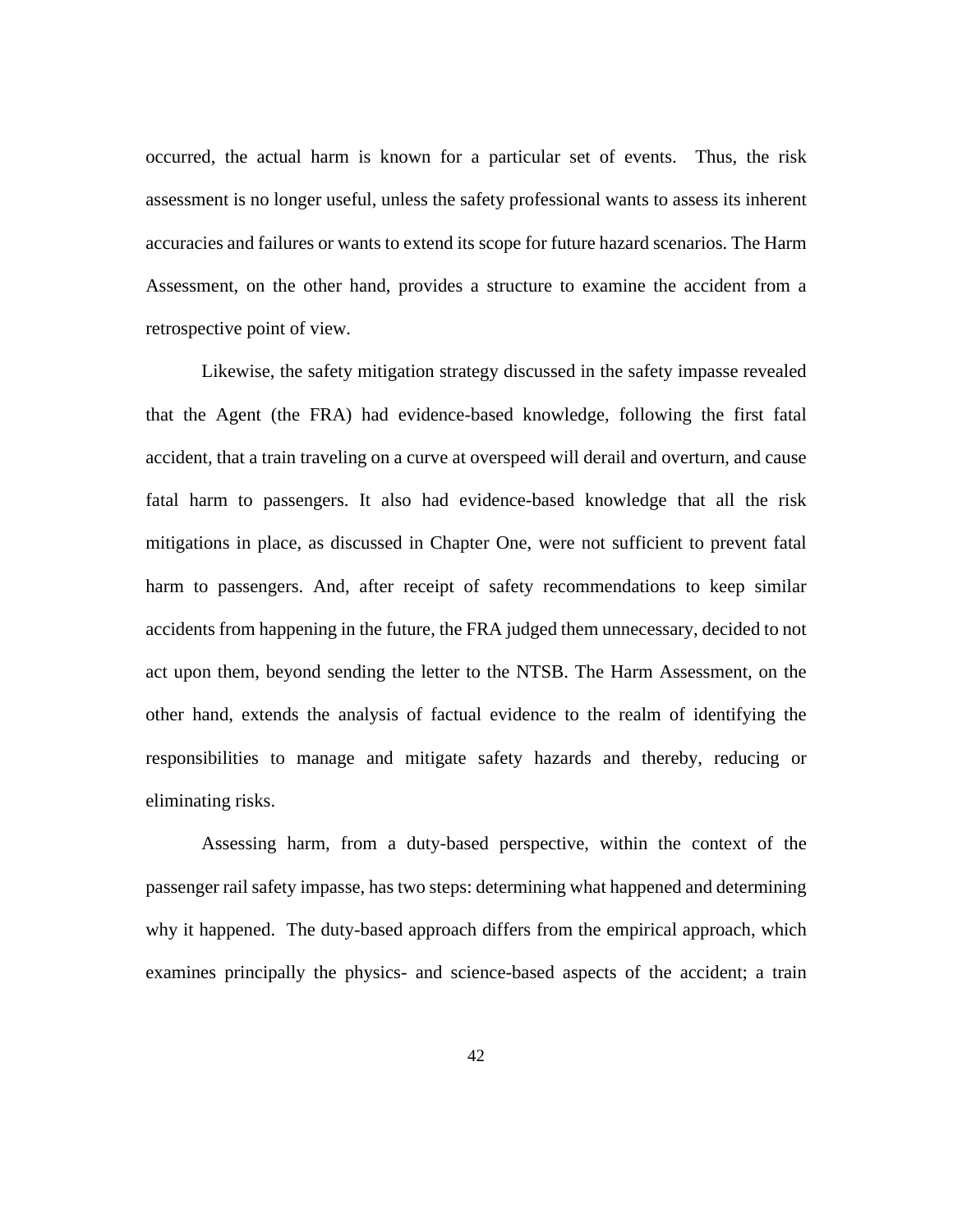occurred, the actual harm is known for a particular set of events. Thus, the risk assessment is no longer useful, unless the safety professional wants to assess its inherent accuracies and failures or wants to extend its scope for future hazard scenarios. The Harm Assessment, on the other hand, provides a structure to examine the accident from a retrospective point of view.

Likewise, the safety mitigation strategy discussed in the safety impasse revealed that the Agent (the FRA) had evidence-based knowledge, following the first fatal accident, that a train traveling on a curve at overspeed will derail and overturn, and cause fatal harm to passengers. It also had evidence-based knowledge that all the risk mitigations in place, as discussed in Chapter One, were not sufficient to prevent fatal harm to passengers. And, after receipt of safety recommendations to keep similar accidents from happening in the future, the FRA judged them unnecessary, decided to not act upon them, beyond sending the letter to the NTSB. The Harm Assessment, on the other hand, extends the analysis of factual evidence to the realm of identifying the responsibilities to manage and mitigate safety hazards and thereby, reducing or eliminating risks.

Assessing harm, from a duty-based perspective, within the context of the passenger rail safety impasse, has two steps: determining what happened and determining why it happened. The duty-based approach differs from the empirical approach, which examines principally the physics- and science-based aspects of the accident; a train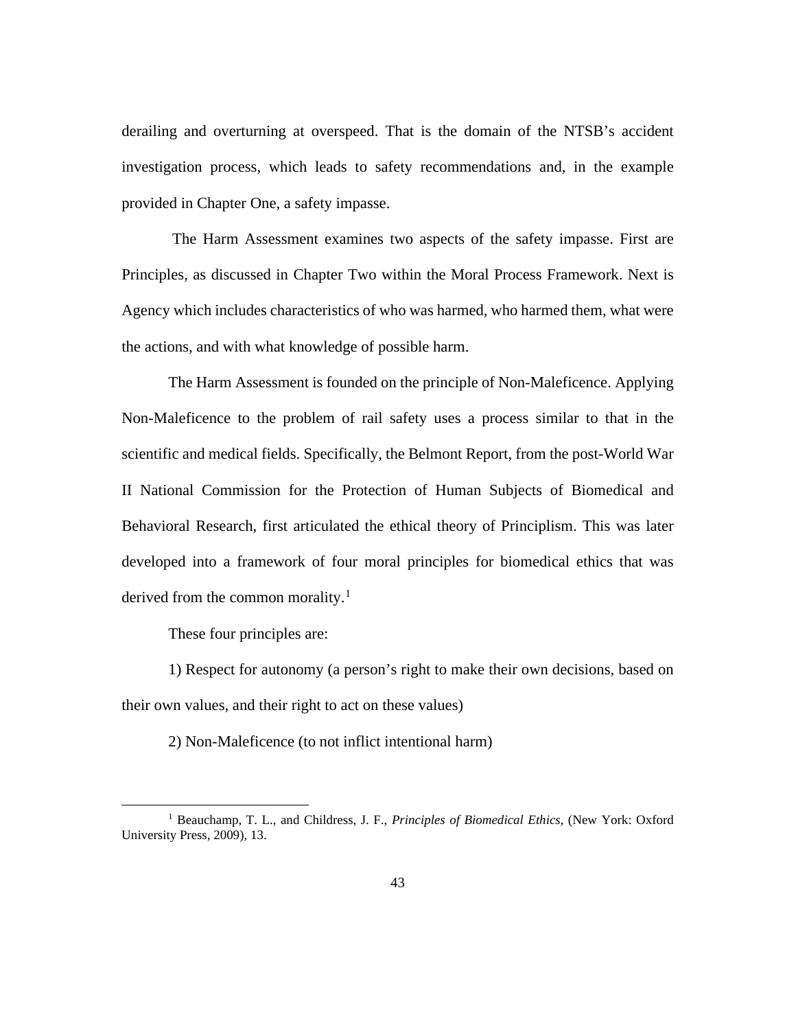derailing and overturning at overspeed. That is the domain of the NTSB's accident investigation process, which leads to safety recommendations and, in the example provided in Chapter One, a safety impasse.

The Harm Assessment examines two aspects of the safety impasse. First are Principles, as discussed in Chapter Two within the Moral Process Framework. Next is Agency which includes characteristics of who was harmed, who harmed them, what were the actions, and with what knowledge of possible harm.

The Harm Assessment is founded on the principle of Non-Maleficence. Applying Non-Maleficence to the problem of rail safety uses a process similar to that in the scientific and medical fields. Specifically, the Belmont Report, from the post-World War II National Commission for the Protection of Human Subjects of Biomedical and Behavioral Research, first articulated the ethical theory of Principlism. This was later developed into a framework of four moral principles for biomedical ethics that was derived from the common morality.[1]

These four principles are:

1) Respect for autonomy (a person's right to make their own decisions, based on their own values, and their right to act on these values)

2) Non-Maleficence (to not inflict intentional harm)

---

[1] Beauchamp, T. L., and Childress, J. F., *Principles of Biomedical Ethics,* (New York: Oxford University Press, 2009), 13.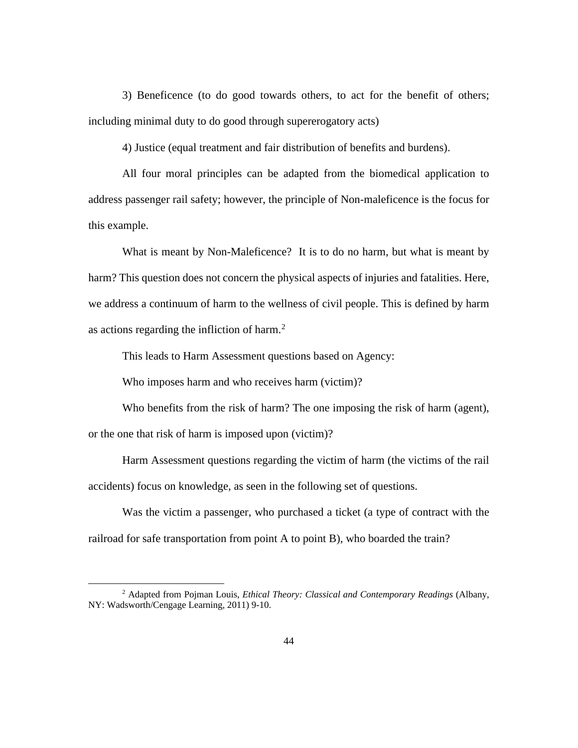3) Beneficence (to do good towards others, to act for the benefit of others; including minimal duty to do good through supererogatory acts)

4) Justice (equal treatment and fair distribution of benefits and burdens).

All four moral principles can be adapted from the biomedical application to address passenger rail safety; however, the principle of Non-maleficence is the focus for this example.

What is meant by Non-Maleficence? It is to do no harm, but what is meant by harm? This question does not concern the physical aspects of injuries and fatalities. Here, we address a continuum of harm to the wellness of civil people. This is defined by harm as actions regarding the infliction of harm.[2]

This leads to Harm Assessment questions based on Agency:

Who imposes harm and who receives harm (victim)?

Who benefits from the risk of harm? The one imposing the risk of harm (agent), or the one that risk of harm is imposed upon (victim)?

Harm Assessment questions regarding the victim of harm (the victims of the rail accidents) focus on knowledge, as seen in the following set of questions.

Was the victim a passenger, who purchased a ticket (a type of contract with the railroad for safe transportation from point A to point B), who boarded the train?

---

[2] Adapted from Pojman Louis, *Ethical Theory: Classical and Contemporary Readings* (Albany, NY: Wadsworth/Cengage Learning, 2011) 9-10.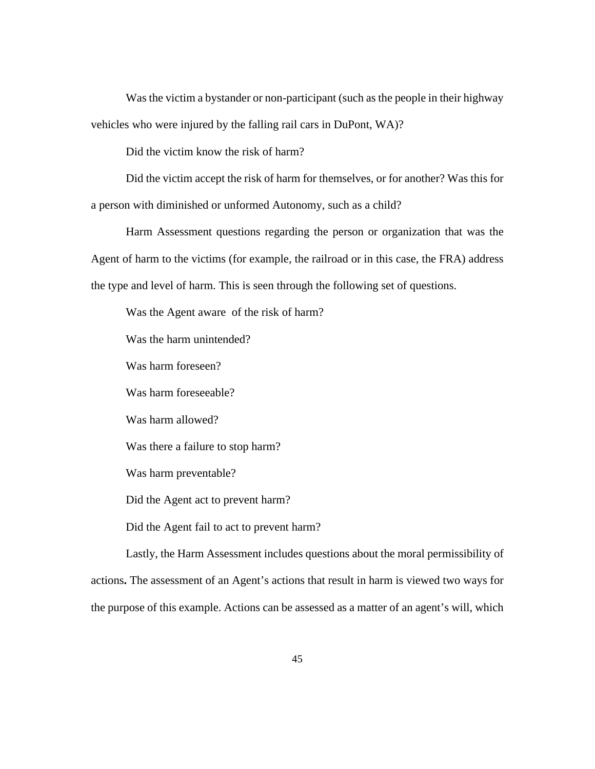Was the victim a bystander or non-participant (such as the people in their highway vehicles who were injured by the falling rail cars in DuPont, WA)?

Did the victim know the risk of harm?

Did the victim accept the risk of harm for themselves, or for another? Was this for a person with diminished or unformed Autonomy, such as a child?

Harm Assessment questions regarding the person or organization that was the Agent of harm to the victims (for example, the railroad or in this case, the FRA) address the type and level of harm. This is seen through the following set of questions.

Was the Agent aware of the risk of harm?

Was the harm unintended?

Was harm foreseen?

Was harm foreseeable?

Was harm allowed?

Was there a failure to stop harm?

Was harm preventable?

Did the Agent act to prevent harm?

Did the Agent fail to act to prevent harm?

Lastly, the Harm Assessment includes questions about the moral permissibility of actions**.** The assessment of an Agent's actions that result in harm is viewed two ways for the purpose of this example. Actions can be assessed as a matter of an agent's will, which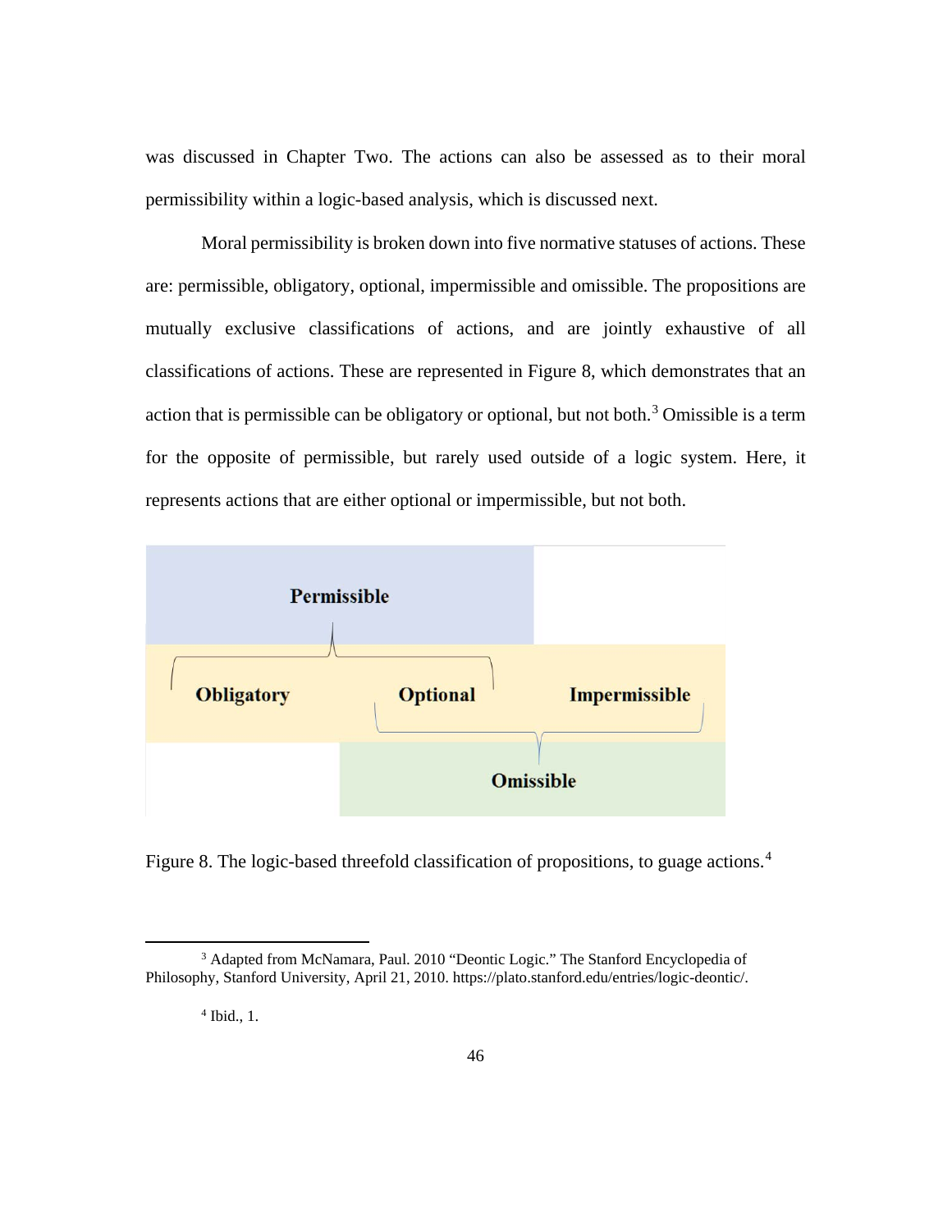was discussed in Chapter Two. The actions can also be assessed as to their moral permissibility within a logic-based analysis, which is discussed next.

Moral permissibility is broken down into five normative statuses of actions. These are: permissible, obligatory, optional, impermissible and omissible. The propositions are mutually exclusive classifications of actions, and are jointly exhaustive of all classifications of actions. These are represented in Figure 8, which demonstrates that an action that is permissible can be obligatory or optional, but not both.[3] Omissible is a term for the opposite of permissible, but rarely used outside of a logic system. Here, it represents actions that are either optional or impermissible, but not both.

| Permissible | | |
|---|---|---|
| Obligatory | Optional | Impermissible |
| | Omissible | |

Figure 8. The logic-based threefold classification of propositions, to guage actions.[4]

---

[3] Adapted from McNamara, Paul. 2010 "Deontic Logic." The Stanford Encyclopedia of Philosophy, Stanford University, April 21, 2010. https://plato.stanford.edu/entries/logic-deontic/.

[4] Ibid., 1.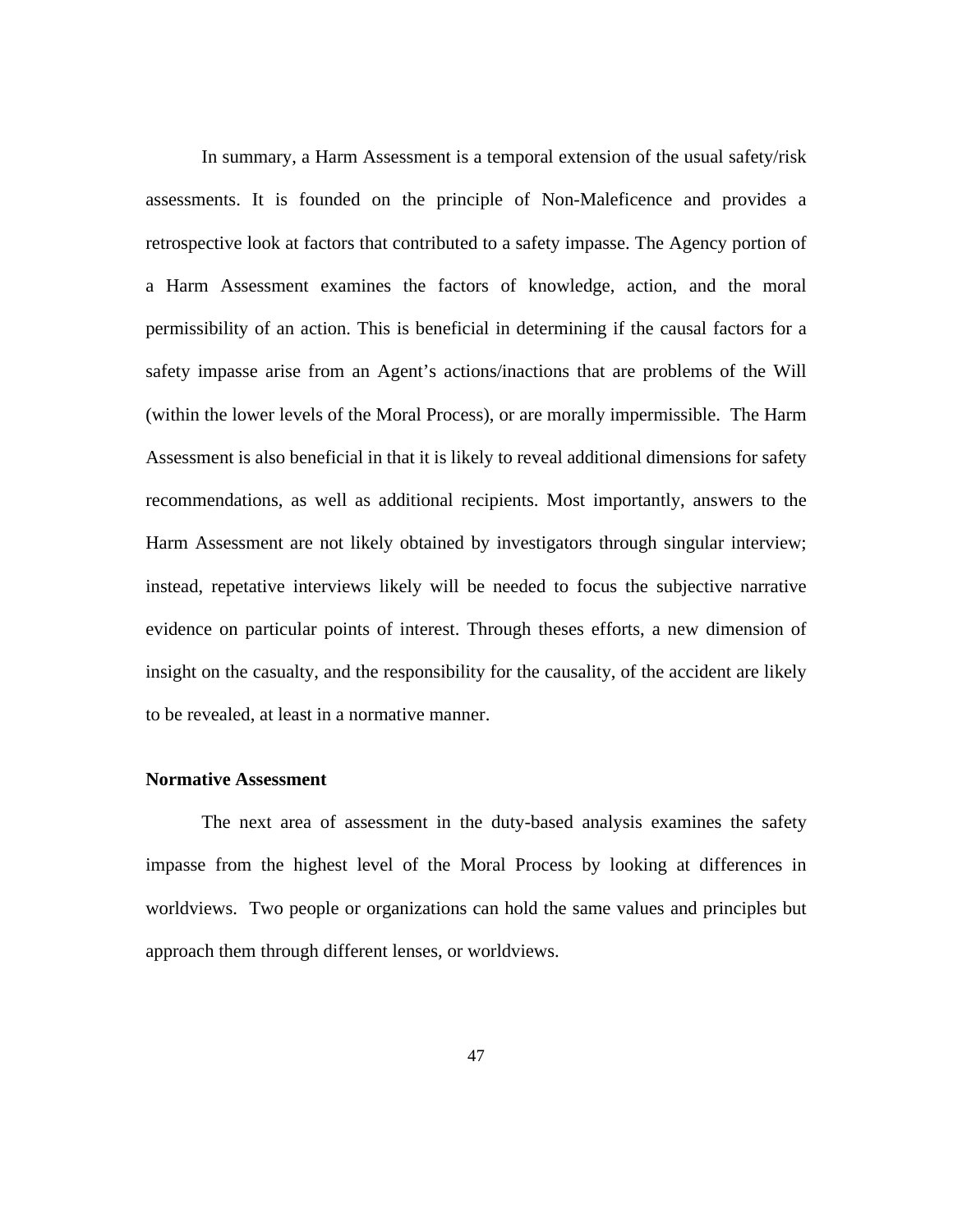In summary, a Harm Assessment is a temporal extension of the usual safety/risk assessments. It is founded on the principle of Non-Maleficence and provides a retrospective look at factors that contributed to a safety impasse. The Agency portion of a Harm Assessment examines the factors of knowledge, action, and the moral permissibility of an action. This is beneficial in determining if the causal factors for a safety impasse arise from an Agent's actions/inactions that are problems of the Will (within the lower levels of the Moral Process), or are morally impermissible. The Harm Assessment is also beneficial in that it is likely to reveal additional dimensions for safety recommendations, as well as additional recipients. Most importantly, answers to the Harm Assessment are not likely obtained by investigators through singular interview; instead, repetative interviews likely will be needed to focus the subjective narrative evidence on particular points of interest. Through theses efforts, a new dimension of insight on the casualty, and the responsibility for the causality, of the accident are likely to be revealed, at least in a normative manner.

**Normative Assessment**

The next area of assessment in the duty-based analysis examines the safety impasse from the highest level of the Moral Process by looking at differences in worldviews. Two people or organizations can hold the same values and principles but approach them through different lenses, or worldviews.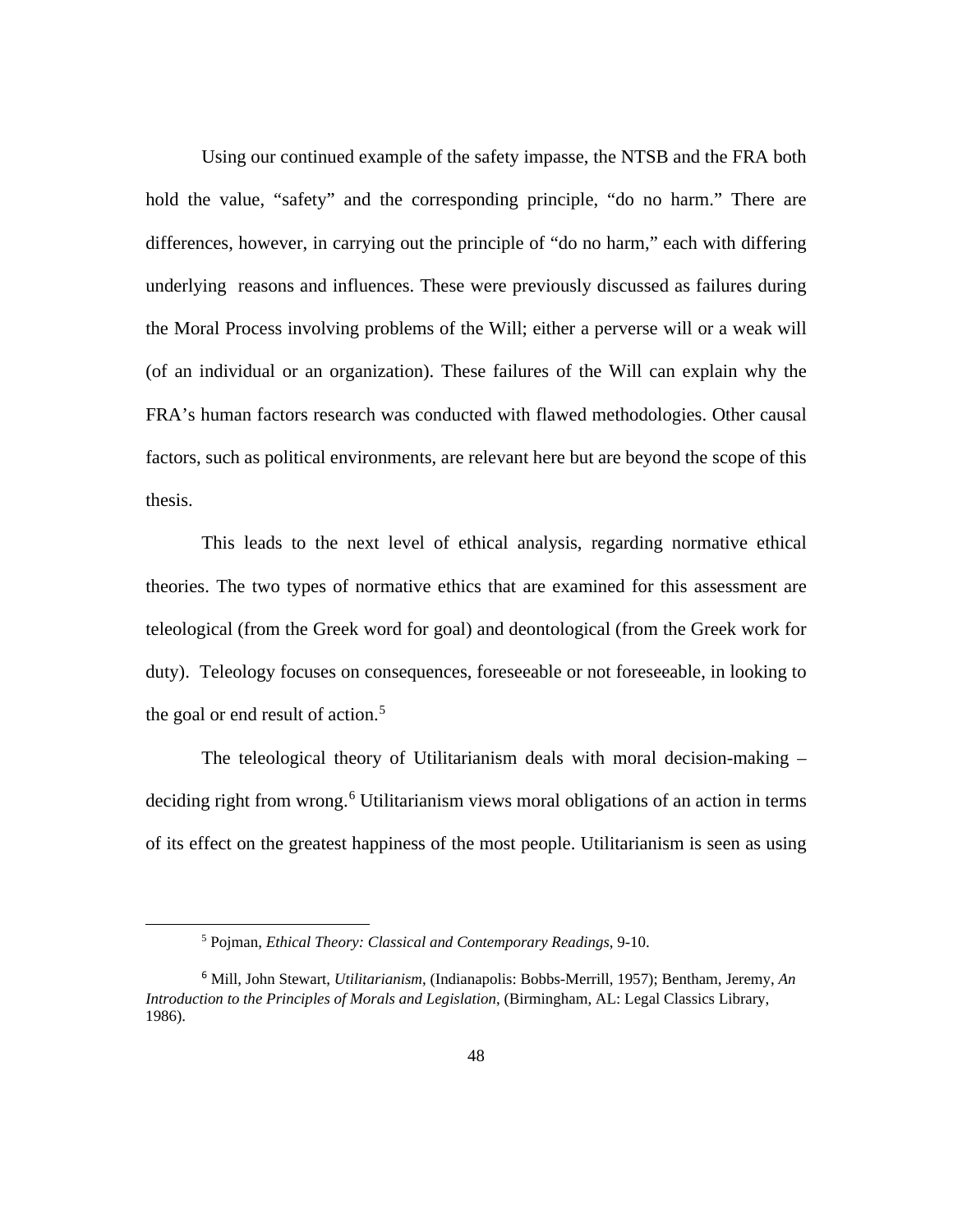Using our continued example of the safety impasse, the NTSB and the FRA both hold the value, “safety” and the corresponding principle, “do no harm.” There are differences, however, in carrying out the principle of “do no harm,” each with differing underlying reasons and influences. These were previously discussed as failures during the Moral Process involving problems of the Will; either a perverse will or a weak will (of an individual or an organization). These failures of the Will can explain why the FRA’s human factors research was conducted with flawed methodologies. Other causal factors, such as political environments, are relevant here but are beyond the scope of this thesis.

This leads to the next level of ethical analysis, regarding normative ethical theories. The two types of normative ethics that are examined for this assessment are teleological (from the Greek word for goal) and deontological (from the Greek work for duty). Teleology focuses on consequences, foreseeable or not foreseeable, in looking to the goal or end result of action.[5]

The teleological theory of Utilitarianism deals with moral decision-making – deciding right from wrong.[6] Utilitarianism views moral obligations of an action in terms of its effect on the greatest happiness of the most people. Utilitarianism is seen as using

---

[5] Pojman, *Ethical Theory: Classical and Contemporary Readings*, 9-10.

[6] Mill, John Stewart, *Utilitarianism*, (Indianapolis: Bobbs-Merrill, 1957); Bentham, Jeremy, *An Introduction to the Principles of Morals and Legislation*, (Birmingham, AL: Legal Classics Library, 1986).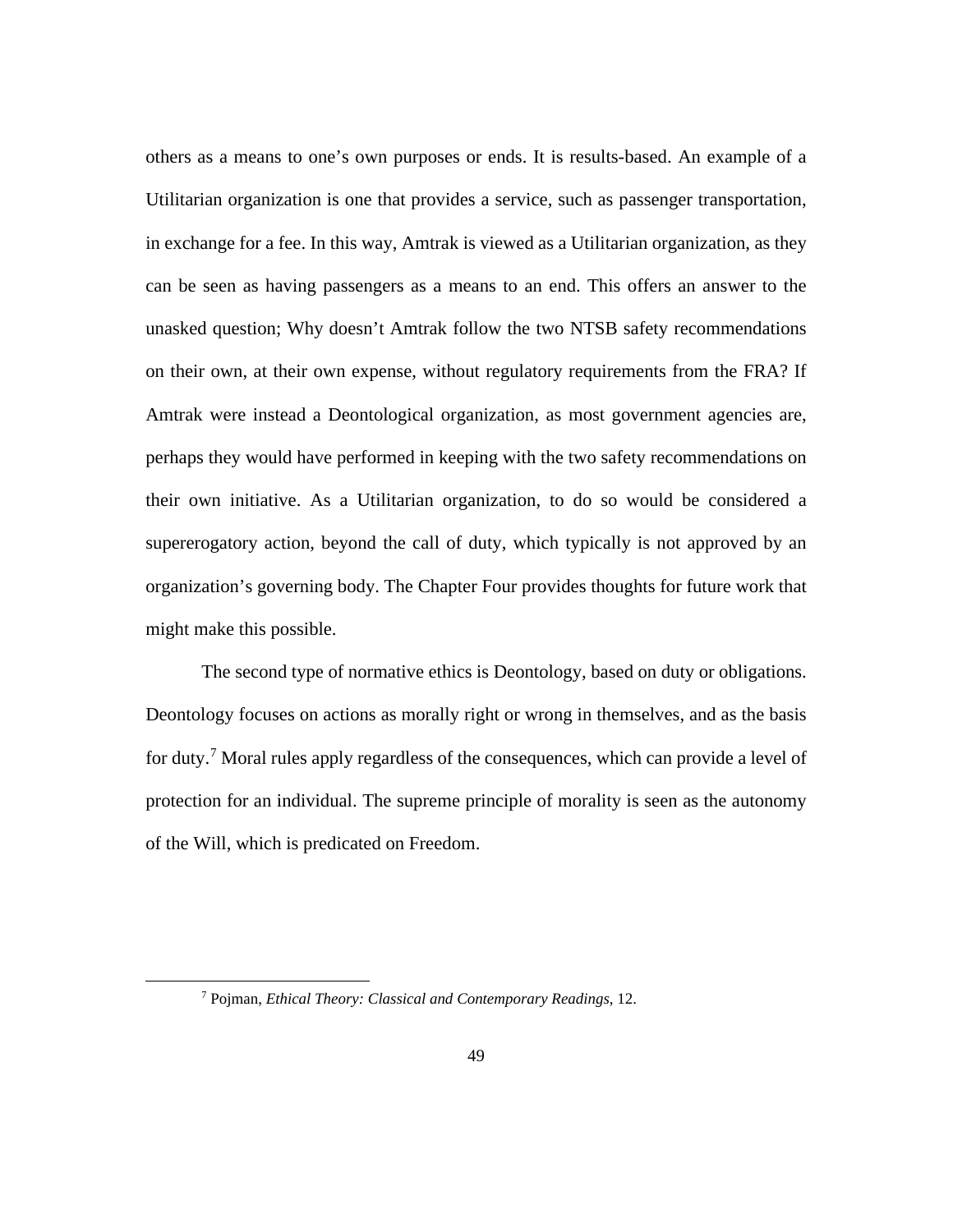others as a means to one's own purposes or ends. It is results-based. An example of a Utilitarian organization is one that provides a service, such as passenger transportation, in exchange for a fee. In this way, Amtrak is viewed as a Utilitarian organization, as they can be seen as having passengers as a means to an end. This offers an answer to the unasked question; Why doesn't Amtrak follow the two NTSB safety recommendations on their own, at their own expense, without regulatory requirements from the FRA? If Amtrak were instead a Deontological organization, as most government agencies are, perhaps they would have performed in keeping with the two safety recommendations on their own initiative. As a Utilitarian organization, to do so would be considered a supererogatory action, beyond the call of duty, which typically is not approved by an organization's governing body. The Chapter Four provides thoughts for future work that might make this possible.

The second type of normative ethics is Deontology, based on duty or obligations. Deontology focuses on actions as morally right or wrong in themselves, and as the basis for duty.[7] Moral rules apply regardless of the consequences, which can provide a level of protection for an individual. The supreme principle of morality is seen as the autonomy of the Will, which is predicated on Freedom.

---

[7] Pojman, *Ethical Theory: Classical and Contemporary Readings*, 12.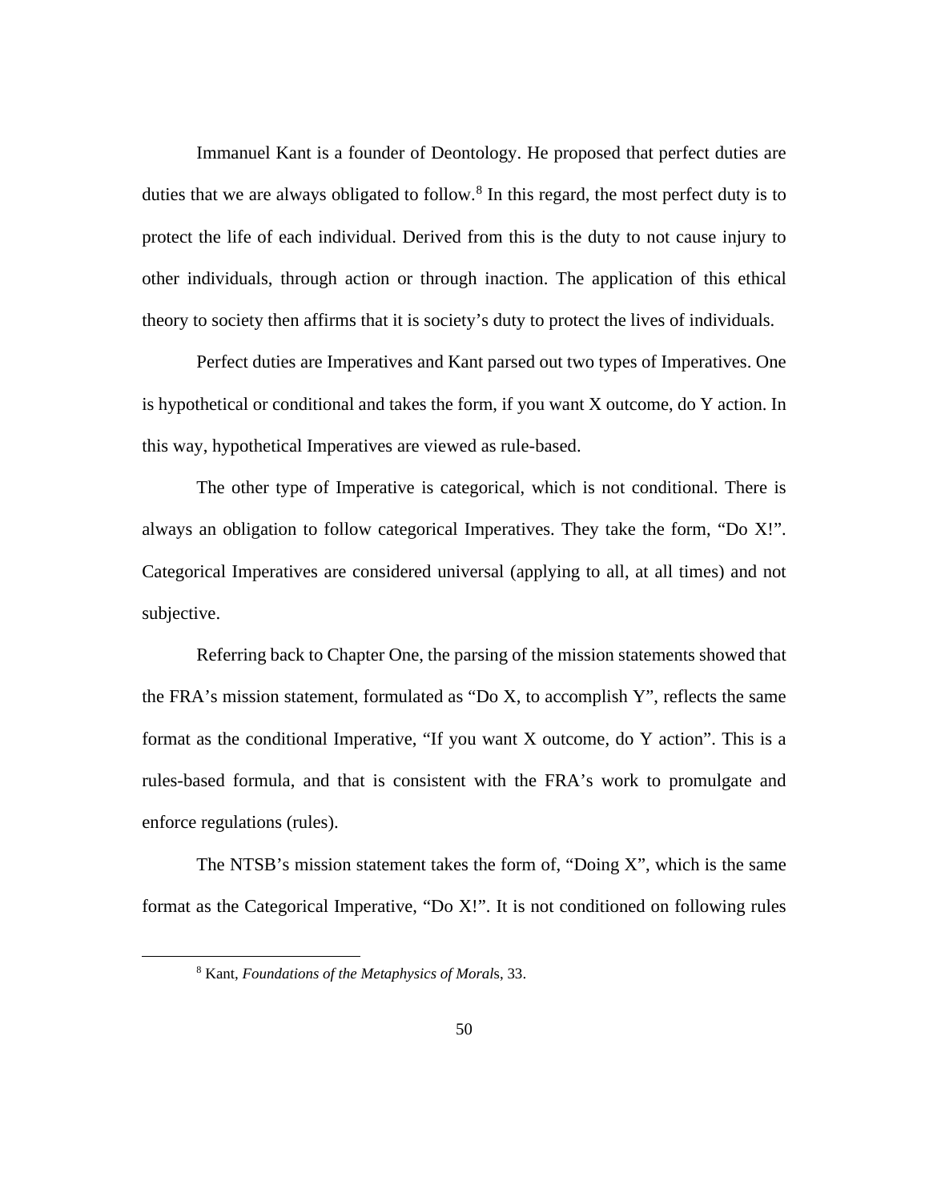Immanuel Kant is a founder of Deontology. He proposed that perfect duties are duties that we are always obligated to follow.[8] In this regard, the most perfect duty is to protect the life of each individual. Derived from this is the duty to not cause injury to other individuals, through action or through inaction. The application of this ethical theory to society then affirms that it is society's duty to protect the lives of individuals.

Perfect duties are Imperatives and Kant parsed out two types of Imperatives. One is hypothetical or conditional and takes the form, if you want X outcome, do Y action. In this way, hypothetical Imperatives are viewed as rule-based.

The other type of Imperative is categorical, which is not conditional. There is always an obligation to follow categorical Imperatives. They take the form, "Do X!". Categorical Imperatives are considered universal (applying to all, at all times) and not subjective.

Referring back to Chapter One, the parsing of the mission statements showed that the FRA's mission statement, formulated as "Do X, to accomplish Y", reflects the same format as the conditional Imperative, "If you want X outcome, do Y action". This is a rules-based formula, and that is consistent with the FRA's work to promulgate and enforce regulations (rules).

The NTSB's mission statement takes the form of, "Doing X", which is the same format as the Categorical Imperative, "Do X!". It is not conditioned on following rules

---

[8] Kant, *Foundations of the Metaphysics of Morals*, 33.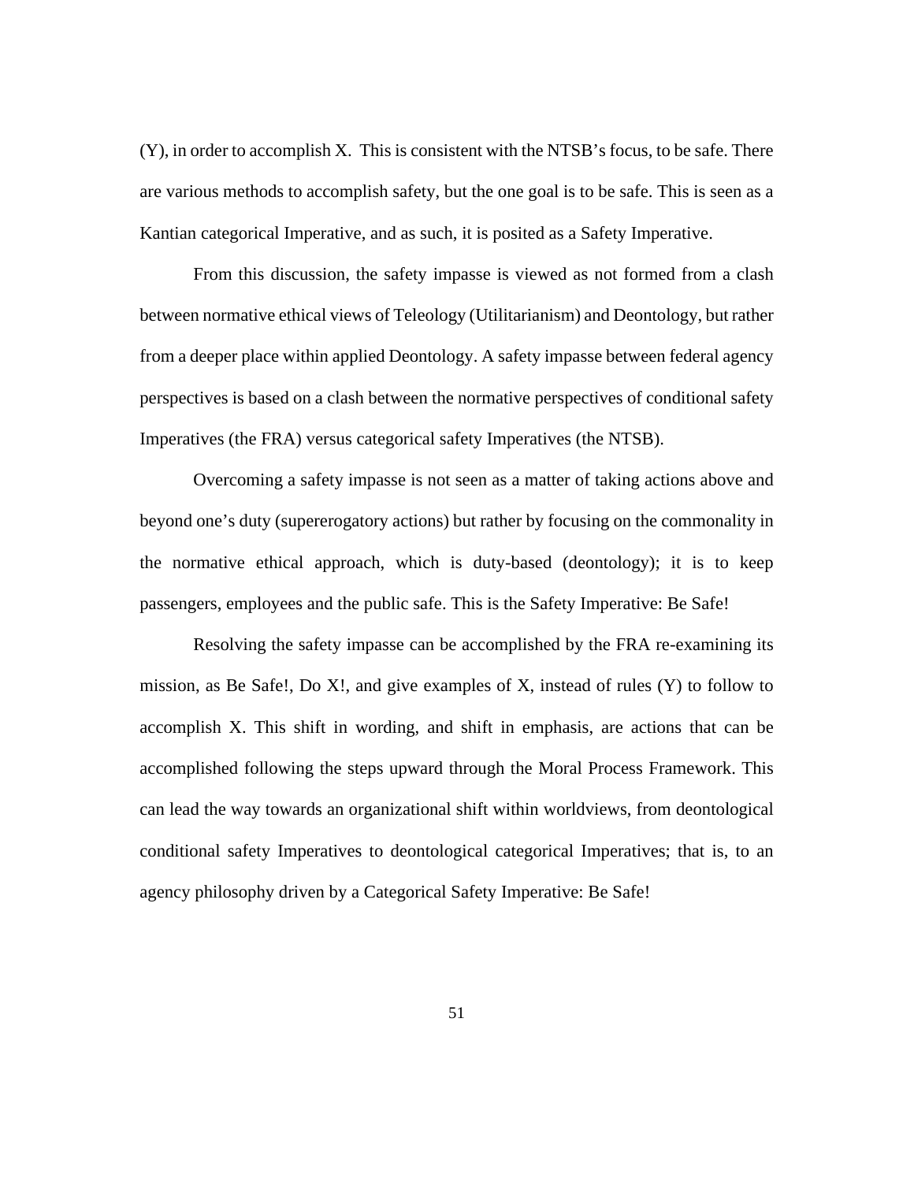(Y), in order to accomplish X. This is consistent with the NTSB's focus, to be safe. There are various methods to accomplish safety, but the one goal is to be safe. This is seen as a Kantian categorical Imperative, and as such, it is posited as a Safety Imperative.

From this discussion, the safety impasse is viewed as not formed from a clash between normative ethical views of Teleology (Utilitarianism) and Deontology, but rather from a deeper place within applied Deontology. A safety impasse between federal agency perspectives is based on a clash between the normative perspectives of conditional safety Imperatives (the FRA) versus categorical safety Imperatives (the NTSB).

Overcoming a safety impasse is not seen as a matter of taking actions above and beyond one's duty (supererogatory actions) but rather by focusing on the commonality in the normative ethical approach, which is duty-based (deontology); it is to keep passengers, employees and the public safe. This is the Safety Imperative: Be Safe!

Resolving the safety impasse can be accomplished by the FRA re-examining its mission, as Be Safe!, Do X!, and give examples of X, instead of rules (Y) to follow to accomplish X. This shift in wording, and shift in emphasis, are actions that can be accomplished following the steps upward through the Moral Process Framework. This can lead the way towards an organizational shift within worldviews, from deontological conditional safety Imperatives to deontological categorical Imperatives; that is, to an agency philosophy driven by a Categorical Safety Imperative: Be Safe!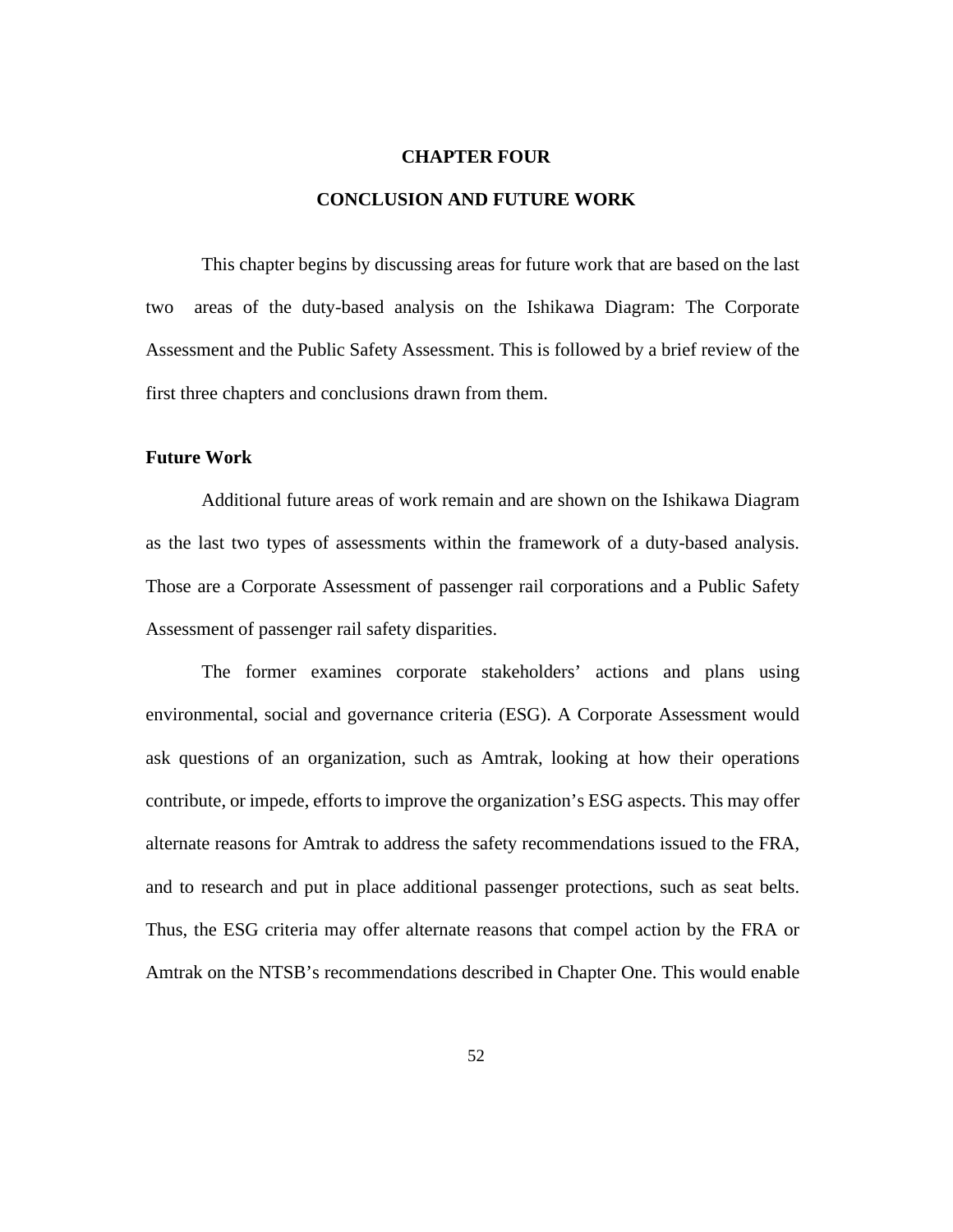# CHAPTER FOUR

## CONCLUSION AND FUTURE WORK

This chapter begins by discussing areas for future work that are based on the last two areas of the duty-based analysis on the Ishikawa Diagram: The Corporate Assessment and the Public Safety Assessment. This is followed by a brief review of the first three chapters and conclusions drawn from them.

### Future Work

Additional future areas of work remain and are shown on the Ishikawa Diagram as the last two types of assessments within the framework of a duty-based analysis. Those are a Corporate Assessment of passenger rail corporations and a Public Safety Assessment of passenger rail safety disparities.

The former examines corporate stakeholders' actions and plans using environmental, social and governance criteria (ESG). A Corporate Assessment would ask questions of an organization, such as Amtrak, looking at how their operations contribute, or impede, efforts to improve the organization's ESG aspects. This may offer alternate reasons for Amtrak to address the safety recommendations issued to the FRA, and to research and put in place additional passenger protections, such as seat belts. Thus, the ESG criteria may offer alternate reasons that compel action by the FRA or Amtrak on the NTSB's recommendations described in Chapter One. This would enable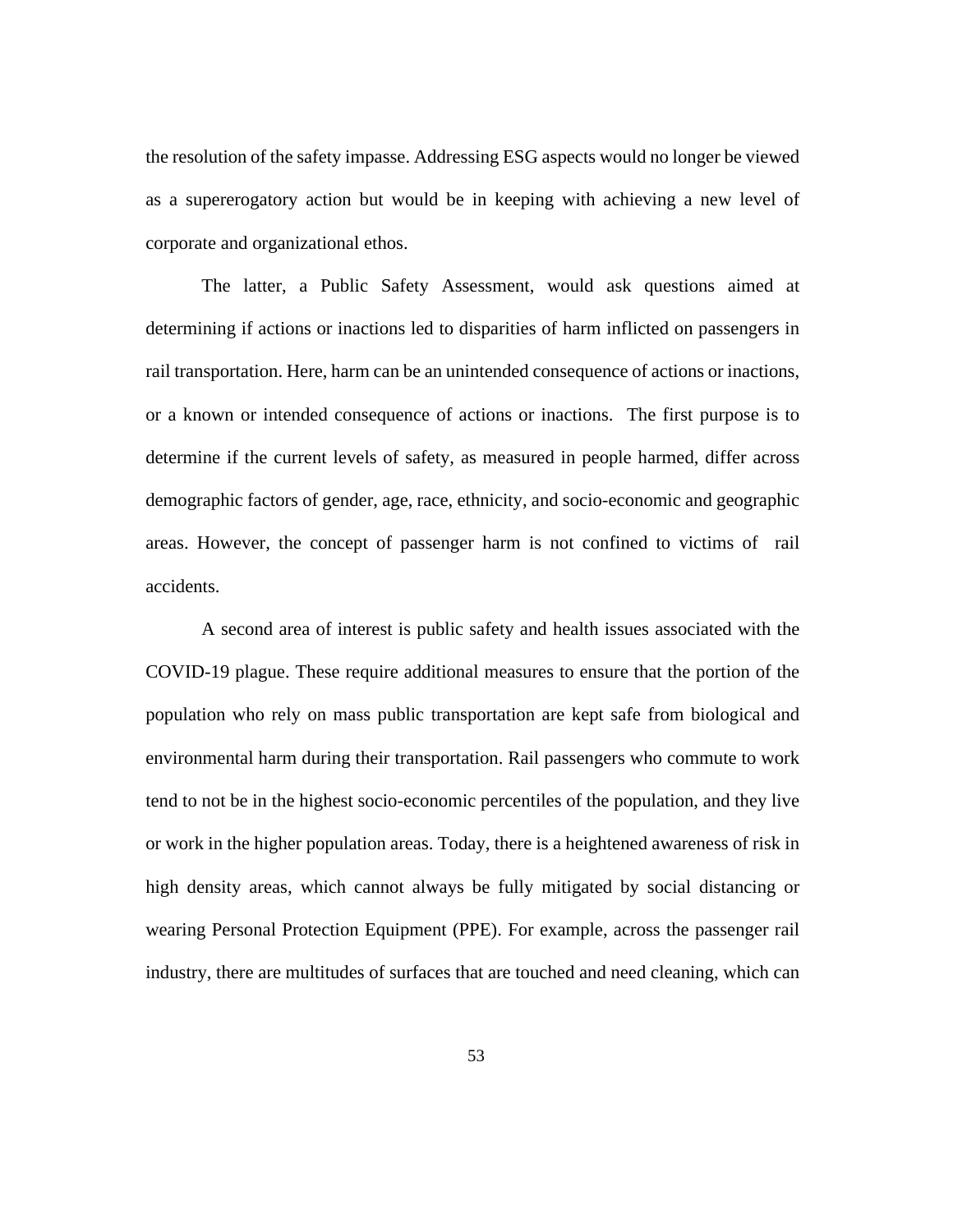the resolution of the safety impasse. Addressing ESG aspects would no longer be viewed as a supererogatory action but would be in keeping with achieving a new level of corporate and organizational ethos.

The latter, a Public Safety Assessment, would ask questions aimed at determining if actions or inactions led to disparities of harm inflicted on passengers in rail transportation. Here, harm can be an unintended consequence of actions or inactions, or a known or intended consequence of actions or inactions. The first purpose is to determine if the current levels of safety, as measured in people harmed, differ across demographic factors of gender, age, race, ethnicity, and socio-economic and geographic areas. However, the concept of passenger harm is not confined to victims of rail accidents.

A second area of interest is public safety and health issues associated with the COVID-19 plague. These require additional measures to ensure that the portion of the population who rely on mass public transportation are kept safe from biological and environmental harm during their transportation. Rail passengers who commute to work tend to not be in the highest socio-economic percentiles of the population, and they live or work in the higher population areas. Today, there is a heightened awareness of risk in high density areas, which cannot always be fully mitigated by social distancing or wearing Personal Protection Equipment (PPE). For example, across the passenger rail industry, there are multitudes of surfaces that are touched and need cleaning, which can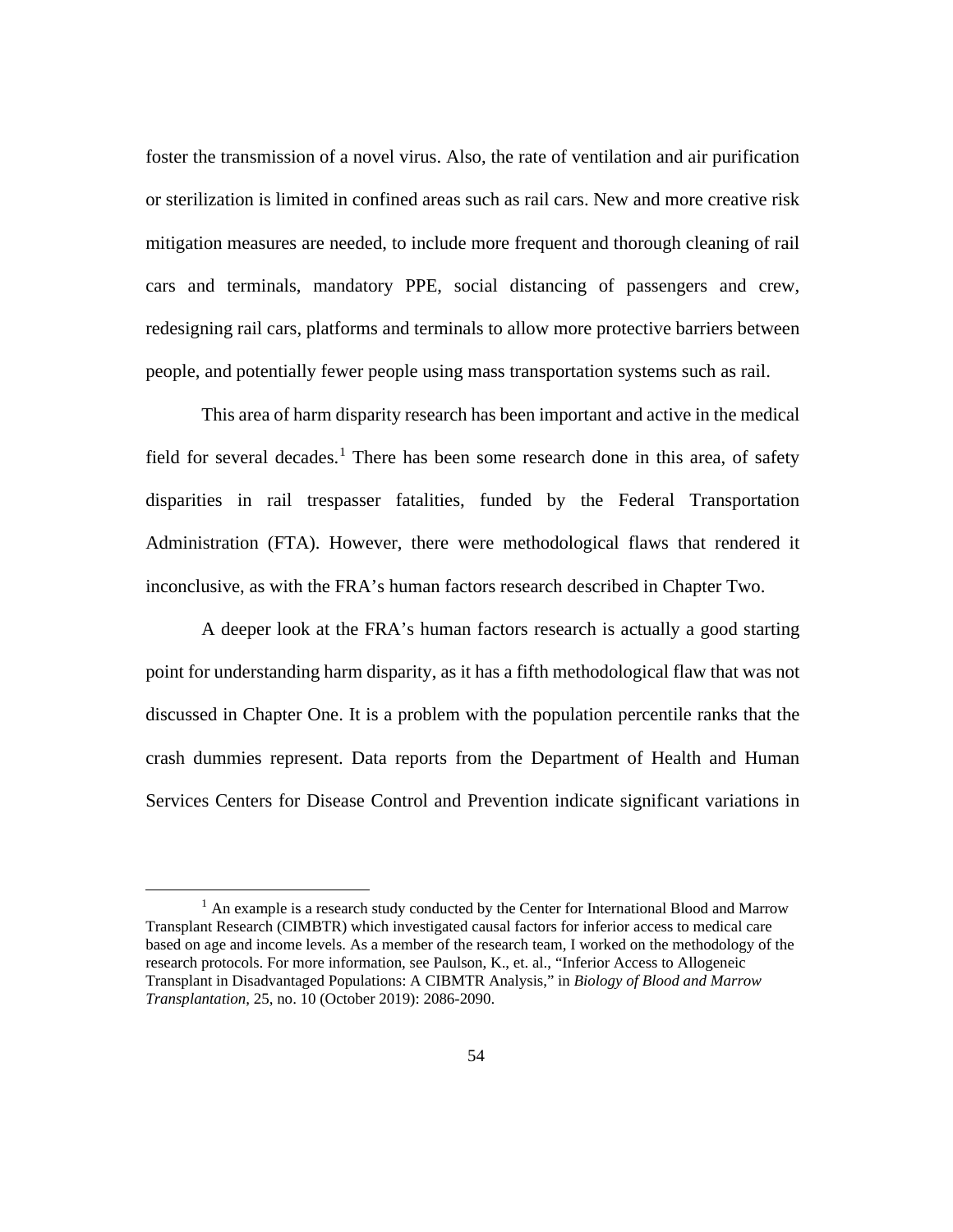foster the transmission of a novel virus. Also, the rate of ventilation and air purification or sterilization is limited in confined areas such as rail cars. New and more creative risk mitigation measures are needed, to include more frequent and thorough cleaning of rail cars and terminals, mandatory PPE, social distancing of passengers and crew, redesigning rail cars, platforms and terminals to allow more protective barriers between people, and potentially fewer people using mass transportation systems such as rail.

This area of harm disparity research has been important and active in the medical field for several decades.[1] There has been some research done in this area, of safety disparities in rail trespasser fatalities, funded by the Federal Transportation Administration (FTA). However, there were methodological flaws that rendered it inconclusive, as with the FRA's human factors research described in Chapter Two.

A deeper look at the FRA's human factors research is actually a good starting point for understanding harm disparity, as it has a fifth methodological flaw that was not discussed in Chapter One. It is a problem with the population percentile ranks that the crash dummies represent. Data reports from the Department of Health and Human Services Centers for Disease Control and Prevention indicate significant variations in

---

[1] An example is a research study conducted by the Center for International Blood and Marrow Transplant Research (CIMBTR) which investigated causal factors for inferior access to medical care based on age and income levels. As a member of the research team, I worked on the methodology of the research protocols. For more information, see Paulson, K., et. al., "Inferior Access to Allogeneic Transplant in Disadvantaged Populations: A CIBMTR Analysis," in *Biology of Blood and Marrow Transplantation*, 25, no. 10 (October 2019): 2086-2090.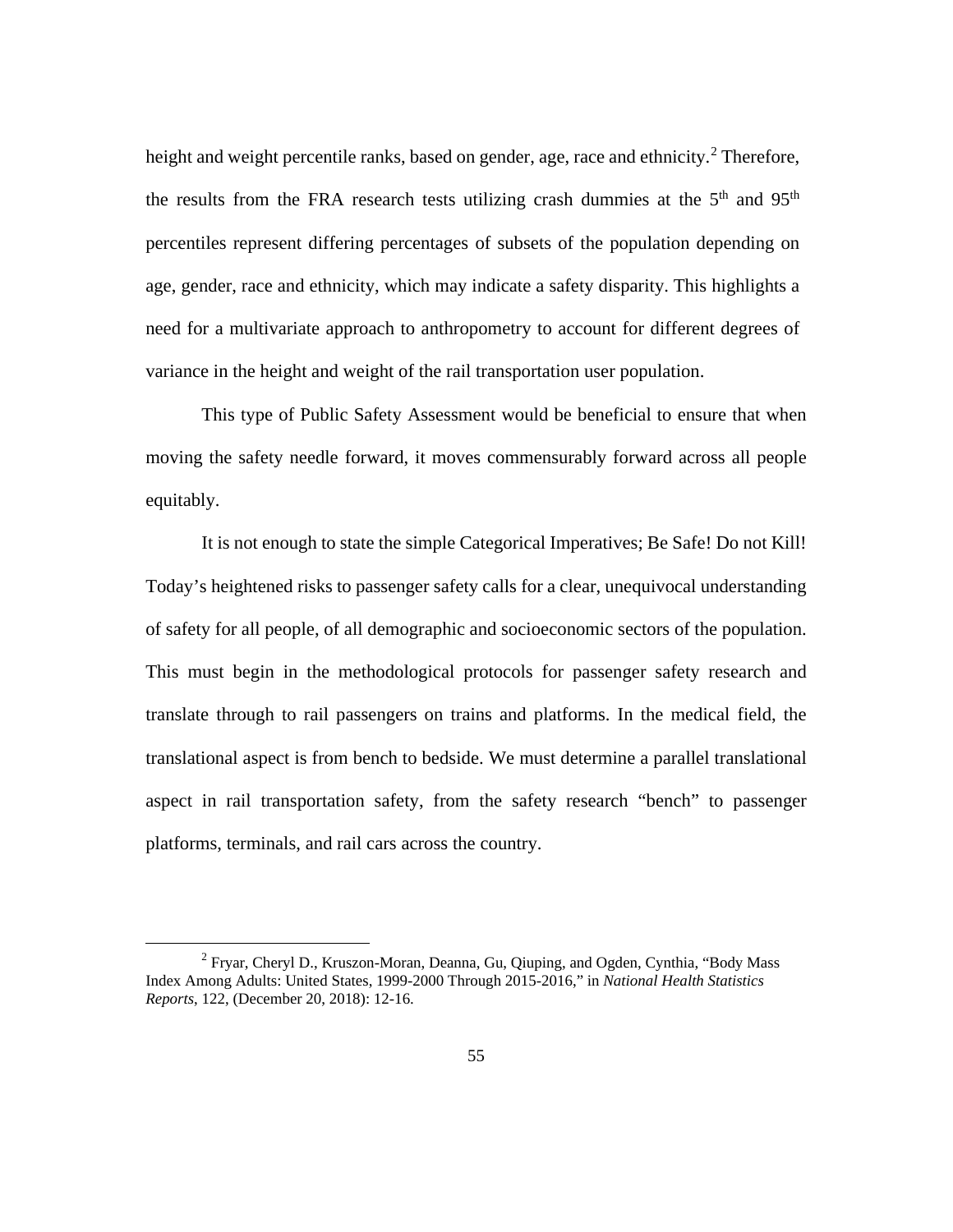height and weight percentile ranks, based on gender, age, race and ethnicity.[2] Therefore, the results from the FRA research tests utilizing crash dummies at the 5th and 95th percentiles represent differing percentages of subsets of the population depending on age, gender, race and ethnicity, which may indicate a safety disparity. This highlights a need for a multivariate approach to anthropometry to account for different degrees of variance in the height and weight of the rail transportation user population.

This type of Public Safety Assessment would be beneficial to ensure that when moving the safety needle forward, it moves commensurably forward across all people equitably.

It is not enough to state the simple Categorical Imperatives; Be Safe! Do not Kill! Today's heightened risks to passenger safety calls for a clear, unequivocal understanding of safety for all people, of all demographic and socioeconomic sectors of the population. This must begin in the methodological protocols for passenger safety research and translate through to rail passengers on trains and platforms. In the medical field, the translational aspect is from bench to bedside. We must determine a parallel translational aspect in rail transportation safety, from the safety research "bench" to passenger platforms, terminals, and rail cars across the country.

---

[2] Fryar, Cheryl D., Kruszon-Moran, Deanna, Gu, Qiuping, and Ogden, Cynthia, "Body Mass Index Among Adults: United States, 1999-2000 Through 2015-2016," in *National Health Statistics Reports*, 122, (December 20, 2018): 12-16.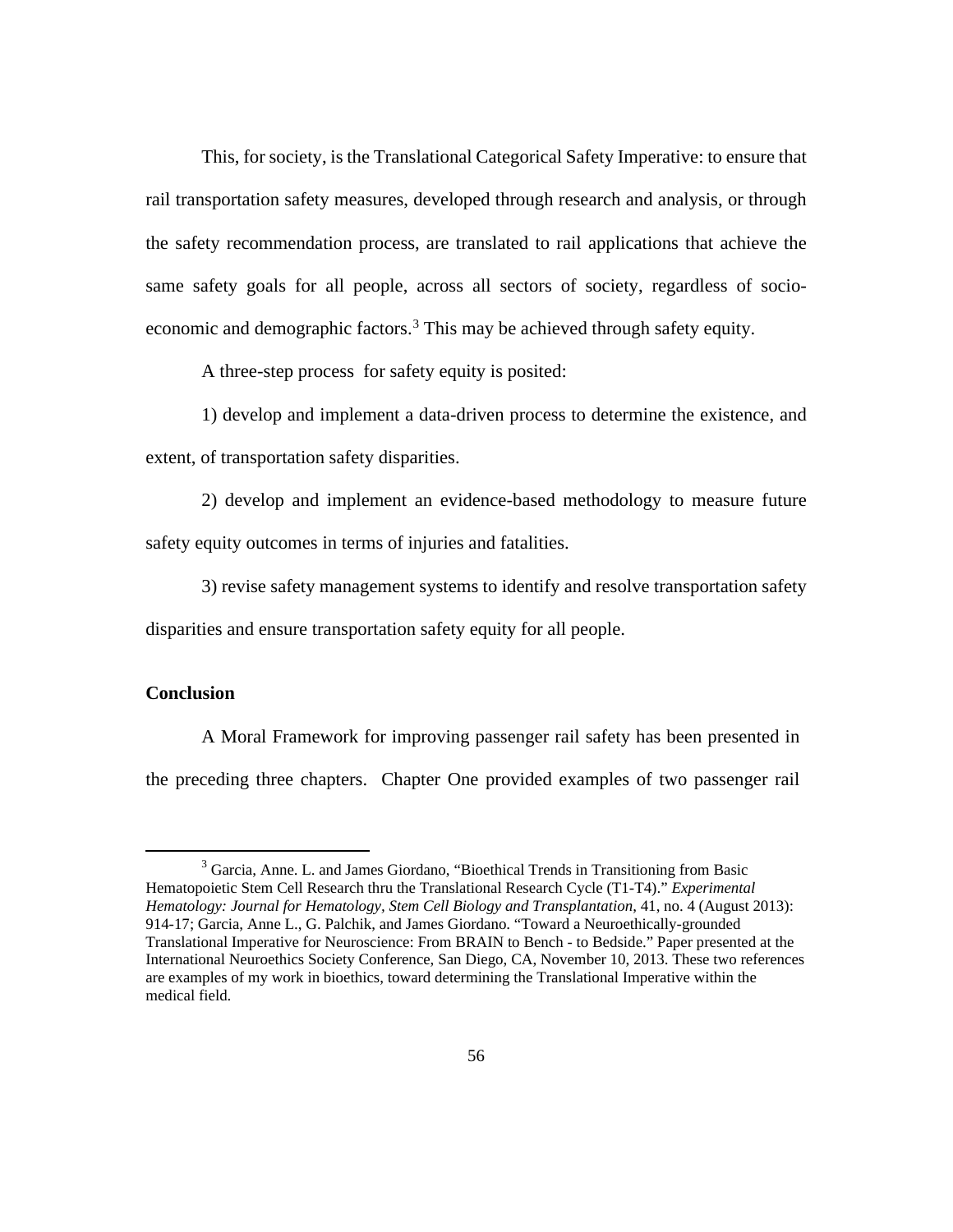This, for society, is the Translational Categorical Safety Imperative: to ensure that rail transportation safety measures, developed through research and analysis, or through the safety recommendation process, are translated to rail applications that achieve the same safety goals for all people, across all sectors of society, regardless of socio-economic and demographic factors.[3] This may be achieved through safety equity.

A three-step process for safety equity is posited:

1) develop and implement a data-driven process to determine the existence, and extent, of transportation safety disparities.

2) develop and implement an evidence-based methodology to measure future safety equity outcomes in terms of injuries and fatalities.

3) revise safety management systems to identify and resolve transportation safety disparities and ensure transportation safety equity for all people.

**Conclusion**

A Moral Framework for improving passenger rail safety has been presented in the preceding three chapters. Chapter One provided examples of two passenger rail

---

[3] Garcia, Anne. L. and James Giordano, "Bioethical Trends in Transitioning from Basic Hematopoietic Stem Cell Research thru the Translational Research Cycle (T1-T4)." *Experimental Hematology: Journal for Hematology, Stem Cell Biology and Transplantation*, 41, no. 4 (August 2013): 914-17; Garcia, Anne L., G. Palchik, and James Giordano. "Toward a Neuroethically-grounded Translational Imperative for Neuroscience: From BRAIN to Bench - to Bedside." Paper presented at the International Neuroethics Society Conference, San Diego, CA, November 10, 2013. These two references are examples of my work in bioethics, toward determining the Translational Imperative within the medical field.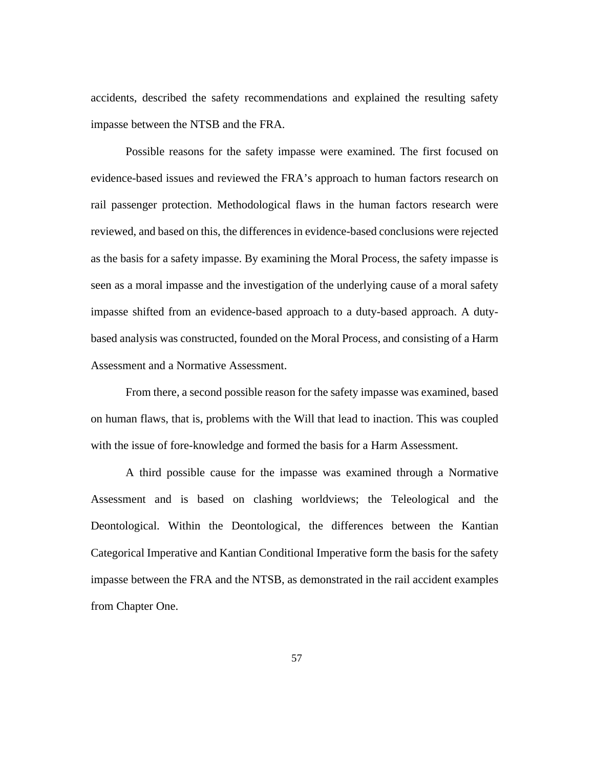accidents, described the safety recommendations and explained the resulting safety impasse between the NTSB and the FRA.

Possible reasons for the safety impasse were examined. The first focused on evidence-based issues and reviewed the FRA's approach to human factors research on rail passenger protection. Methodological flaws in the human factors research were reviewed, and based on this, the differences in evidence-based conclusions were rejected as the basis for a safety impasse. By examining the Moral Process, the safety impasse is seen as a moral impasse and the investigation of the underlying cause of a moral safety impasse shifted from an evidence-based approach to a duty-based approach. A duty-based analysis was constructed, founded on the Moral Process, and consisting of a Harm Assessment and a Normative Assessment.

From there, a second possible reason for the safety impasse was examined, based on human flaws, that is, problems with the Will that lead to inaction. This was coupled with the issue of fore-knowledge and formed the basis for a Harm Assessment.

A third possible cause for the impasse was examined through a Normative Assessment and is based on clashing worldviews; the Teleological and the Deontological. Within the Deontological, the differences between the Kantian Categorical Imperative and Kantian Conditional Imperative form the basis for the safety impasse between the FRA and the NTSB, as demonstrated in the rail accident examples from Chapter One.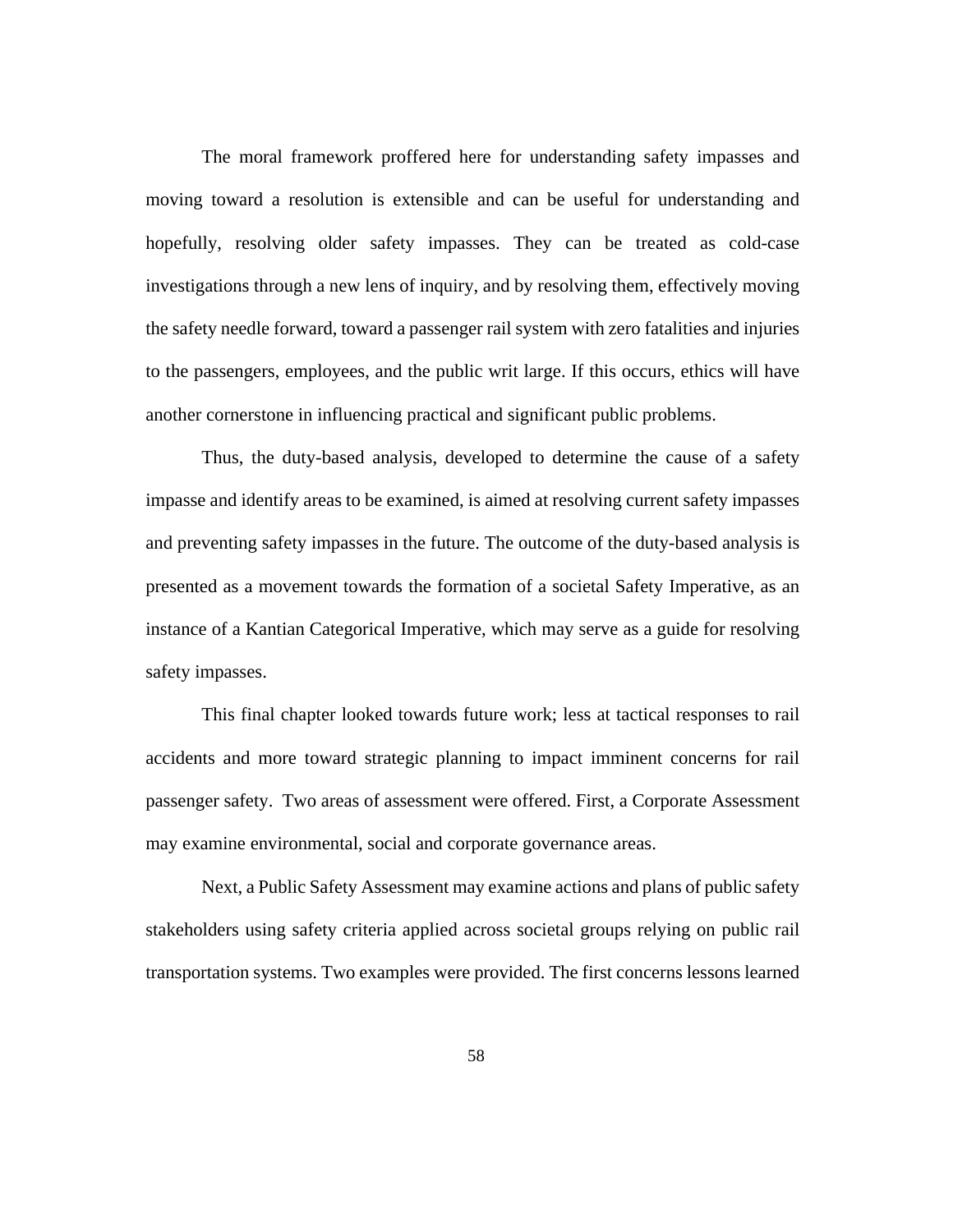The moral framework proffered here for understanding safety impasses and moving toward a resolution is extensible and can be useful for understanding and hopefully, resolving older safety impasses. They can be treated as cold-case investigations through a new lens of inquiry, and by resolving them, effectively moving the safety needle forward, toward a passenger rail system with zero fatalities and injuries to the passengers, employees, and the public writ large. If this occurs, ethics will have another cornerstone in influencing practical and significant public problems.

Thus, the duty-based analysis, developed to determine the cause of a safety impasse and identify areas to be examined, is aimed at resolving current safety impasses and preventing safety impasses in the future. The outcome of the duty-based analysis is presented as a movement towards the formation of a societal Safety Imperative, as an instance of a Kantian Categorical Imperative, which may serve as a guide for resolving safety impasses.

This final chapter looked towards future work; less at tactical responses to rail accidents and more toward strategic planning to impact imminent concerns for rail passenger safety. Two areas of assessment were offered. First, a Corporate Assessment may examine environmental, social and corporate governance areas.

Next, a Public Safety Assessment may examine actions and plans of public safety stakeholders using safety criteria applied across societal groups relying on public rail transportation systems. Two examples were provided. The first concerns lessons learned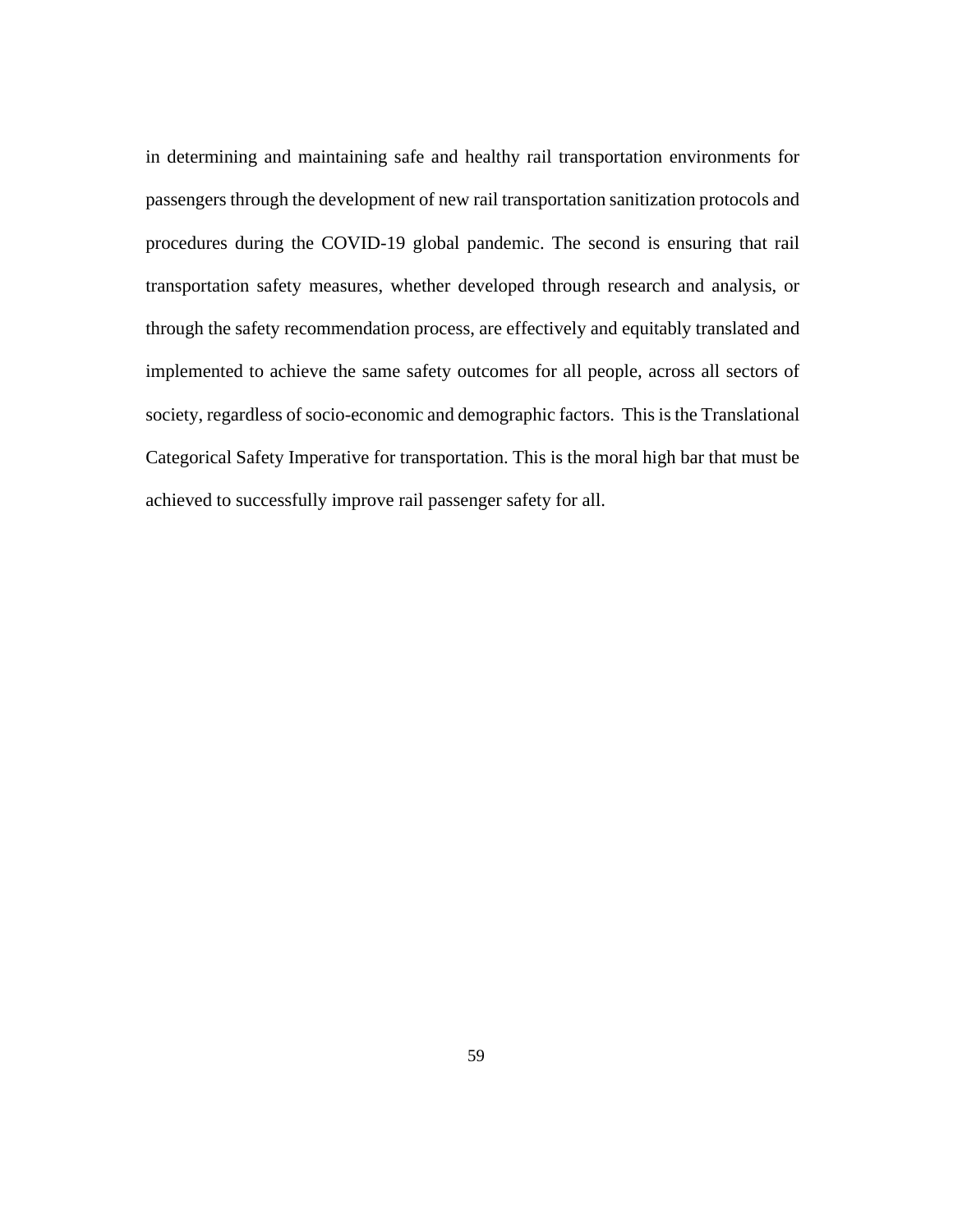in determining and maintaining safe and healthy rail transportation environments for passengers through the development of new rail transportation sanitization protocols and procedures during the COVID-19 global pandemic. The second is ensuring that rail transportation safety measures, whether developed through research and analysis, or through the safety recommendation process, are effectively and equitably translated and implemented to achieve the same safety outcomes for all people, across all sectors of society, regardless of socio-economic and demographic factors. This is the Translational Categorical Safety Imperative for transportation. This is the moral high bar that must be achieved to successfully improve rail passenger safety for all.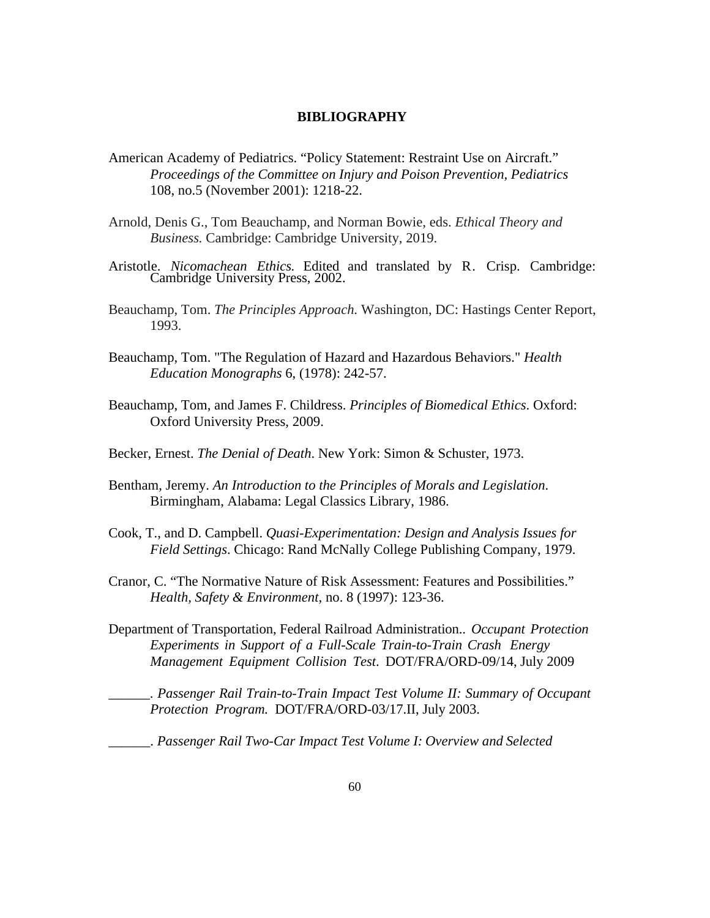# BIBLIOGRAPHY

American Academy of Pediatrics. "Policy Statement: Restraint Use on Aircraft." *Proceedings of the Committee on Injury and Poison Prevention, Pediatrics* 108, no.5 (November 2001): 1218-22.

Arnold, Denis G., Tom Beauchamp, and Norman Bowie, eds. *Ethical Theory and Business.* Cambridge: Cambridge University, 2019.

Aristotle. *Nicomachean Ethics.* Edited and translated by R. Crisp. Cambridge: Cambridge University Press, 2002.

Beauchamp, Tom. *The Principles Approach.* Washington, DC: Hastings Center Report, 1993.

Beauchamp, Tom. "The Regulation of Hazard and Hazardous Behaviors." *Health Education Monographs* 6, (1978): 242-57.

Beauchamp, Tom, and James F. Childress. *Principles of Biomedical Ethics*. Oxford: Oxford University Press, 2009.

Becker, Ernest. *The Denial of Death*. New York: Simon & Schuster, 1973.

Bentham, Jeremy. *An Introduction to the Principles of Morals and Legislation*. Birmingham, Alabama: Legal Classics Library, 1986.

Cook, T., and D. Campbell. *Quasi-Experimentation: Design and Analysis Issues for Field Settings*. Chicago: Rand McNally College Publishing Company, 1979.

Cranor, C. "The Normative Nature of Risk Assessment: Features and Possibilities." *Health, Safety & Environment*, no. 8 (1997): 123-36.

Department of Transportation, Federal Railroad Administration.. *Occupant Protection Experiments in Support of a Full-Scale Train-to-Train Crash Energy Management Equipment Collision Test.* DOT/FRA/ORD-09/14, July 2009

______. *Passenger Rail Train-to-Train Impact Test Volume II: Summary of Occupant Protection Program.* DOT/FRA/ORD-03/17.II, July 2003.

______. *Passenger Rail Two-Car Impact Test Volume I: Overview and Selected*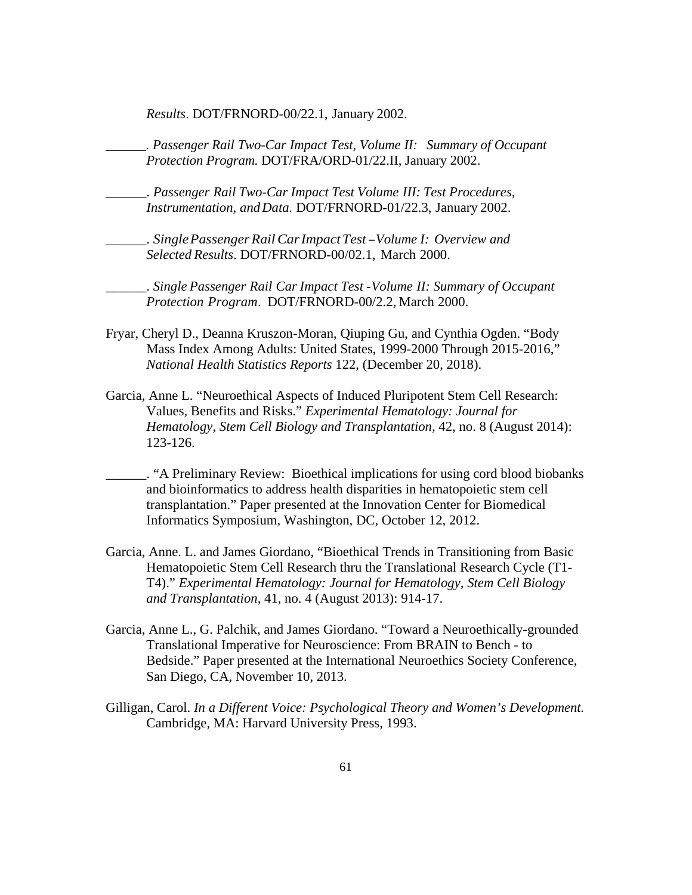*Results*. DOT/FRNORD-00/22.1, January 2002.

______. *Passenger Rail Two-Car Impact Test, Volume II: Summary of Occupant Protection Program.* DOT/FRA/ORD-01/22.II, January 2002.

______. *Passenger Rail Two-Car Impact Test Volume III: Test Procedures, Instrumentation, and Data.* DOT/FRNORD-01/22.3, January 2002.

______. *Single Passenger Rail Car Impact Test – Volume I: Overview and Selected Results*. DOT/FRNORD-00/02.1, March 2000.

______. *Single Passenger Rail Car Impact Test -Volume II: Summary of Occupant Protection Program*. DOT/FRNORD-00/2.2, March 2000.

Fryar, Cheryl D., Deanna Kruszon-Moran, Qiuping Gu, and Cynthia Ogden. "Body Mass Index Among Adults: United States, 1999-2000 Through 2015-2016," *National Health Statistics Reports* 122, (December 20, 2018).

Garcia, Anne L. "Neuroethical Aspects of Induced Pluripotent Stem Cell Research: Values, Benefits and Risks." *Experimental Hematology: Journal for Hematology, Stem Cell Biology and Transplantation,* 42, no. 8 (August 2014): 123-126.

______. "A Preliminary Review: Bioethical implications for using cord blood biobanks and bioinformatics to address health disparities in hematopoietic stem cell transplantation." Paper presented at the Innovation Center for Biomedical Informatics Symposium, Washington, DC, October 12, 2012.

Garcia, Anne. L. and James Giordano, "Bioethical Trends in Transitioning from Basic Hematopoietic Stem Cell Research thru the Translational Research Cycle (T1-T4)." *Experimental Hematology: Journal for Hematology, Stem Cell Biology and Transplantation*, 41, no. 4 (August 2013): 914-17.

Garcia, Anne L., G. Palchik, and James Giordano. "Toward a Neuroethically-grounded Translational Imperative for Neuroscience: From BRAIN to Bench - to Bedside." Paper presented at the International Neuroethics Society Conference, San Diego, CA, November 10, 2013.

Gilligan, Carol. *In a Different Voice: Psychological Theory and Women's Development.* Cambridge, MA: Harvard University Press, 1993.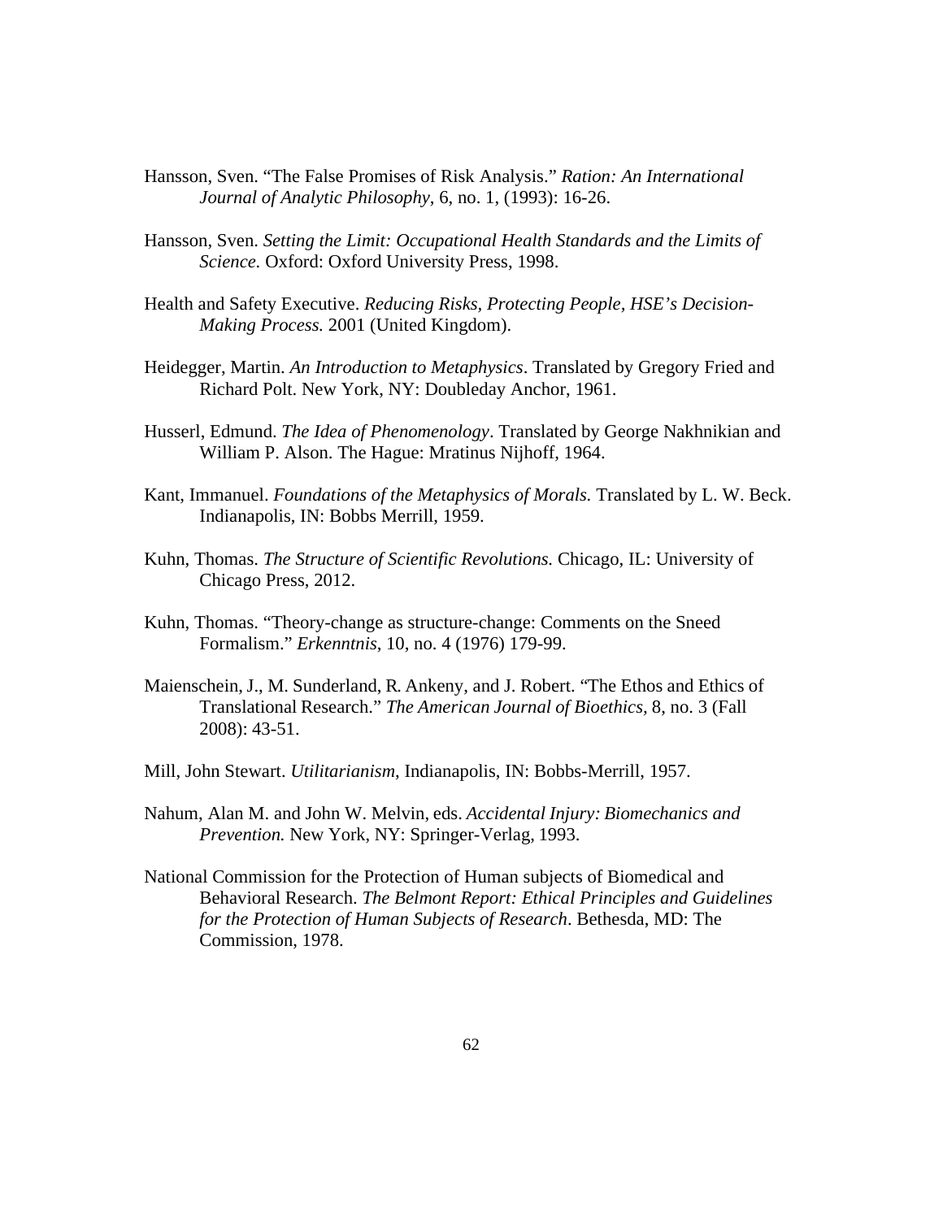Hansson, Sven. “The False Promises of Risk Analysis.” *Ration: An International Journal of Analytic Philosophy*, 6, no. 1, (1993): 16-26.

Hansson, Sven. *Setting the Limit: Occupational Health Standards and the Limits of Science.* Oxford: Oxford University Press, 1998.

Health and Safety Executive. *Reducing Risks, Protecting People, HSE’s Decision-Making Process.* 2001 (United Kingdom).

Heidegger, Martin. *An Introduction to Metaphysics*. Translated by Gregory Fried and Richard Polt. New York, NY: Doubleday Anchor, 1961.

Husserl, Edmund. *The Idea of Phenomenology*. Translated by George Nakhnikian and William P. Alson. The Hague: Mratinus Nijhoff, 1964.

Kant, Immanuel. *Foundations of the Metaphysics of Morals.* Translated by L. W. Beck. Indianapolis, IN: Bobbs Merrill, 1959.

Kuhn, Thomas. *The Structure of Scientific Revolutions.* Chicago, IL: University of Chicago Press, 2012.

Kuhn, Thomas. “Theory-change as structure-change: Comments on the Sneed Formalism.” *Erkenntnis*, 10, no. 4 (1976) 179-99.

Maienschein, J., M. Sunderland, R. Ankeny, and J. Robert. “The Ethos and Ethics of Translational Research.” *The American Journal of Bioethics,* 8, no. 3 (Fall 2008): 43-51.

Mill, John Stewart. *Utilitarianism*, Indianapolis, IN: Bobbs-Merrill, 1957.

Nahum, Alan M. and John W. Melvin, eds. *Accidental Injury: Biomechanics and Prevention.* New York, NY: Springer-Verlag, 1993.

National Commission for the Protection of Human subjects of Biomedical and Behavioral Research. *The Belmont Report: Ethical Principles and Guidelines for the Protection of Human Subjects of Research*. Bethesda, MD: The Commission, 1978.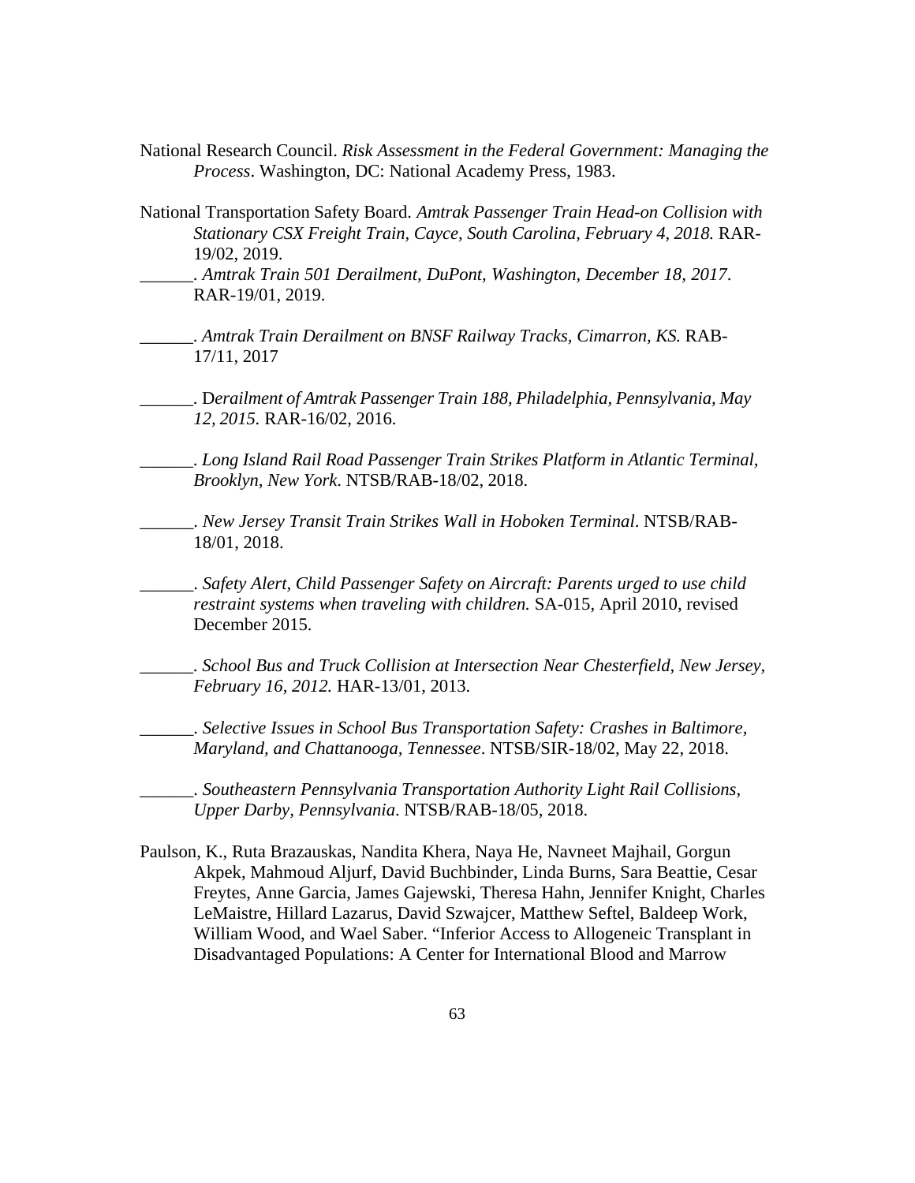National Research Council. *Risk Assessment in the Federal Government: Managing the Process*. Washington, DC: National Academy Press, 1983.

National Transportation Safety Board. *Amtrak Passenger Train Head-on Collision with Stationary CSX Freight Train, Cayce, South Carolina, February 4, 2018.* RAR-19/02, 2019.

______. *Amtrak Train 501 Derailment, DuPont, Washington, December 18, 2017*. RAR-19/01, 2019.

______. *Amtrak Train Derailment on BNSF Railway Tracks, Cimarron, KS.* RAB-17/11, 2017

______. D*erailment of Amtrak Passenger Train 188, Philadelphia, Pennsylvania, May 12, 2015.* RAR-16/02, 2016.

______. *Long Island Rail Road Passenger Train Strikes Platform in Atlantic Terminal, Brooklyn, New York*. NTSB/RAB-18/02, 2018.

______. *New Jersey Transit Train Strikes Wall in Hoboken Terminal*. NTSB/RAB-18/01, 2018.

______. *Safety Alert, Child Passenger Safety on Aircraft: Parents urged to use child restraint systems when traveling with children.* SA-015, April 2010, revised December 2015.

______. *School Bus and Truck Collision at Intersection Near Chesterfield, New Jersey, February 16, 2012.* HAR-13/01, 2013.

______. *Selective Issues in School Bus Transportation Safety: Crashes in Baltimore, Maryland, and Chattanooga, Tennessee*. NTSB/SIR-18/02, May 22, 2018.

______. *Southeastern Pennsylvania Transportation Authority Light Rail Collisions, Upper Darby, Pennsylvania*. NTSB/RAB-18/05, 2018.

Paulson, K., Ruta Brazauskas, Nandita Khera, Naya He, Navneet Majhail, Gorgun Akpek, Mahmoud Aljurf, David Buchbinder, Linda Burns, Sara Beattie, Cesar Freytes, Anne Garcia, James Gajewski, Theresa Hahn, Jennifer Knight, Charles LeMaistre, Hillard Lazarus, David Szwajcer, Matthew Seftel, Baldeep Work, William Wood, and Wael Saber. "Inferior Access to Allogeneic Transplant in Disadvantaged Populations: A Center for International Blood and Marrow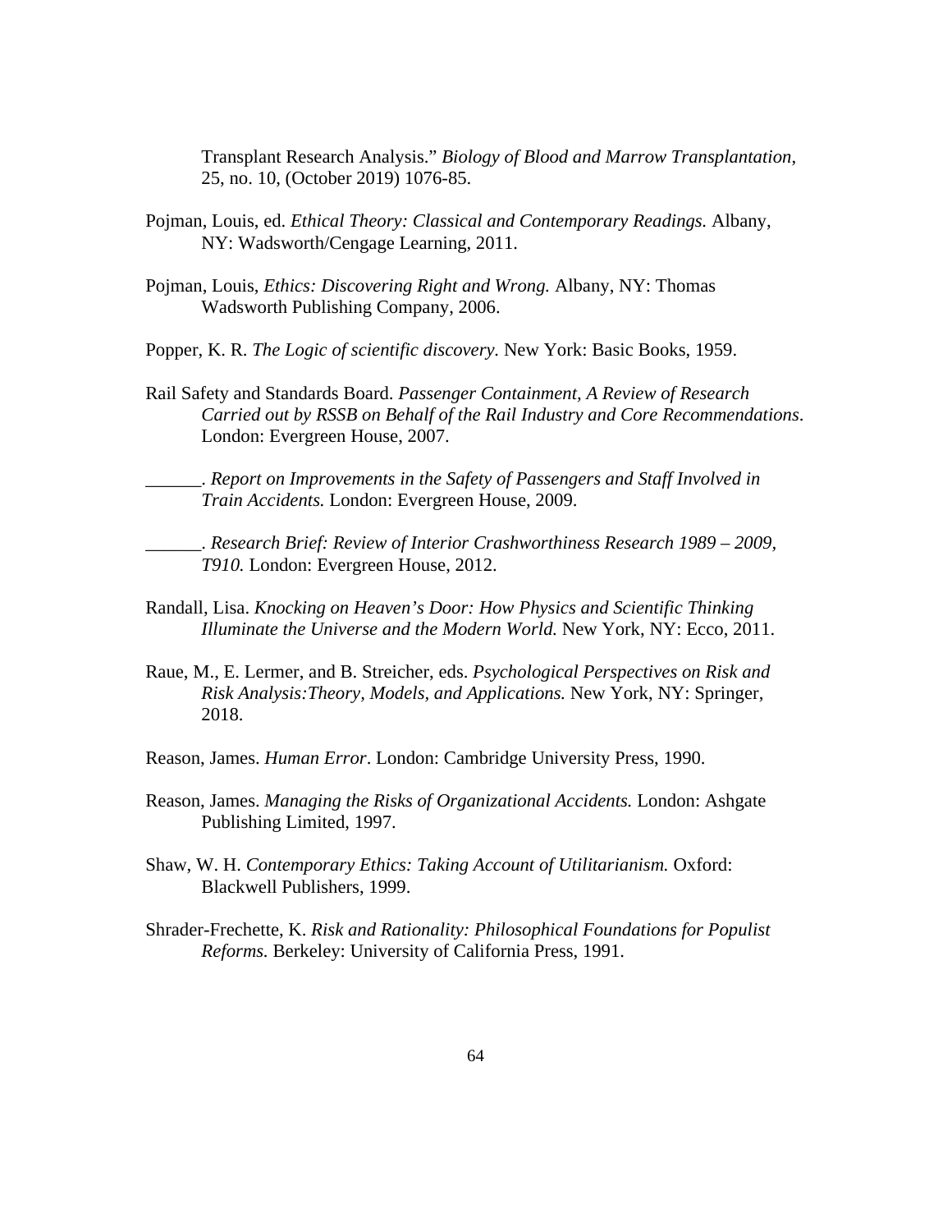Transplant Research Analysis." *Biology of Blood and Marrow Transplantation*, 25, no. 10, (October 2019) 1076-85.

Pojman, Louis, ed. *Ethical Theory: Classical and Contemporary Readings.* Albany, NY: Wadsworth/Cengage Learning, 2011.

Pojman, Louis, *Ethics: Discovering Right and Wrong.* Albany, NY: Thomas Wadsworth Publishing Company, 2006.

Popper, K. R. *The Logic of scientific discovery.* New York: Basic Books, 1959.

Rail Safety and Standards Board. *Passenger Containment, A Review of Research Carried out by RSSB on Behalf of the Rail Industry and Core Recommendations*. London: Evergreen House, 2007.

______. *Report on Improvements in the Safety of Passengers and Staff Involved in Train Accidents.* London: Evergreen House, 2009.

______. *Research Brief: Review of Interior Crashworthiness Research 1989 – 2009, T910.* London: Evergreen House, 2012.

Randall, Lisa. *Knocking on Heaven's Door: How Physics and Scientific Thinking Illuminate the Universe and the Modern World.* New York, NY: Ecco, 2011.

Raue, M., E. Lermer, and B. Streicher, eds. *Psychological Perspectives on Risk and Risk Analysis:Theory, Models, and Applications.* New York, NY: Springer, 2018.

Reason, James. *Human Error*. London: Cambridge University Press, 1990.

Reason, James. *Managing the Risks of Organizational Accidents.* London: Ashgate Publishing Limited, 1997.

Shaw, W. H. *Contemporary Ethics: Taking Account of Utilitarianism.* Oxford: Blackwell Publishers, 1999.

Shrader-Frechette, K. *Risk and Rationality: Philosophical Foundations for Populist Reforms.* Berkeley: University of California Press, 1991.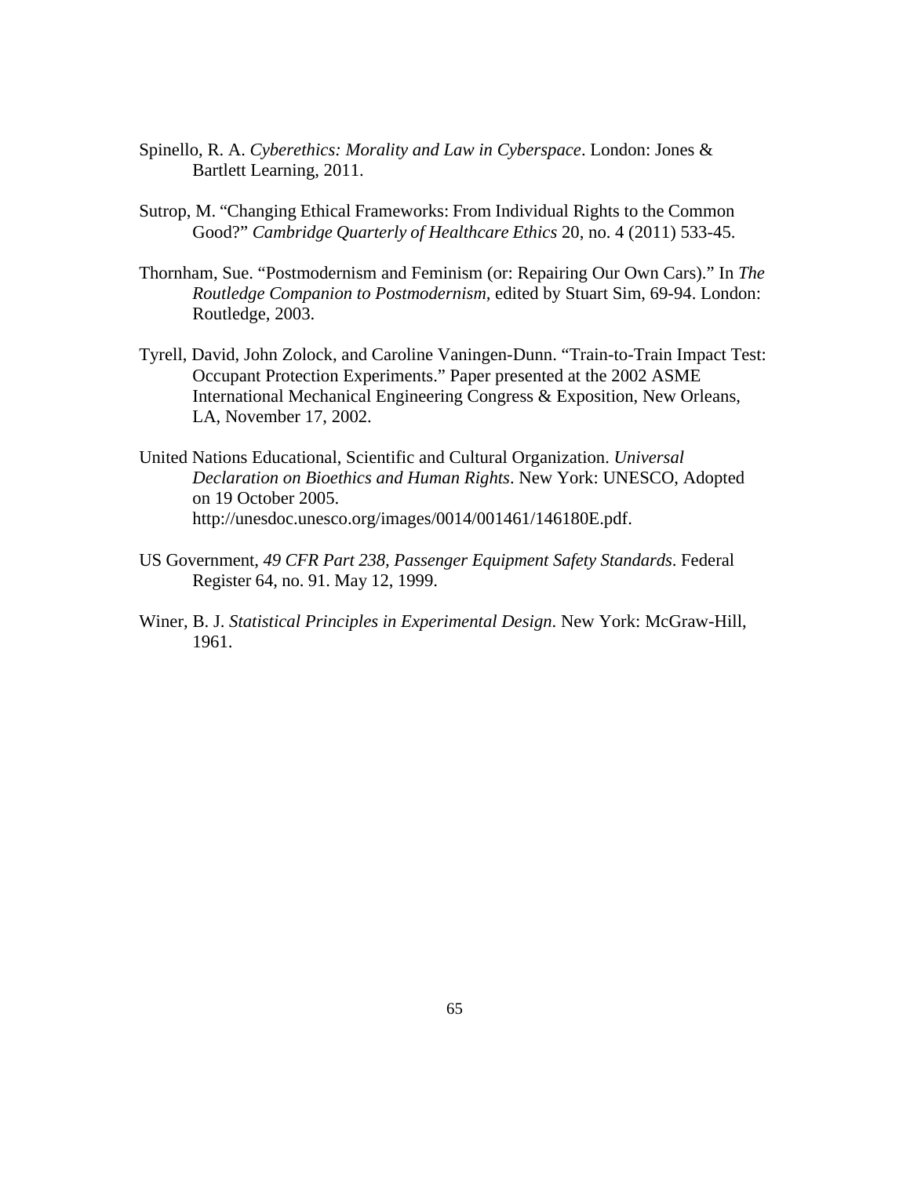Spinello, R. A. *Cyberethics: Morality and Law in Cyberspace*. London: Jones & Bartlett Learning, 2011.

Sutrop, M. "Changing Ethical Frameworks: From Individual Rights to the Common Good?" *Cambridge Quarterly of Healthcare Ethics* 20, no. 4 (2011) 533-45.

Thornham, Sue. "Postmodernism and Feminism (or: Repairing Our Own Cars)." In *The Routledge Companion to Postmodernism*, edited by Stuart Sim, 69-94. London: Routledge, 2003.

Tyrell, David, John Zolock, and Caroline Vaningen-Dunn. "Train-to-Train Impact Test: Occupant Protection Experiments." Paper presented at the 2002 ASME International Mechanical Engineering Congress & Exposition, New Orleans, LA, November 17, 2002.

United Nations Educational, Scientific and Cultural Organization. *Universal Declaration on Bioethics and Human Rights*. New York: UNESCO, Adopted on 19 October 2005. http://unesdoc.unesco.org/images/0014/001461/146180E.pdf.

US Government, *49 CFR Part 238, Passenger Equipment Safety Standards*. Federal Register 64, no. 91. May 12, 1999.

Winer, B. J. *Statistical Principles in Experimental Design*. New York: McGraw-Hill, 1961.